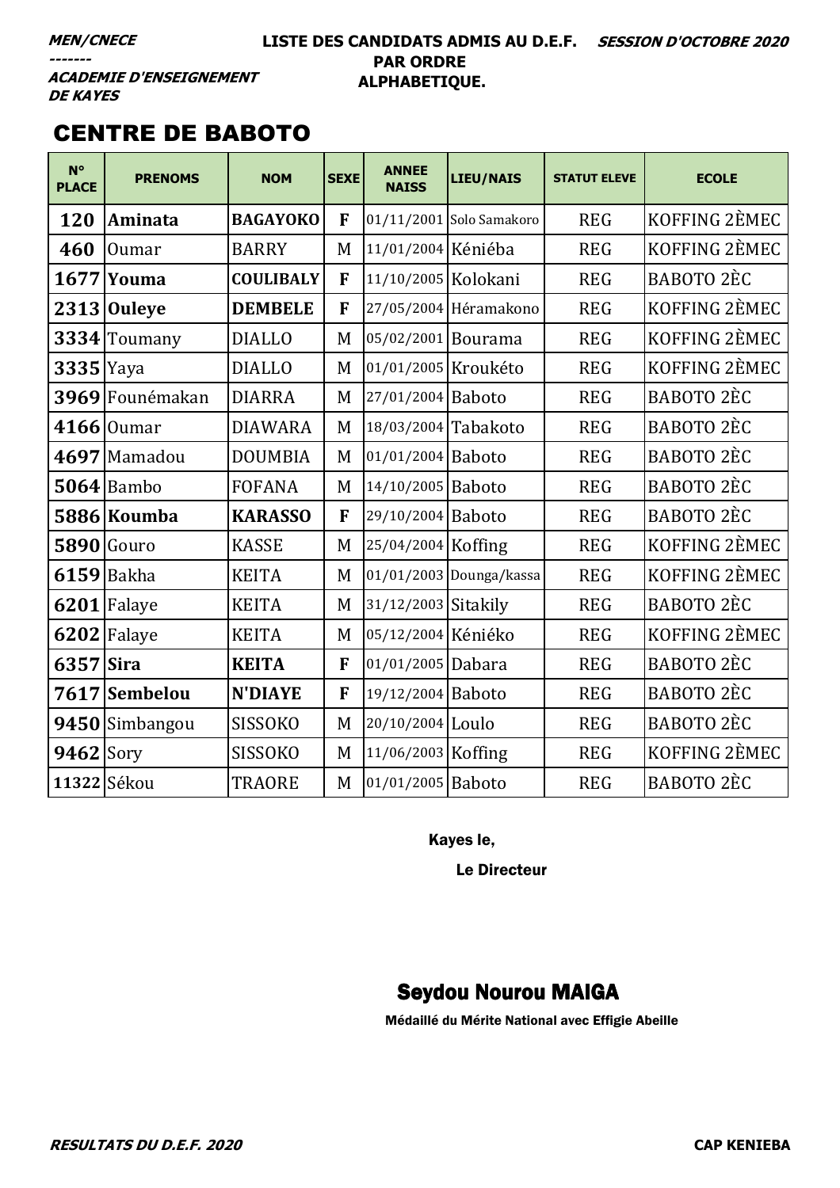***MEN/CNECE***
***-------***
***ACADEMIE D'ENSEIGNEMENT DE KAYES***

**LISTE DES CANDIDATS ADMIS AU D.E.F. PAR ORDRE ALPHABETIQUE.**

***SESSION D'OCTOBRE 2020***

## CENTRE DE BABOTO

| N° PLACE | PRENOMS | NOM | SEXE | ANNEE NAISS | LIEU/NAIS | STATUT ELEVE | ECOLE |
|---|---|---|---|---|---|---|---|
| 120 | **Aminata** | **BAGAYOKO** | **F** | 01/11/2001 | Solo Samakoro | REG | KOFFING 2ÈMEC |
| 460 | Oumar | BARRY | M | 11/01/2004 | Kéniéba | REG | KOFFING 2ÈMEC |
| 1677 | **Youma** | **COULIBALY** | **F** | 11/10/2005 | Kolokani | REG | BABOTO 2ÈC |
| 2313 | **Ouleye** | **DEMBELE** | **F** | 27/05/2004 | Héramakono | REG | KOFFING 2ÈMEC |
| 3334 | Toumany | DIALLO | M | 05/02/2001 | Bourama | REG | KOFFING 2ÈMEC |
| 3335 | Yaya | DIALLO | M | 01/01/2005 | Kroukéto | REG | KOFFING 2ÈMEC |
| 3969 | Founémakan | DIARRA | M | 27/01/2004 | Baboto | REG | BABOTO 2ÈC |
| 4166 | Oumar | DIAWARA | M | 18/03/2004 | Tabakoto | REG | BABOTO 2ÈC |
| 4697 | Mamadou | DOUMBIA | M | 01/01/2004 | Baboto | REG | BABOTO 2ÈC |
| 5064 | Bambo | FOFANA | M | 14/10/2005 | Baboto | REG | BABOTO 2ÈC |
| 5886 | **Koumba** | **KARASSO** | **F** | 29/10/2004 | Baboto | REG | BABOTO 2ÈC |
| 5890 | Gouro | KASSE | M | 25/04/2004 | Koffing | REG | KOFFING 2ÈMEC |
| 6159 | Bakha | KEITA | M | 01/01/2003 | Dounga/kassa | REG | KOFFING 2ÈMEC |
| 6201 | Falaye | KEITA | M | 31/12/2003 | Sitakily | REG | BABOTO 2ÈC |
| 6202 | Falaye | KEITA | M | 05/12/2004 | Kéniéko | REG | KOFFING 2ÈMEC |
| 6357 | **Sira** | **KEITA** | **F** | 01/01/2005 | Dabara | REG | BABOTO 2ÈC |
| 7617 | **Sembelou** | **N'DIAYE** | **F** | 19/12/2004 | Baboto | REG | BABOTO 2ÈC |
| 9450 | Simbangou | SISSOKO | M | 20/10/2004 | Loulo | REG | BABOTO 2ÈC |
| 9462 | Sory | SISSOKO | M | 11/06/2003 | Koffing | REG | KOFFING 2ÈMEC |
| 11322 | Sékou | TRAORE | M | 01/01/2005 | Baboto | REG | BABOTO 2ÈC |

Kayes le,

Le Directeur

**Seydou Nourou MAIGA**

**Médaillé du Mérite National avec Effigie Abeille**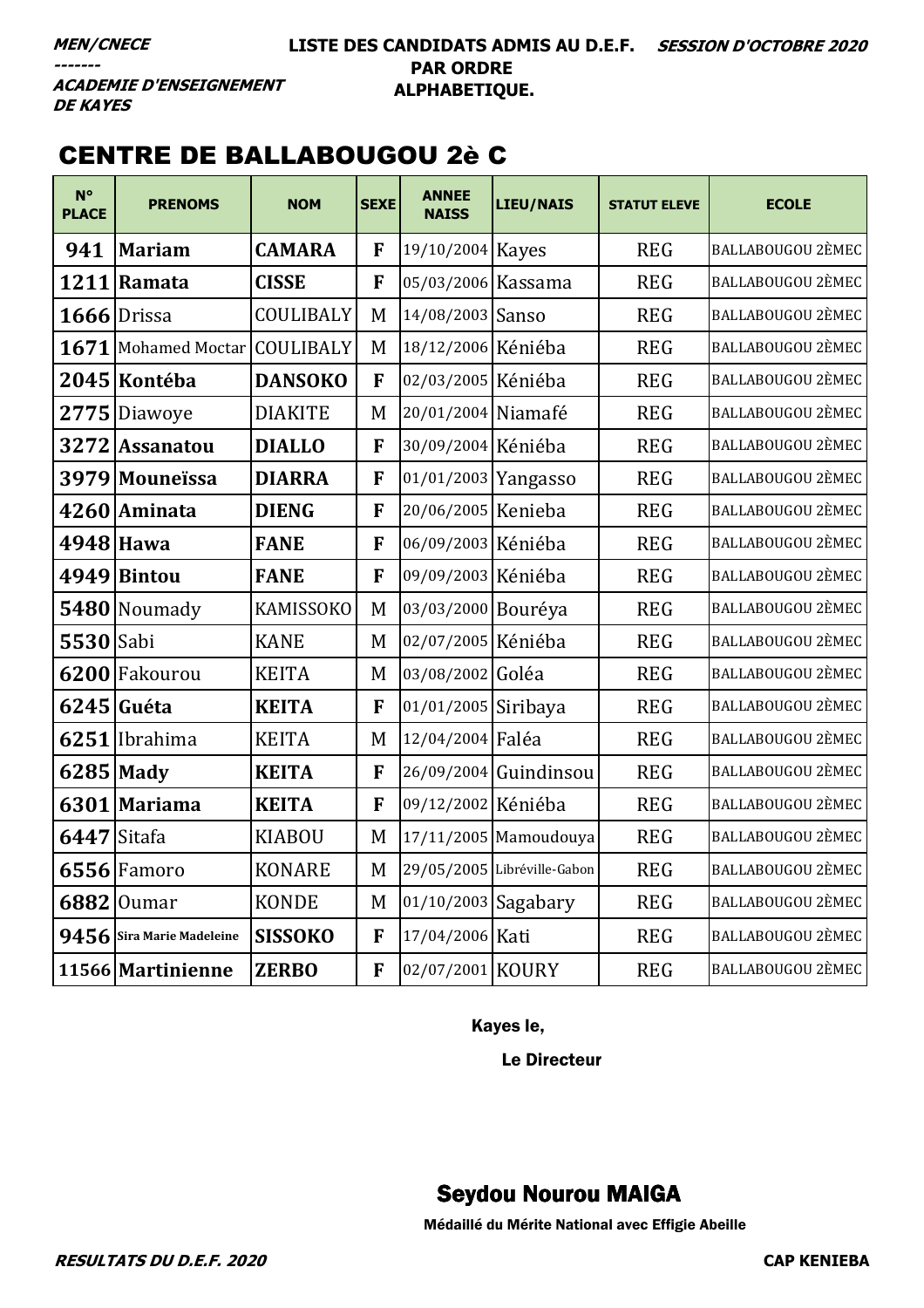***MEN/CNECE***
***-------***
***ACADEMIE D'ENSEIGNEMENT DE KAYES***

**LISTE DES CANDIDATS ADMIS AU D.E.F. PAR ORDRE ALPHABETIQUE.**

***SESSION D'OCTOBRE 2020***

## CENTRE DE BALLABOUGOU 2è C

| N° PLACE | PRENOMS | NOM | SEXE | ANNEE NAISS | LIEU/NAIS | STATUT ELEVE | ECOLE |
|---|---|---|---|---|---|---|---|
| **941** | **Mariam** | **CAMARA** | **F** | 19/10/2004 | Kayes | REG | BALLABOUGOU 2ÈMEC |
| **1211** | **Ramata** | **CISSE** | **F** | 05/03/2006 | Kassama | REG | BALLABOUGOU 2ÈMEC |
| **1666** | Drissa | COULIBALY | M | 14/08/2003 | Sanso | REG | BALLABOUGOU 2ÈMEC |
| **1671** | Mohamed Moctar | COULIBALY | M | 18/12/2006 | Kéniéba | REG | BALLABOUGOU 2ÈMEC |
| **2045** | **Kontéba** | **DANSOKO** | **F** | 02/03/2005 | Kéniéba | REG | BALLABOUGOU 2ÈMEC |
| **2775** | Diawoye | DIAKITE | M | 20/01/2004 | Niamafé | REG | BALLABOUGOU 2ÈMEC |
| **3272** | **Assanatou** | **DIALLO** | **F** | 30/09/2004 | Kéniéba | REG | BALLABOUGOU 2ÈMEC |
| **3979** | **Mouneïssa** | **DIARRA** | **F** | 01/01/2003 | Yangasso | REG | BALLABOUGOU 2ÈMEC |
| **4260** | **Aminata** | **DIENG** | **F** | 20/06/2005 | Kenieba | REG | BALLABOUGOU 2ÈMEC |
| **4948** | **Hawa** | **FANE** | **F** | 06/09/2003 | Kéniéba | REG | BALLABOUGOU 2ÈMEC |
| **4949** | **Bintou** | **FANE** | **F** | 09/09/2003 | Kéniéba | REG | BALLABOUGOU 2ÈMEC |
| **5480** | Noumady | KAMISSOKO | M | 03/03/2000 | Bouréya | REG | BALLABOUGOU 2ÈMEC |
| **5530** | Sabi | KANE | M | 02/07/2005 | Kéniéba | REG | BALLABOUGOU 2ÈMEC |
| **6200** | Fakourou | KEITA | M | 03/08/2002 | Goléa | REG | BALLABOUGOU 2ÈMEC |
| **6245** | **Guéta** | **KEITA** | **F** | 01/01/2005 | Siribaya | REG | BALLABOUGOU 2ÈMEC |
| **6251** | Ibrahima | KEITA | M | 12/04/2004 | Faléa | REG | BALLABOUGOU 2ÈMEC |
| **6285** | **Mady** | **KEITA** | **F** | 26/09/2004 | Guindinsou | REG | BALLABOUGOU 2ÈMEC |
| **6301** | **Mariama** | **KEITA** | **F** | 09/12/2002 | Kéniéba | REG | BALLABOUGOU 2ÈMEC |
| **6447** | Sitafa | KIABOU | M | 17/11/2005 | Mamoudouya | REG | BALLABOUGOU 2ÈMEC |
| **6556** | Famoro | KONARE | M | 29/05/2005 | Libréville-Gabon | REG | BALLABOUGOU 2ÈMEC |
| **6882** | Oumar | KONDE | M | 01/10/2003 | Sagabary | REG | BALLABOUGOU 2ÈMEC |
| **9456** | **Sira Marie Madeleine** | **SISSOKO** | **F** | 17/04/2006 | Kati | REG | BALLABOUGOU 2ÈMEC |
| **11566** | **Martinienne** | **ZERBO** | **F** | 02/07/2001 | KOURY | REG | BALLABOUGOU 2ÈMEC |

Kayes le,

Le Directeur

**Seydou Nourou MAIGA**

Médaillé du Mérite National avec Effigie Abeille

***RESULTATS DU D.E.F. 2020*** **CAP KENIEBA**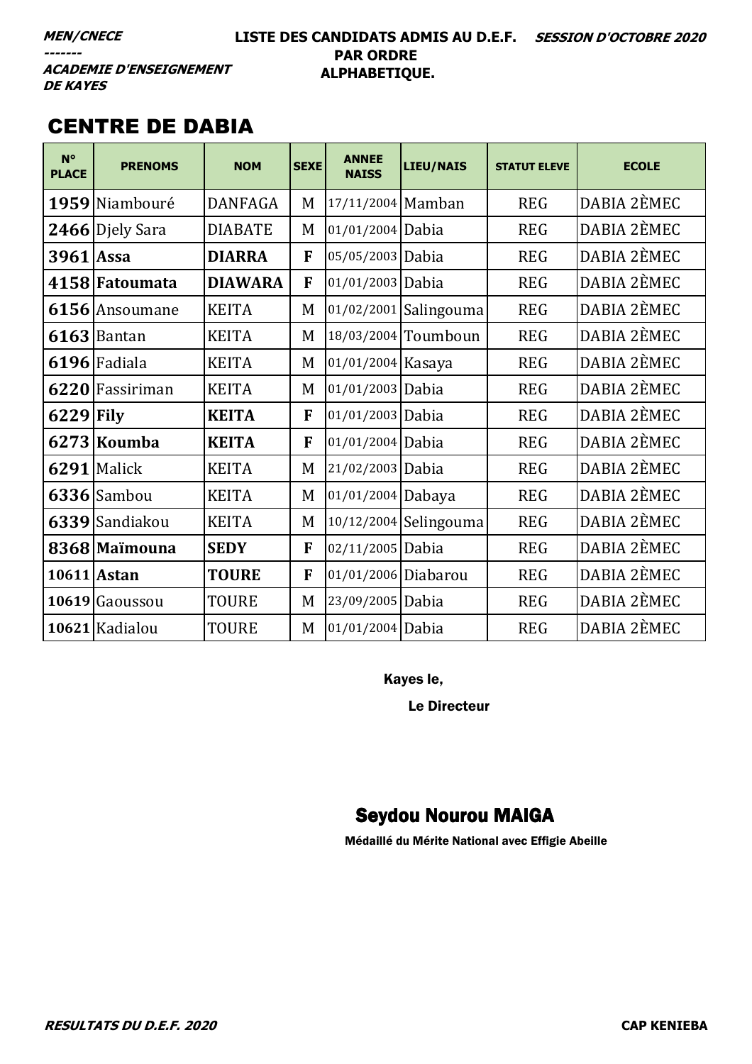*MEN/CNECE*
*-------*
*ACADEMIE D'ENSEIGNEMENT DE KAYES*

**LISTE DES CANDIDATS ADMIS AU D.E.F. PAR ORDRE ALPHABETIQUE.**

***SESSION D'OCTOBRE 2020***

## CENTRE DE DABIA

| N° PLACE | PRENOMS | NOM | SEXE | ANNEE NAISS | LIEU/NAIS | STATUT ELEVE | ECOLE |
|---|---|---|---|---|---|---|---|
| **1959** | Niambouré | DANFAGA | M | 17/11/2004 | Mamban | REG | DABIA 2ÈMEC |
| **2466** | Djely Sara | DIABATE | M | 01/01/2004 | Dabia | REG | DABIA 2ÈMEC |
| **3961** | **Assa** | **DIARRA** | **F** | 05/05/2003 | Dabia | REG | DABIA 2ÈMEC |
| **4158** | **Fatoumata** | **DIAWARA** | **F** | 01/01/2003 | Dabia | REG | DABIA 2ÈMEC |
| **6156** | Ansoumane | KEITA | M | 01/02/2001 | Salingouma | REG | DABIA 2ÈMEC |
| **6163** | Bantan | KEITA | M | 18/03/2004 | Toumboun | REG | DABIA 2ÈMEC |
| **6196** | Fadiala | KEITA | M | 01/01/2004 | Kasaya | REG | DABIA 2ÈMEC |
| **6220** | Fassiriman | KEITA | M | 01/01/2003 | Dabia | REG | DABIA 2ÈMEC |
| **6229** | **Fily** | **KEITA** | **F** | 01/01/2003 | Dabia | REG | DABIA 2ÈMEC |
| **6273** | **Koumba** | **KEITA** | **F** | 01/01/2004 | Dabia | REG | DABIA 2ÈMEC |
| **6291** | Malick | KEITA | M | 21/02/2003 | Dabia | REG | DABIA 2ÈMEC |
| **6336** | Sambou | KEITA | M | 01/01/2004 | Dabaya | REG | DABIA 2ÈMEC |
| **6339** | Sandiakou | KEITA | M | 10/12/2004 | Selingouma | REG | DABIA 2ÈMEC |
| **8368** | **Maïmouna** | **SEDY** | **F** | 02/11/2005 | Dabia | REG | DABIA 2ÈMEC |
| **10611** | **Astan** | **TOURE** | **F** | 01/01/2006 | Diabarou | REG | DABIA 2ÈMEC |
| **10619** | Gaoussou | TOURE | M | 23/09/2005 | Dabia | REG | DABIA 2ÈMEC |
| **10621** | Kadialou | TOURE | M | 01/01/2004 | Dabia | REG | DABIA 2ÈMEC |

Kayes le,

Le Directeur

**Seydou Nourou MAIGA**

**Médaillé du Mérite National avec Effigie Abeille**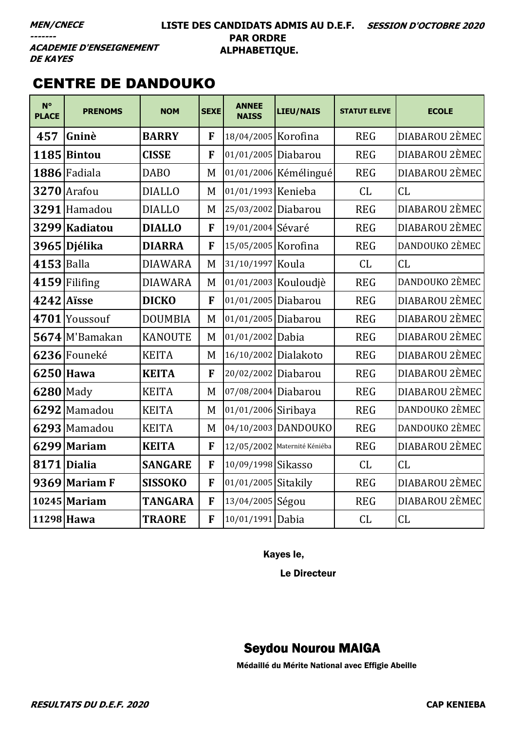***MEN/CNECE***
***-------***
***ACADEMIE D'ENSEIGNEMENT DE KAYES***

**LISTE DES CANDIDATS ADMIS AU D.E.F. PAR ORDRE ALPHABETIQUE.**

***SESSION D'OCTOBRE 2020***

## CENTRE DE DANDOUKO

| N° PLACE | PRENOMS | NOM | SEXE | ANNEE NAISS | LIEU/NAIS | STATUT ELEVE | ECOLE |
|---|---|---|---|---|---|---|---|
| **457** | **Gninè** | **BARRY** | **F** | 18/04/2005 | Korofina | REG | DIABAROU 2ÈMEC |
| **1185** | **Bintou** | **CISSE** | **F** | 01/01/2005 | Diabarou | REG | DIABAROU 2ÈMEC |
| **1886** | Fadiala | DABO | M | 01/01/2006 | Kémélingué | REG | DIABAROU 2ÈMEC |
| **3270** | Arafou | DIALLO | M | 01/01/1993 | Kenieba | CL | CL |
| **3291** | Hamadou | DIALLO | M | 25/03/2002 | Diabarou | REG | DIABAROU 2ÈMEC |
| **3299** | **Kadiatou** | **DIALLO** | **F** | 19/01/2004 | Sévaré | REG | DIABAROU 2ÈMEC |
| **3965** | **Djélika** | **DIARRA** | **F** | 15/05/2005 | Korofina | REG | DANDOUKO 2ÈMEC |
| **4153** | Balla | DIAWARA | M | 31/10/1997 | Koula | CL | CL |
| **4159** | Filifing | DIAWARA | M | 01/01/2003 | Kouloudjè | REG | DANDOUKO 2ÈMEC |
| **4242** | **Aïsse** | **DICKO** | **F** | 01/01/2005 | Diabarou | REG | DIABAROU 2ÈMEC |
| **4701** | Youssouf | DOUMBIA | M | 01/01/2005 | Diabarou | REG | DIABAROU 2ÈMEC |
| **5674** | M'Bamakan | KANOUTE | M | 01/01/2002 | Dabia | REG | DIABAROU 2ÈMEC |
| **6236** | Founeké | KEITA | M | 16/10/2002 | Dialakoto | REG | DIABAROU 2ÈMEC |
| **6250** | **Hawa** | **KEITA** | **F** | 20/02/2002 | Diabarou | REG | DIABAROU 2ÈMEC |
| **6280** | Mady | KEITA | M | 07/08/2004 | Diabarou | REG | DIABAROU 2ÈMEC |
| **6292** | Mamadou | KEITA | M | 01/01/2006 | Siribaya | REG | DANDOUKO 2ÈMEC |
| **6293** | Mamadou | KEITA | M | 04/10/2003 | DANDOUKO | REG | DANDOUKO 2ÈMEC |
| **6299** | **Mariam** | **KEITA** | **F** | 12/05/2002 | Maternité Kéniéba | REG | DIABAROU 2ÈMEC |
| **8171** | **Dialia** | **SANGARE** | **F** | 10/09/1998 | Sikasso | CL | CL |
| **9369** | **Mariam F** | **SISSOKO** | **F** | 01/01/2005 | Sitakily | REG | DIABAROU 2ÈMEC |
| **10245** | **Mariam** | **TANGARA** | **F** | 13/04/2005 | Ségou | REG | DIABAROU 2ÈMEC |
| **11298** | **Hawa** | **TRAORE** | **F** | 10/01/1991 | Dabia | CL | CL |

Kayes le,

Le Directeur

**Seydou Nourou MAIGA**

**Médaillé du Mérite National avec Effigie Abeille**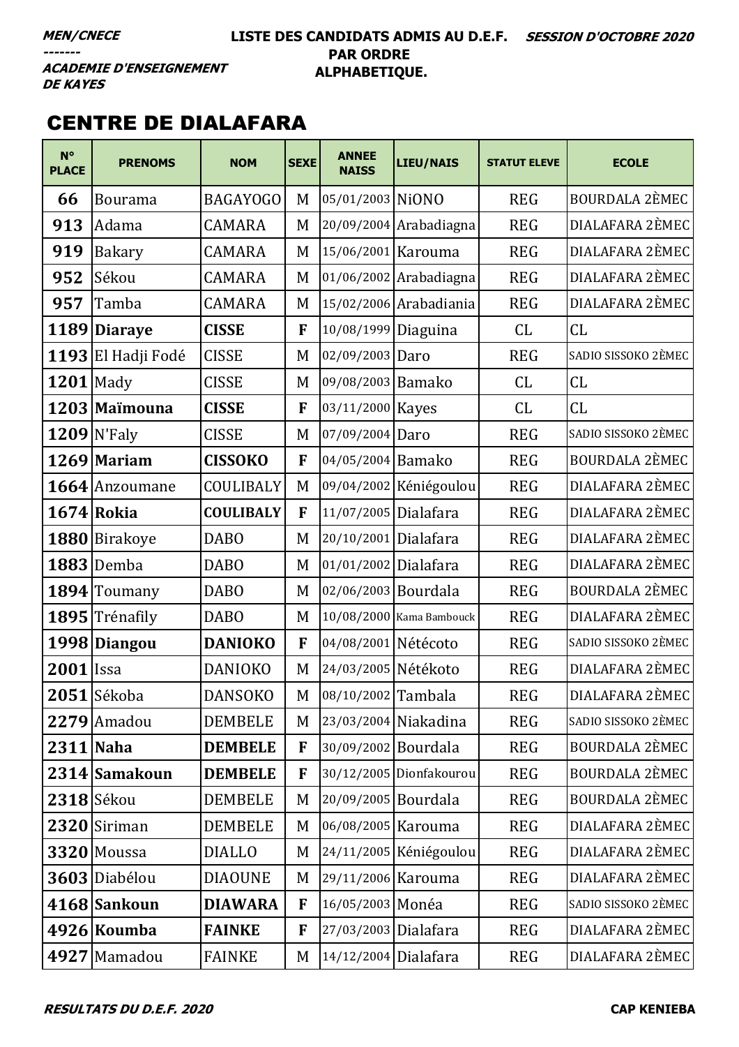**MEN/CNECE**
**-------**
**ACADEMIE D'ENSEIGNEMENT DE KAYES**

**LISTE DES CANDIDATS ADMIS AU D.E.F. PAR ORDRE ALPHABETIQUE.**

**SESSION D'OCTOBRE 2020**

## CENTRE DE DIALAFARA

| N° PLACE | PRENOMS | NOM | SEXE | ANNEE NAISS | LIEU/NAIS | STATUT ELEVE | ECOLE |
|---|---|---|---|---|---|---|---|
| 66 | Bourama | BAGAYOGO | M | 05/01/2003 | NiONO | REG | BOURDALA 2ÈMEC |
| 913 | Adama | CAMARA | M | 20/09/2004 | Arabadiagna | REG | DIALAFARA 2ÈMEC |
| 919 | Bakary | CAMARA | M | 15/06/2001 | Karouma | REG | DIALAFARA 2ÈMEC |
| 952 | Sékou | CAMARA | M | 01/06/2002 | Arabadiagna | REG | DIALAFARA 2ÈMEC |
| 957 | Tamba | CAMARA | M | 15/02/2006 | Arabadiania | REG | DIALAFARA 2ÈMEC |
| 1189 | **Diaraye** | **CISSE** | **F** | 10/08/1999 | Diaguina | CL | CL |
| 1193 | El Hadji Fodé | CISSE | M | 02/09/2003 | Daro | REG | SADIO SISSOKO 2ÈMEC |
| 1201 | Mady | CISSE | M | 09/08/2003 | Bamako | CL | CL |
| 1203 | **Maïmouna** | **CISSE** | **F** | 03/11/2000 | Kayes | CL | CL |
| 1209 | N'Faly | CISSE | M | 07/09/2004 | Daro | REG | SADIO SISSOKO 2ÈMEC |
| 1269 | **Mariam** | **CISSOKO** | **F** | 04/05/2004 | Bamako | REG | BOURDALA 2ÈMEC |
| 1664 | Anzoumane | COULIBALY | M | 09/04/2002 | Kéniégoulou | REG | DIALAFARA 2ÈMEC |
| 1674 | **Rokia** | **COULIBALY** | **F** | 11/07/2005 | Dialafara | REG | DIALAFARA 2ÈMEC |
| 1880 | Birakoye | DABO | M | 20/10/2001 | Dialafara | REG | DIALAFARA 2ÈMEC |
| 1883 | Demba | DABO | M | 01/01/2002 | Dialafara | REG | DIALAFARA 2ÈMEC |
| 1894 | Toumany | DABO | M | 02/06/2003 | Bourdala | REG | BOURDALA 2ÈMEC |
| 1895 | Trénafily | DABO | M | 10/08/2000 | Kama Bambouck | REG | DIALAFARA 2ÈMEC |
| 1998 | **Diangou** | **DANIOKO** | **F** | 04/08/2001 | Nétécoto | REG | SADIO SISSOKO 2ÈMEC |
| 2001 | Issa | DANIOKO | M | 24/03/2005 | Nétékoto | REG | DIALAFARA 2ÈMEC |
| 2051 | Sékoba | DANSOKO | M | 08/10/2002 | Tambala | REG | DIALAFARA 2ÈMEC |
| 2279 | Amadou | DEMBELE | M | 23/03/2004 | Niakadina | REG | SADIO SISSOKO 2ÈMEC |
| 2311 | **Naha** | **DEMBELE** | **F** | 30/09/2002 | Bourdala | REG | BOURDALA 2ÈMEC |
| 2314 | **Samakoun** | **DEMBELE** | **F** | 30/12/2005 | Dionfakourou | REG | BOURDALA 2ÈMEC |
| 2318 | Sékou | DEMBELE | M | 20/09/2005 | Bourdala | REG | BOURDALA 2ÈMEC |
| 2320 | Siriman | DEMBELE | M | 06/08/2005 | Karouma | REG | DIALAFARA 2ÈMEC |
| 3320 | Moussa | DIALLO | M | 24/11/2005 | Kéniégoulou | REG | DIALAFARA 2ÈMEC |
| 3603 | Diabélou | DIAOUNE | M | 29/11/2006 | Karouma | REG | DIALAFARA 2ÈMEC |
| 4168 | **Sankoun** | **DIAWARA** | **F** | 16/05/2003 | Monéa | REG | SADIO SISSOKO 2ÈMEC |
| 4926 | **Koumba** | **FAINKE** | **F** | 27/03/2003 | Dialafara | REG | DIALAFARA 2ÈMEC |
| 4927 | Mamadou | FAINKE | M | 14/12/2004 | Dialafara | REG | DIALAFARA 2ÈMEC |

***RESULTATS DU D.E.F. 2020*** **CAP KENIEBA**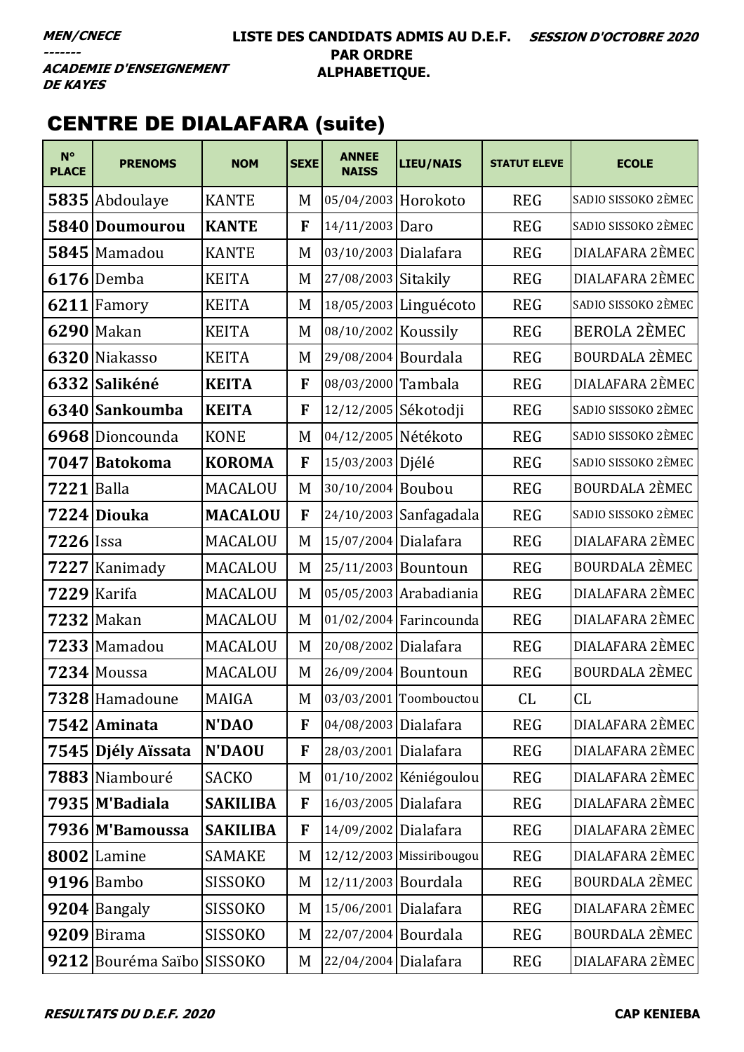MEN/CNECE
-------
ACADEMIE D'ENSEIGNEMENT DE KAYES

**LISTE DES CANDIDATS ADMIS AU D.E.F. PAR ORDRE ALPHABETIQUE.**

*SESSION D'OCTOBRE 2020*

## CENTRE DE DIALAFARA (suite)

| N° PLACE | PRENOMS | NOM | SEXE | ANNEE NAISS | LIEU/NAIS | STATUT ELEVE | ECOLE |
|---|---|---|---|---|---|---|---|
| **5835** | Abdoulaye | KANTE | M | 05/04/2003 | Horokoto | REG | SADIO SISSOKO 2ÈMEC |
| **5840** | **Doumourou** | **KANTE** | **F** | 14/11/2003 | Daro | REG | SADIO SISSOKO 2ÈMEC |
| **5845** | Mamadou | KANTE | M | 03/10/2003 | Dialafara | REG | DIALAFARA 2ÈMEC |
| **6176** | Demba | KEITA | M | 27/08/2003 | Sitakily | REG | DIALAFARA 2ÈMEC |
| **6211** | Famory | KEITA | M | 18/05/2003 | Linguécoto | REG | SADIO SISSOKO 2ÈMEC |
| **6290** | Makan | KEITA | M | 08/10/2002 | Koussily | REG | BEROLA 2ÈMEC |
| **6320** | Niakasso | KEITA | M | 29/08/2004 | Bourdala | REG | BOURDALA 2ÈMEC |
| **6332** | **Salikéné** | **KEITA** | **F** | 08/03/2000 | Tambala | REG | DIALAFARA 2ÈMEC |
| **6340** | **Sankoumba** | **KEITA** | **F** | 12/12/2005 | Sékotodji | REG | SADIO SISSOKO 2ÈMEC |
| **6968** | Dioncounda | KONE | M | 04/12/2005 | Nétékoto | REG | SADIO SISSOKO 2ÈMEC |
| **7047** | **Batokoma** | **KOROMA** | **F** | 15/03/2003 | Djélé | REG | SADIO SISSOKO 2ÈMEC |
| **7221** | Balla | MACALOU | M | 30/10/2004 | Boubou | REG | BOURDALA 2ÈMEC |
| **7224** | **Diouka** | **MACALOU** | **F** | 24/10/2003 | Sanfagadala | REG | SADIO SISSOKO 2ÈMEC |
| **7226** | Issa | MACALOU | M | 15/07/2004 | Dialafara | REG | DIALAFARA 2ÈMEC |
| **7227** | Kanimady | MACALOU | M | 25/11/2003 | Bountoun | REG | BOURDALA 2ÈMEC |
| **7229** | Karifa | MACALOU | M | 05/05/2003 | Arabadiania | REG | DIALAFARA 2ÈMEC |
| **7232** | Makan | MACALOU | M | 01/02/2004 | Farincounda | REG | DIALAFARA 2ÈMEC |
| **7233** | Mamadou | MACALOU | M | 20/08/2002 | Dialafara | REG | DIALAFARA 2ÈMEC |
| **7234** | Moussa | MACALOU | M | 26/09/2004 | Bountoun | REG | BOURDALA 2ÈMEC |
| **7328** | Hamadoune | MAIGA | M | 03/03/2001 | Toombouctou | CL | CL |
| **7542** | **Aminata** | **N'DAO** | **F** | 04/08/2003 | Dialafara | REG | DIALAFARA 2ÈMEC |
| **7545** | **Djély Aïssata** | **N'DAOU** | **F** | 28/03/2001 | Dialafara | REG | DIALAFARA 2ÈMEC |
| **7883** | Niambouré | SACKO | M | 01/10/2002 | Kéniégoulou | REG | DIALAFARA 2ÈMEC |
| **7935** | **M'Badiala** | **SAKILIBA** | **F** | 16/03/2005 | Dialafara | REG | DIALAFARA 2ÈMEC |
| **7936** | **M'Bamoussa** | **SAKILIBA** | **F** | 14/09/2002 | Dialafara | REG | DIALAFARA 2ÈMEC |
| **8002** | Lamine | SAMAKE | M | 12/12/2003 | Missiribougou | REG | DIALAFARA 2ÈMEC |
| **9196** | Bambo | SISSOKO | M | 12/11/2003 | Bourdala | REG | BOURDALA 2ÈMEC |
| **9204** | Bangaly | SISSOKO | M | 15/06/2001 | Dialafara | REG | DIALAFARA 2ÈMEC |
| **9209** | Birama | SISSOKO | M | 22/07/2004 | Bourdala | REG | BOURDALA 2ÈMEC |
| **9212** | Bouréma Saïbo | SISSOKO | M | 22/04/2004 | Dialafara | REG | DIALAFARA 2ÈMEC |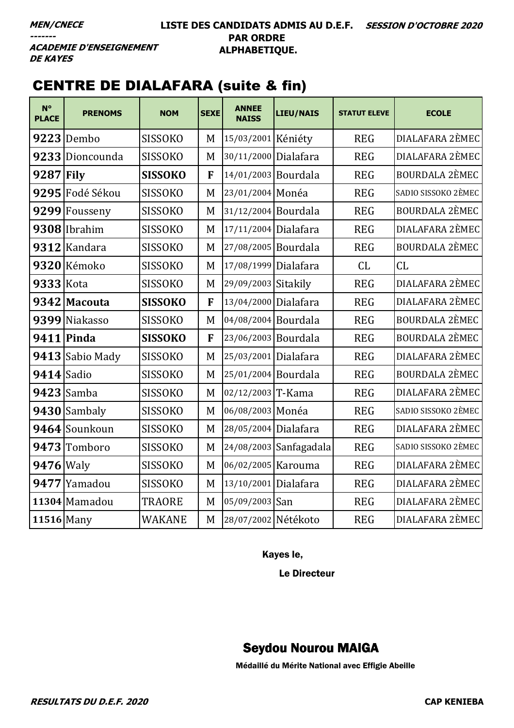**MEN/CNECE**
-------
**ACADEMIE D'ENSEIGNEMENT DE KAYES**

**LISTE DES CANDIDATS ADMIS AU D.E.F. PAR ORDRE ALPHABETIQUE.**

**SESSION D'OCTOBRE 2020**

# CENTRE DE DIALAFARA (suite & fin)

| N° PLACE | PRENOMS | NOM | SEXE | ANNEE NAISS | LIEU/NAIS | STATUT ELEVE | ECOLE |
|---|---|---|---|---|---|---|---|
| **9223** | Dembo | SISSOKO | M | 15/03/2001 | Kéniéty | REG | DIALAFARA 2ÈMEC |
| **9233** | Dioncounda | SISSOKO | M | 30/11/2000 | Dialafara | REG | DIALAFARA 2ÈMEC |
| **9287** | **Fily** | **SISSOKO** | **F** | 14/01/2003 | Bourdala | REG | BOURDALA 2ÈMEC |
| **9295** | Fodé Sékou | SISSOKO | M | 23/01/2004 | Monéa | REG | SADIO SISSOKO 2ÈMEC |
| **9299** | Fousseny | SISSOKO | M | 31/12/2004 | Bourdala | REG | BOURDALA 2ÈMEC |
| **9308** | Ibrahim | SISSOKO | M | 17/11/2004 | Dialafara | REG | DIALAFARA 2ÈMEC |
| **9312** | Kandara | SISSOKO | M | 27/08/2005 | Bourdala | REG | BOURDALA 2ÈMEC |
| **9320** | Kémoko | SISSOKO | M | 17/08/1999 | Dialafara | CL | CL |
| **9333** | Kota | SISSOKO | M | 29/09/2003 | Sitakily | REG | DIALAFARA 2ÈMEC |
| **9342** | **Macouta** | **SISSOKO** | **F** | 13/04/2000 | Dialafara | REG | DIALAFARA 2ÈMEC |
| **9399** | Niakasso | SISSOKO | M | 04/08/2004 | Bourdala | REG | BOURDALA 2ÈMEC |
| **9411** | **Pinda** | **SISSOKO** | **F** | 23/06/2003 | Bourdala | REG | BOURDALA 2ÈMEC |
| **9413** | Sabio Mady | SISSOKO | M | 25/03/2001 | Dialafara | REG | DIALAFARA 2ÈMEC |
| **9414** | Sadio | SISSOKO | M | 25/01/2004 | Bourdala | REG | BOURDALA 2ÈMEC |
| **9423** | Samba | SISSOKO | M | 02/12/2003 | T-Kama | REG | DIALAFARA 2ÈMEC |
| **9430** | Sambaly | SISSOKO | M | 06/08/2003 | Monéa | REG | SADIO SISSOKO 2ÈMEC |
| **9464** | Sounkoun | SISSOKO | M | 28/05/2004 | Dialafara | REG | DIALAFARA 2ÈMEC |
| **9473** | Tomboro | SISSOKO | M | 24/08/2003 | Sanfagadala | REG | SADIO SISSOKO 2ÈMEC |
| **9476** | Waly | SISSOKO | M | 06/02/2005 | Karouma | REG | DIALAFARA 2ÈMEC |
| **9477** | Yamadou | SISSOKO | M | 13/10/2001 | Dialafara | REG | DIALAFARA 2ÈMEC |
| **11304** | Mamadou | TRAORE | M | 05/09/2003 | San | REG | DIALAFARA 2ÈMEC |
| **11516** | Many | WAKANE | M | 28/07/2002 | Nétékoto | REG | DIALAFARA 2ÈMEC |

Kayes le,

Le Directeur

**Seydou Nourou MAIGA**

Médaillé du Mérite National avec Effigie Abeille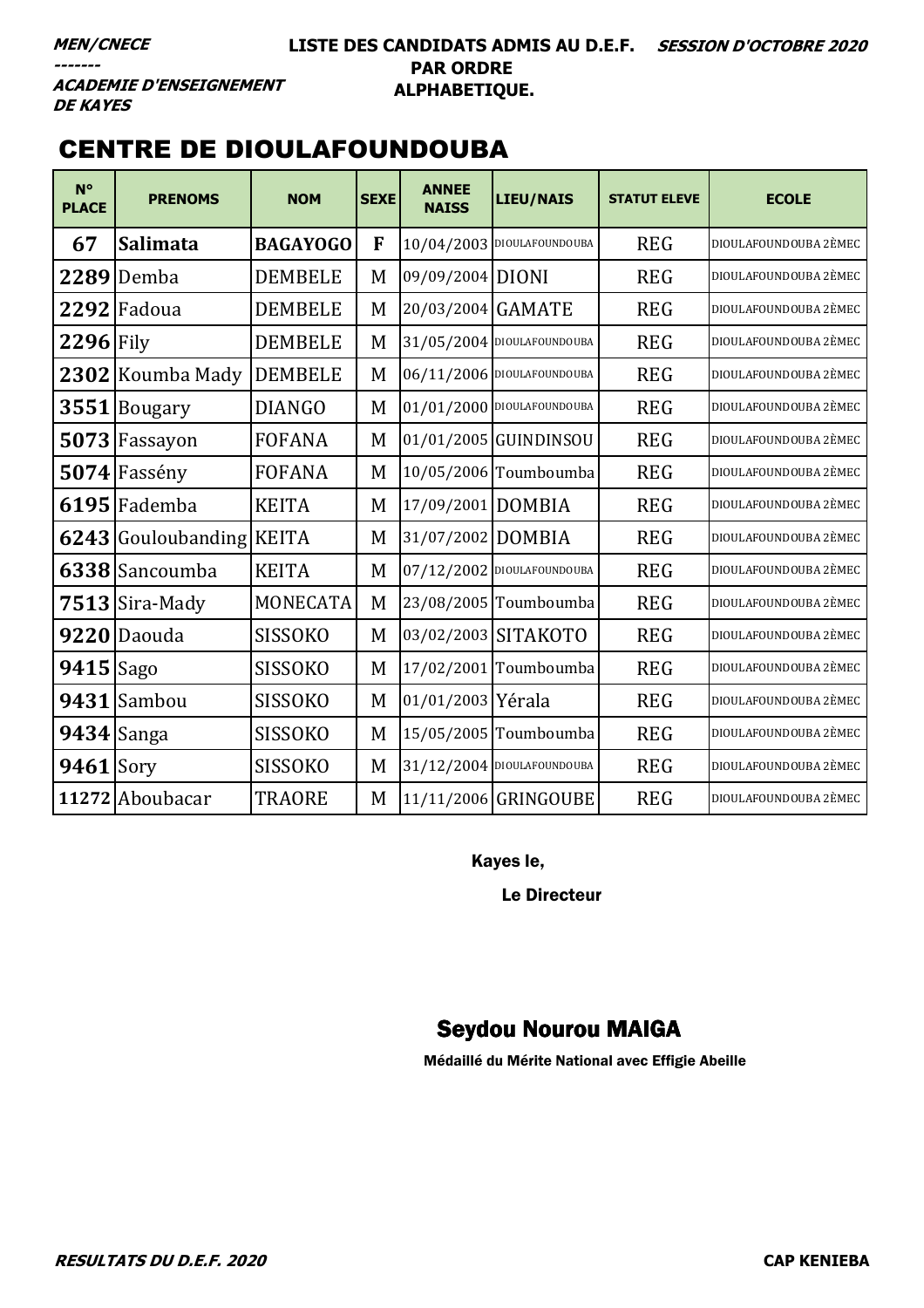**MEN/CNECE**
-------
**ACADEMIE D'ENSEIGNEMENT DE KAYES**

**LISTE DES CANDIDATS ADMIS AU D.E.F. PAR ORDRE ALPHABETIQUE.**

***SESSION D'OCTOBRE 2020***

## CENTRE DE DIOULAFOUNDOUBA

| N° PLACE | PRENOMS | NOM | SEXE | ANNEE NAISS | LIEU/NAIS | STATUT ELEVE | ECOLE |
|---|---|---|---|---|---|---|---|
| **67** | **Salimata** | **BAGAYOGO** | **F** | 10/04/2003 | DIOULAFOUNDOUBA | REG | DIOULAFOUNDOUBA 2ÈMEC |
| **2289** | Demba | DEMBELE | M | 09/09/2004 | DIONI | REG | DIOULAFOUNDOUBA 2ÈMEC |
| **2292** | Fadoua | DEMBELE | M | 20/03/2004 | GAMATE | REG | DIOULAFOUNDOUBA 2ÈMEC |
| **2296** | Fily | DEMBELE | M | 31/05/2004 | DIOULAFOUNDOUBA | REG | DIOULAFOUNDOUBA 2ÈMEC |
| **2302** | Koumba Mady | DEMBELE | M | 06/11/2006 | DIOULAFOUNDOUBA | REG | DIOULAFOUNDOUBA 2ÈMEC |
| **3551** | Bougary | DIANGO | M | 01/01/2000 | DIOULAFOUNDOUBA | REG | DIOULAFOUNDOUBA 2ÈMEC |
| **5073** | Fassayon | FOFANA | M | 01/01/2005 | GUINDINSOU | REG | DIOULAFOUNDOUBA 2ÈMEC |
| **5074** | Fassény | FOFANA | M | 10/05/2006 | Toumboumba | REG | DIOULAFOUNDOUBA 2ÈMEC |
| **6195** | Fademba | KEITA | M | 17/09/2001 | DOMBIA | REG | DIOULAFOUNDOUBA 2ÈMEC |
| **6243** | Gouloubanding | KEITA | M | 31/07/2002 | DOMBIA | REG | DIOULAFOUNDOUBA 2ÈMEC |
| **6338** | Sancoumba | KEITA | M | 07/12/2002 | DIOULAFOUNDOUBA | REG | DIOULAFOUNDOUBA 2ÈMEC |
| **7513** | Sira-Mady | MONECATA | M | 23/08/2005 | Toumboumba | REG | DIOULAFOUNDOUBA 2ÈMEC |
| **9220** | Daouda | SISSOKO | M | 03/02/2003 | SITAKOTO | REG | DIOULAFOUNDOUBA 2ÈMEC |
| **9415** | Sago | SISSOKO | M | 17/02/2001 | Toumboumba | REG | DIOULAFOUNDOUBA 2ÈMEC |
| **9431** | Sambou | SISSOKO | M | 01/01/2003 | Yérala | REG | DIOULAFOUNDOUBA 2ÈMEC |
| **9434** | Sanga | SISSOKO | M | 15/05/2005 | Toumboumba | REG | DIOULAFOUNDOUBA 2ÈMEC |
| **9461** | Sory | SISSOKO | M | 31/12/2004 | DIOULAFOUNDOUBA | REG | DIOULAFOUNDOUBA 2ÈMEC |
| **11272** | Aboubacar | TRAORE | M | 11/11/2006 | GRINGOUBE | REG | DIOULAFOUNDOUBA 2ÈMEC |

Kayes le,

Le Directeur

**Seydou Nourou MAIGA**

Médaillé du Mérite National avec Effigie Abeille

***RESULTATS DU D.E.F. 2020*** **CAP KENIEBA**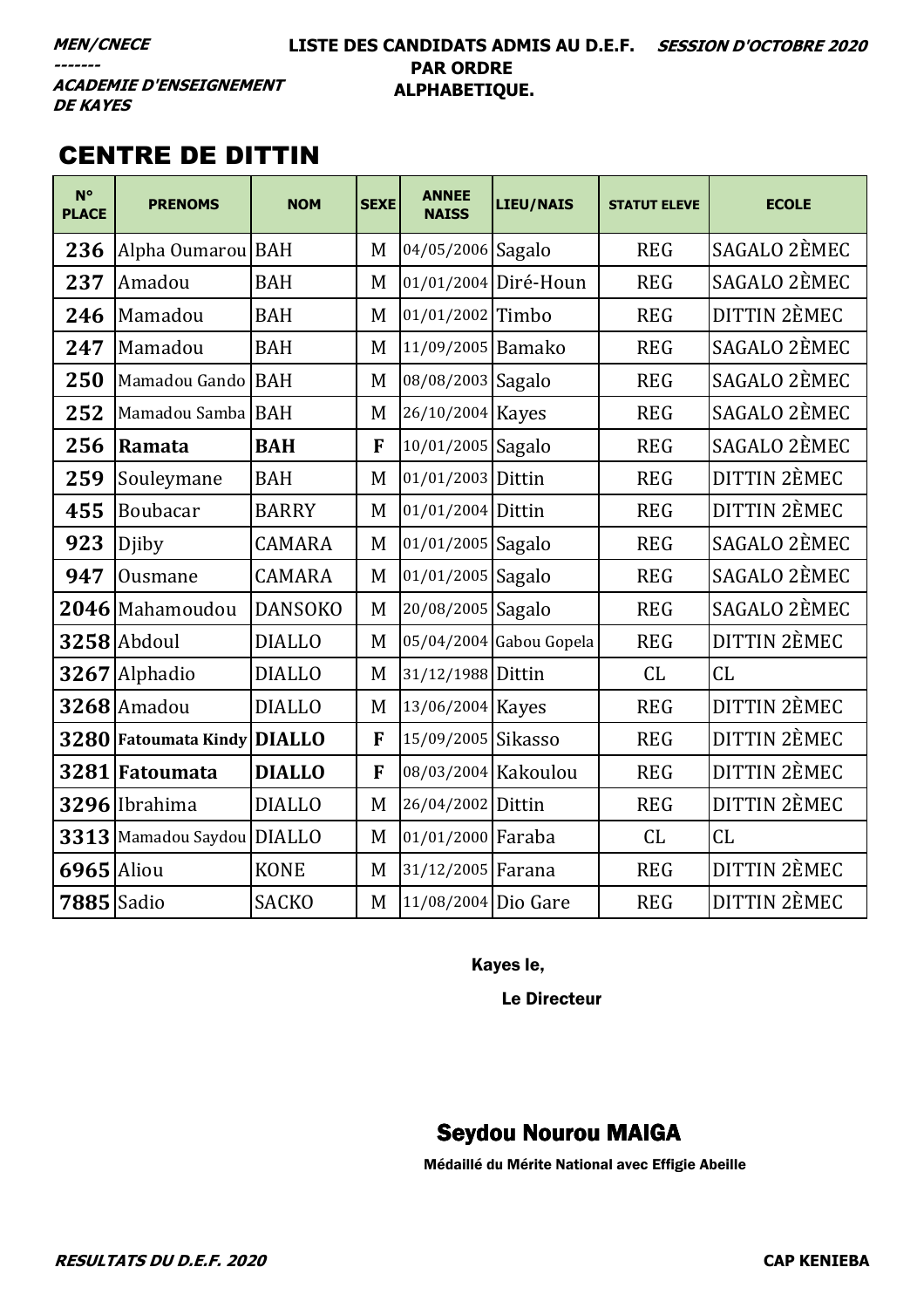*MEN/CNECE*
*-------*
*ACADEMIE D'ENSEIGNEMENT DE KAYES*

**LISTE DES CANDIDATS ADMIS AU D.E.F. PAR ORDRE ALPHABETIQUE.**

*SESSION D'OCTOBRE 2020*

# CENTRE DE DITTIN

| N° PLACE | PRENOMS | NOM | SEXE | ANNEE NAISS | LIEU/NAIS | STATUT ELEVE | ECOLE |
|---|---|---|---|---|---|---|---|
| 236 | Alpha Oumarou | BAH | M | 04/05/2006 | Sagalo | REG | SAGALO 2ÈMEC |
| 237 | Amadou | BAH | M | 01/01/2004 | Diré-Houn | REG | SAGALO 2ÈMEC |
| 246 | Mamadou | BAH | M | 01/01/2002 | Timbo | REG | DITTIN 2ÈMEC |
| 247 | Mamadou | BAH | M | 11/09/2005 | Bamako | REG | SAGALO 2ÈMEC |
| 250 | Mamadou Gando | BAH | M | 08/08/2003 | Sagalo | REG | SAGALO 2ÈMEC |
| 252 | Mamadou Samba | BAH | M | 26/10/2004 | Kayes | REG | SAGALO 2ÈMEC |
| 256 | **Ramata** | **BAH** | **F** | 10/01/2005 | Sagalo | REG | SAGALO 2ÈMEC |
| 259 | Souleymane | BAH | M | 01/01/2003 | Dittin | REG | DITTIN 2ÈMEC |
| 455 | Boubacar | BARRY | M | 01/01/2004 | Dittin | REG | DITTIN 2ÈMEC |
| 923 | Djiby | CAMARA | M | 01/01/2005 | Sagalo | REG | SAGALO 2ÈMEC |
| 947 | Ousmane | CAMARA | M | 01/01/2005 | Sagalo | REG | SAGALO 2ÈMEC |
| 2046 | Mahamoudou | DANSOKO | M | 20/08/2005 | Sagalo | REG | SAGALO 2ÈMEC |
| 3258 | Abdoul | DIALLO | M | 05/04/2004 | Gabou Gopela | REG | DITTIN 2ÈMEC |
| 3267 | Alphadio | DIALLO | M | 31/12/1988 | Dittin | CL | CL |
| 3268 | Amadou | DIALLO | M | 13/06/2004 | Kayes | REG | DITTIN 2ÈMEC |
| 3280 | **Fatoumata Kindy** | **DIALLO** | **F** | 15/09/2005 | Sikasso | REG | DITTIN 2ÈMEC |
| 3281 | **Fatoumata** | **DIALLO** | **F** | 08/03/2004 | Kakoulou | REG | DITTIN 2ÈMEC |
| 3296 | Ibrahima | DIALLO | M | 26/04/2002 | Dittin | REG | DITTIN 2ÈMEC |
| 3313 | Mamadou Saydou | DIALLO | M | 01/01/2000 | Faraba | CL | CL |
| 6965 | Aliou | KONE | M | 31/12/2005 | Farana | REG | DITTIN 2ÈMEC |
| 7885 | Sadio | SACKO | M | 11/08/2004 | Dio Gare | REG | DITTIN 2ÈMEC |

Kayes le,

Le Directeur

**Seydou Nourou MAIGA**

Médaillé du Mérite National avec Effigie Abeille

*RESULTATS DU D.E.F. 2020* — **CAP KENIEBA**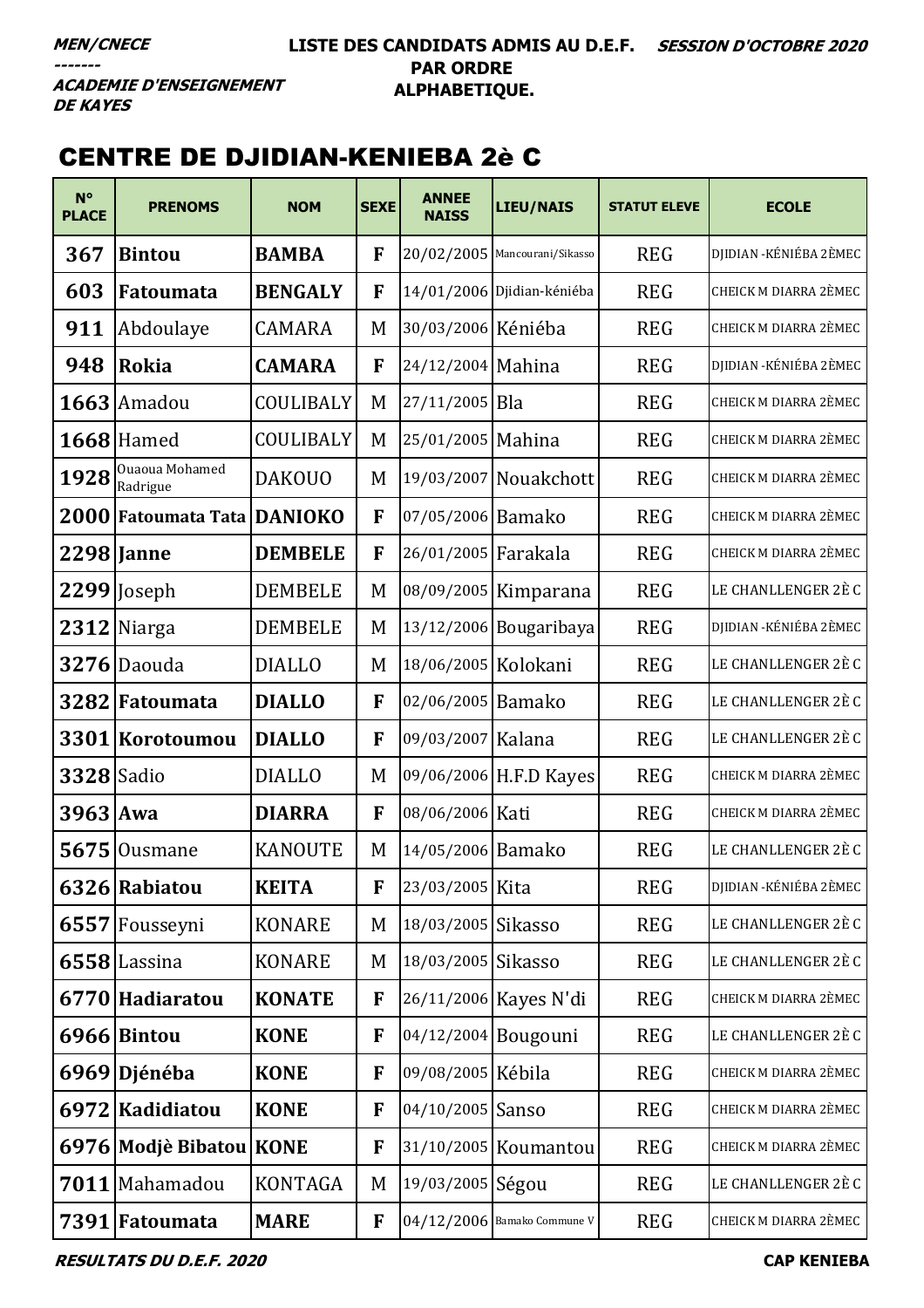**MEN/CNECE**
**-------**
**ACADEMIE D'ENSEIGNEMENT DE KAYES**

**LISTE DES CANDIDATS ADMIS AU D.E.F. PAR ORDRE ALPHABETIQUE.**

**SESSION D'OCTOBRE 2020**

# CENTRE DE DJIDIAN-KENIEBA 2è C

| N° PLACE | PRENOMS | NOM | SEXE | ANNEE NAISS | LIEU/NAIS | STATUT ELEVE | ECOLE |
|---|---|---|---|---|---|---|---|
| 367 | **Bintou** | **BAMBA** | **F** | 20/02/2005 | Mancourani/Sikasso | REG | DJIDIAN -KÉNIÉBA 2ÈMEC |
| 603 | **Fatoumata** | **BENGALY** | **F** | 14/01/2006 | Djidian-kéniéba | REG | CHEICK M DIARRA 2ÈMEC |
| 911 | Abdoulaye | CAMARA | M | 30/03/2006 | Kéniéba | REG | CHEICK M DIARRA 2ÈMEC |
| 948 | **Rokia** | **CAMARA** | **F** | 24/12/2004 | Mahina | REG | DJIDIAN -KÉNIÉBA 2ÈMEC |
| 1663 | Amadou | COULIBALY | M | 27/11/2005 | Bla | REG | CHEICK M DIARRA 2ÈMEC |
| 1668 | Hamed | COULIBALY | M | 25/01/2005 | Mahina | REG | CHEICK M DIARRA 2ÈMEC |
| 1928 | Ouaoua Mohamed Radrigue | DAKOUO | M | 19/03/2007 | Nouakchott | REG | CHEICK M DIARRA 2ÈMEC |
| 2000 | **Fatoumata Tata** | **DANIOKO** | **F** | 07/05/2006 | Bamako | REG | CHEICK M DIARRA 2ÈMEC |
| 2298 | **Janne** | **DEMBELE** | **F** | 26/01/2005 | Farakala | REG | CHEICK M DIARRA 2ÈMEC |
| 2299 | Joseph | DEMBELE | M | 08/09/2005 | Kimparana | REG | LE CHANLLENGER 2È C |
| 2312 | Niarga | DEMBELE | M | 13/12/2006 | Bougaribaya | REG | DJIDIAN -KÉNIÉBA 2ÈMEC |
| 3276 | Daouda | DIALLO | M | 18/06/2005 | Kolokani | REG | LE CHANLLENGER 2È C |
| 3282 | **Fatoumata** | **DIALLO** | **F** | 02/06/2005 | Bamako | REG | LE CHANLLENGER 2È C |
| 3301 | **Korotoumou** | **DIALLO** | **F** | 09/03/2007 | Kalana | REG | LE CHANLLENGER 2È C |
| 3328 | Sadio | DIALLO | M | 09/06/2006 | H.F.D Kayes | REG | CHEICK M DIARRA 2ÈMEC |
| 3963 | **Awa** | **DIARRA** | **F** | 08/06/2006 | Kati | REG | CHEICK M DIARRA 2ÈMEC |
| 5675 | Ousmane | KANOUTE | M | 14/05/2006 | Bamako | REG | LE CHANLLENGER 2È C |
| 6326 | **Rabiatou** | **KEITA** | **F** | 23/03/2005 | Kita | REG | DJIDIAN -KÉNIÉBA 2ÈMEC |
| 6557 | Fousseyni | KONARE | M | 18/03/2005 | Sikasso | REG | LE CHANLLENGER 2È C |
| 6558 | Lassina | KONARE | M | 18/03/2005 | Sikasso | REG | LE CHANLLENGER 2È C |
| 6770 | **Hadiaratou** | **KONATE** | **F** | 26/11/2006 | Kayes N'di | REG | CHEICK M DIARRA 2ÈMEC |
| 6966 | **Bintou** | **KONE** | **F** | 04/12/2004 | Bougouni | REG | LE CHANLLENGER 2È C |
| 6969 | **Djénéba** | **KONE** | **F** | 09/08/2005 | Kébila | REG | CHEICK M DIARRA 2ÈMEC |
| 6972 | **Kadidiatou** | **KONE** | **F** | 04/10/2005 | Sanso | REG | CHEICK M DIARRA 2ÈMEC |
| 6976 | **Modjè Bibatou** | **KONE** | **F** | 31/10/2005 | Koumantou | REG | CHEICK M DIARRA 2ÈMEC |
| 7011 | Mahamadou | KONTAGA | M | 19/03/2005 | Ségou | REG | LE CHANLLENGER 2È C |
| 7391 | **Fatoumata** | **MARE** | **F** | 04/12/2006 | Bamako Commune V | REG | CHEICK M DIARRA 2ÈMEC |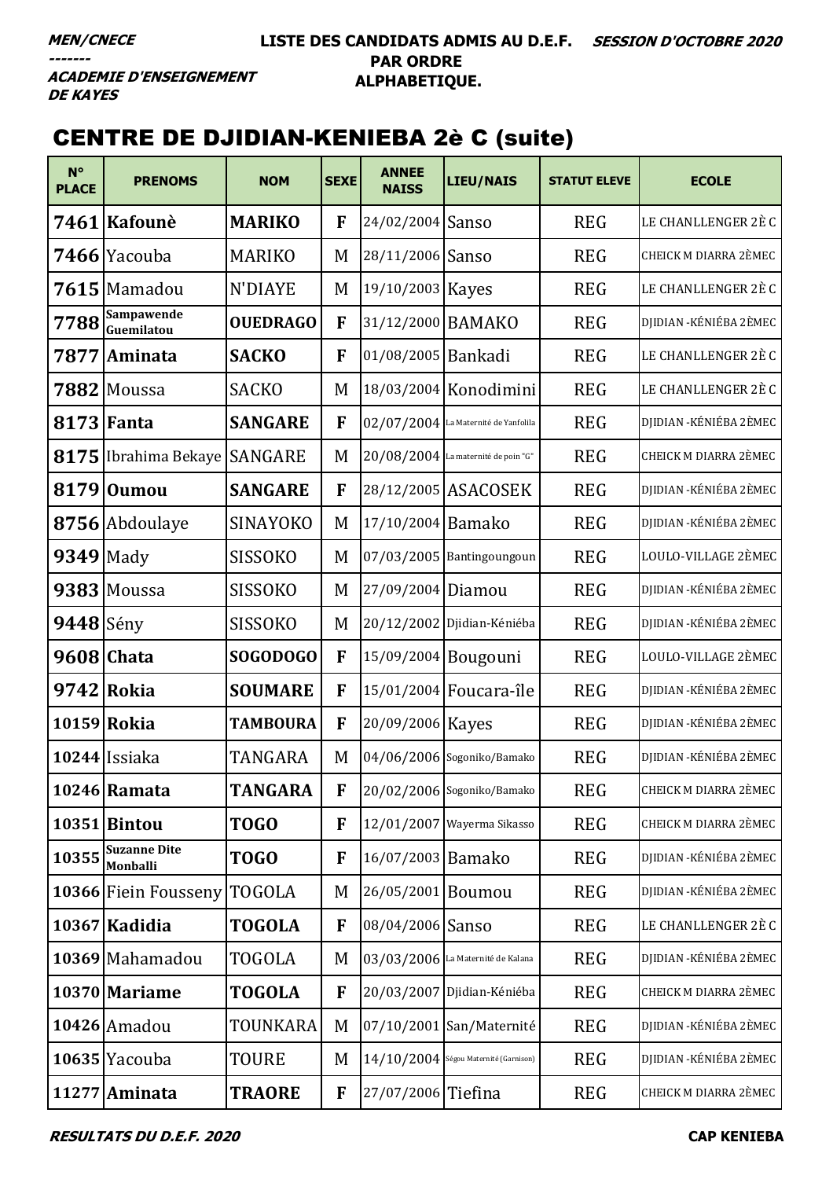**MEN/CNECE**
**-------**
**ACADEMIE D'ENSEIGNEMENT DE KAYES**

**LISTE DES CANDIDATS ADMIS AU D.E.F. PAR ORDRE ALPHABETIQUE.**

**SESSION D'OCTOBRE 2020**

## CENTRE DE DJIDIAN-KENIEBA 2è C (suite)

| N° PLACE | PRENOMS | NOM | SEXE | ANNEE NAISS | LIEU/NAIS | STATUT ELEVE | ECOLE |
|---|---|---|---|---|---|---|---|
| **7461** | **Kafounè** | **MARIKO** | **F** | 24/02/2004 | Sanso | REG | LE CHANLLENGER 2È C |
| **7466** | Yacouba | MARIKO | M | 28/11/2006 | Sanso | REG | CHEICK M DIARRA 2ÈMEC |
| **7615** | Mamadou | N'DIAYE | M | 19/10/2003 | Kayes | REG | LE CHANLLENGER 2È C |
| **7788** | **Sampawende Guemilatou** | **OUEDRAGO** | **F** | 31/12/2000 | BAMAKO | REG | DJIDIAN -KÉNIÉBA 2ÈMEC |
| **7877** | **Aminata** | **SACKO** | **F** | 01/08/2005 | Bankadi | REG | LE CHANLLENGER 2È C |
| **7882** | Moussa | SACKO | M | 18/03/2004 | Konodimini | REG | LE CHANLLENGER 2È C |
| **8173** | **Fanta** | **SANGARE** | **F** | 02/07/2004 | La Maternité de Yanfolila | REG | DJIDIAN -KÉNIÉBA 2ÈMEC |
| **8175** | Ibrahima Bekaye | SANGARE | M | 20/08/2004 | La maternité de poin "G" | REG | CHEICK M DIARRA 2ÈMEC |
| **8179** | **Oumou** | **SANGARE** | **F** | 28/12/2005 | ASACOSEK | REG | DJIDIAN -KÉNIÉBA 2ÈMEC |
| **8756** | Abdoulaye | SINAYOKO | M | 17/10/2004 | Bamako | REG | DJIDIAN -KÉNIÉBA 2ÈMEC |
| **9349** | Mady | SISSOKO | M | 07/03/2005 | Bantingoungoun | REG | LOULO-VILLAGE 2ÈMEC |
| **9383** | Moussa | SISSOKO | M | 27/09/2004 | Diamou | REG | DJIDIAN -KÉNIÉBA 2ÈMEC |
| **9448** | Sény | SISSOKO | M | 20/12/2002 | Djidian-Kéniéba | REG | DJIDIAN -KÉNIÉBA 2ÈMEC |
| **9608** | **Chata** | **SOGODOGO** | **F** | 15/09/2004 | Bougouni | REG | LOULO-VILLAGE 2ÈMEC |
| **9742** | **Rokia** | **SOUMARE** | **F** | 15/01/2004 | Foucara-île | REG | DJIDIAN -KÉNIÉBA 2ÈMEC |
| **10159** | **Rokia** | **TAMBOURA** | **F** | 20/09/2006 | Kayes | REG | DJIDIAN -KÉNIÉBA 2ÈMEC |
| **10244** | Issiaka | TANGARA | M | 04/06/2006 | Sogoniko/Bamako | REG | DJIDIAN -KÉNIÉBA 2ÈMEC |
| **10246** | **Ramata** | **TANGARA** | **F** | 20/02/2006 | Sogoniko/Bamako | REG | CHEICK M DIARRA 2ÈMEC |
| **10351** | **Bintou** | **TOGO** | **F** | 12/01/2007 | Wayerma Sikasso | REG | CHEICK M DIARRA 2ÈMEC |
| **10355** | **Suzanne Dite Monballi** | **TOGO** | **F** | 16/07/2003 | Bamako | REG | DJIDIAN -KÉNIÉBA 2ÈMEC |
| **10366** | Fiein Fousseny | TOGOLA | M | 26/05/2001 | Boumou | REG | DJIDIAN -KÉNIÉBA 2ÈMEC |
| **10367** | **Kadidia** | **TOGOLA** | **F** | 08/04/2006 | Sanso | REG | LE CHANLLENGER 2È C |
| **10369** | Mahamadou | TOGOLA | M | 03/03/2006 | La Maternité de Kalana | REG | DJIDIAN -KÉNIÉBA 2ÈMEC |
| **10370** | **Mariame** | **TOGOLA** | **F** | 20/03/2007 | Djidian-Kéniéba | REG | CHEICK M DIARRA 2ÈMEC |
| **10426** | Amadou | TOUNKARA | M | 07/10/2001 | San/Maternité | REG | DJIDIAN -KÉNIÉBA 2ÈMEC |
| **10635** | Yacouba | TOURE | M | 14/10/2004 | Ségou Maternité (Garnison) | REG | DJIDIAN -KÉNIÉBA 2ÈMEC |
| **11277** | **Aminata** | **TRAORE** | **F** | 27/07/2006 | Tiefina | REG | CHEICK M DIARRA 2ÈMEC |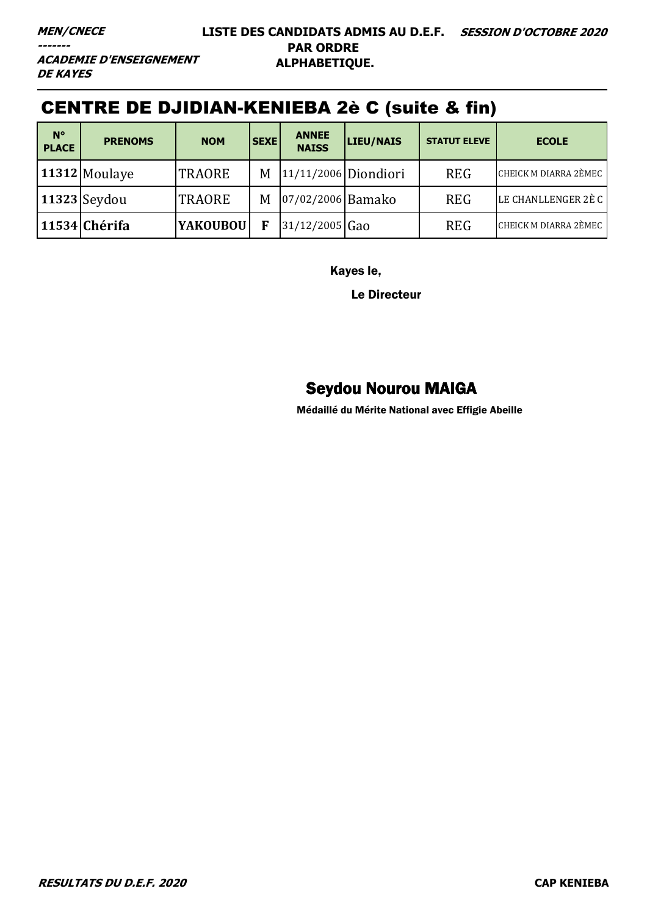***MEN/CNECE***
***-------***
***ACADEMIE D'ENSEIGNEMENT DE KAYES***

**LISTE DES CANDIDATS ADMIS AU D.E.F. PAR ORDRE ALPHABETIQUE.**

***SESSION D'OCTOBRE 2020***

## CENTRE DE DJIDIAN-KENIEBA 2è C (suite & fin)

| N° PLACE | PRENOMS | NOM | SEXE | ANNEE NAISS | LIEU/NAIS | STATUT ELEVE | ECOLE |
|---|---|---|---|---|---|---|---|
| **11312** | Moulaye | TRAORE | M | 11/11/2006 | Diondiori | REG | CHEICK M DIARRA 2ÈMEC |
| **11323** | Seydou | TRAORE | M | 07/02/2006 | Bamako | REG | LE CHANLLENGER 2È C |
| **11534** | **Chérifa** | **YAKOUBOU** | **F** | 31/12/2005 | Gao | REG | CHEICK M DIARRA 2ÈMEC |

Kayes le,

Le Directeur

**Seydou Nourou MAIGA**

Médaillé du Mérite National avec Effigie Abeille

***RESULTATS DU D.E.F. 2020*** **CAP KENIEBA**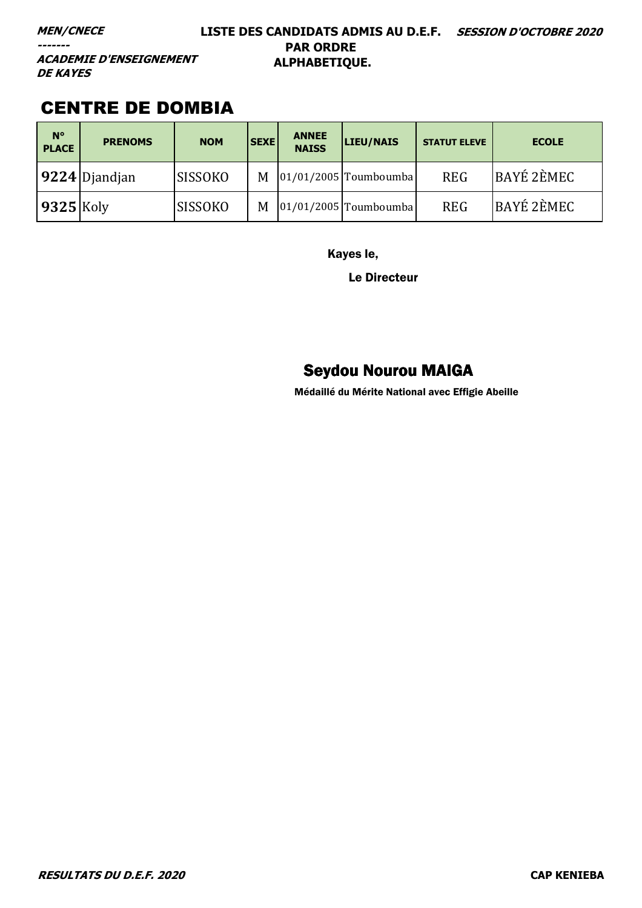***MEN/CNECE***
***-------***
***ACADEMIE D'ENSEIGNEMENT DE KAYES***

**LISTE DES CANDIDATS ADMIS AU D.E.F. PAR ORDRE ALPHABETIQUE.**

***SESSION D'OCTOBRE 2020***

# CENTRE DE DOMBIA

| N° PLACE | PRENOMS | NOM | SEXE | ANNEE NAISS | LIEU/NAIS | STATUT ELEVE | ECOLE |
|---|---|---|---|---|---|---|---|
| **9224** | Djandjan | SISSOKO | M | 01/01/2005 | Toumboumba | REG | BAYÉ 2ÈMEC |
| **9325** | Koly | SISSOKO | M | 01/01/2005 | Toumboumba | REG | BAYÉ 2ÈMEC |

Kayes le,

Le Directeur

**Seydou Nourou MAIGA**

Médaillé du Mérite National avec Effigie Abeille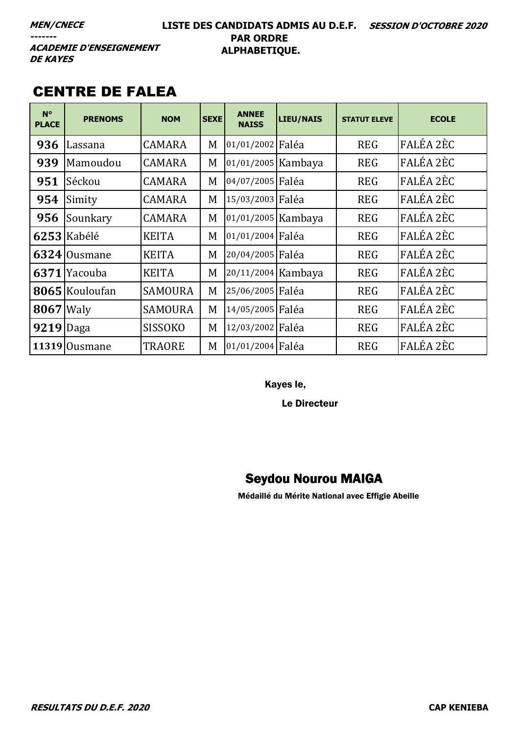***MEN/CNECE***
***-------***
***ACADEMIE D'ENSEIGNEMENT DE KAYES***

**LISTE DES CANDIDATS ADMIS AU D.E.F. PAR ORDRE ALPHABETIQUE.**

***SESSION D'OCTOBRE 2020***

## CENTRE DE FALEA

| N° PLACE | PRENOMS | NOM | SEXE | ANNEE NAISS | LIEU/NAIS | STATUT ELEVE | ECOLE |
|---|---|---|---|---|---|---|---|
| **936** | Lassana | CAMARA | M | 01/01/2002 | Faléa | REG | FALÉA 2ÈC |
| **939** | Mamoudou | CAMARA | M | 01/01/2005 | Kambaya | REG | FALÉA 2ÈC |
| **951** | Séckou | CAMARA | M | 04/07/2005 | Faléa | REG | FALÉA 2ÈC |
| **954** | Simity | CAMARA | M | 15/03/2003 | Faléa | REG | FALÉA 2ÈC |
| **956** | Sounkary | CAMARA | M | 01/01/2005 | Kambaya | REG | FALÉA 2ÈC |
| **6253** | Kabélé | KEITA | M | 01/01/2004 | Faléa | REG | FALÉA 2ÈC |
| **6324** | Ousmane | KEITA | M | 20/04/2005 | Faléa | REG | FALÉA 2ÈC |
| **6371** | Yacouba | KEITA | M | 20/11/2004 | Kambaya | REG | FALÉA 2ÈC |
| **8065** | Kouloufan | SAMOURA | M | 25/06/2005 | Faléa | REG | FALÉA 2ÈC |
| **8067** | Waly | SAMOURA | M | 14/05/2005 | Faléa | REG | FALÉA 2ÈC |
| **9219** | Daga | SISSOKO | M | 12/03/2002 | Faléa | REG | FALÉA 2ÈC |
| **11319** | Ousmane | TRAORE | M | 01/01/2004 | Faléa | REG | FALÉA 2ÈC |

Kayes le,

Le Directeur

**Seydou Nourou MAIGA**

Médaillé du Mérite National avec Effigie Abeille

***RESULTATS DU D.E.F. 2020*** **CAP KENIEBA**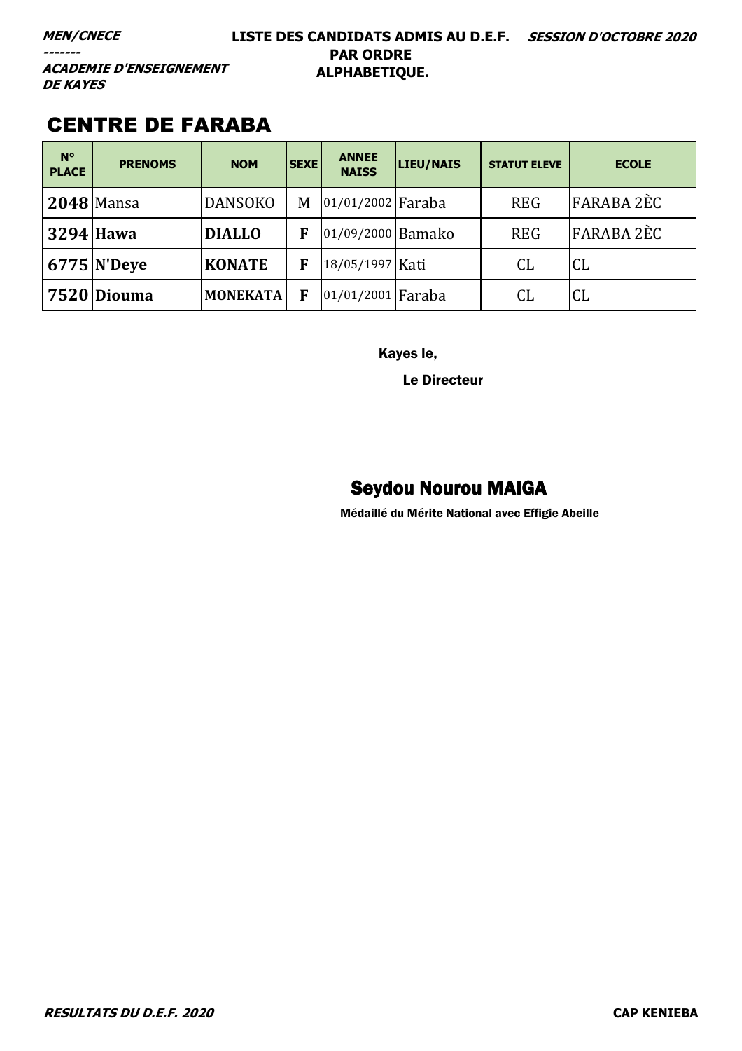***MEN/CNECE***
***-------***
***ACADEMIE D'ENSEIGNEMENT DE KAYES***

**LISTE DES CANDIDATS ADMIS AU D.E.F. PAR ORDRE ALPHABETIQUE.**

***SESSION D'OCTOBRE 2020***

# CENTRE DE FARABA

| N° PLACE | PRENOMS | NOM | SEXE | ANNEE NAISS | LIEU/NAIS | STATUT ELEVE | ECOLE |
|---|---|---|---|---|---|---|---|
| **2048** | Mansa | DANSOKO | M | 01/01/2002 | Faraba | REG | FARABA 2ÈC |
| **3294** | **Hawa** | **DIALLO** | **F** | 01/09/2000 | Bamako | REG | FARABA 2ÈC |
| **6775** | **N'Deye** | **KONATE** | **F** | 18/05/1997 | Kati | CL | CL |
| **7520** | **Diouma** | **MONEKATA** | **F** | 01/01/2001 | Faraba | CL | CL |

Kayes le,

Le Directeur

**Seydou Nourou MAIGA**

Médaillé du Mérite National avec Effigie Abeille

***RESULTATS DU D.E.F. 2020***

**CAP KENIEBA**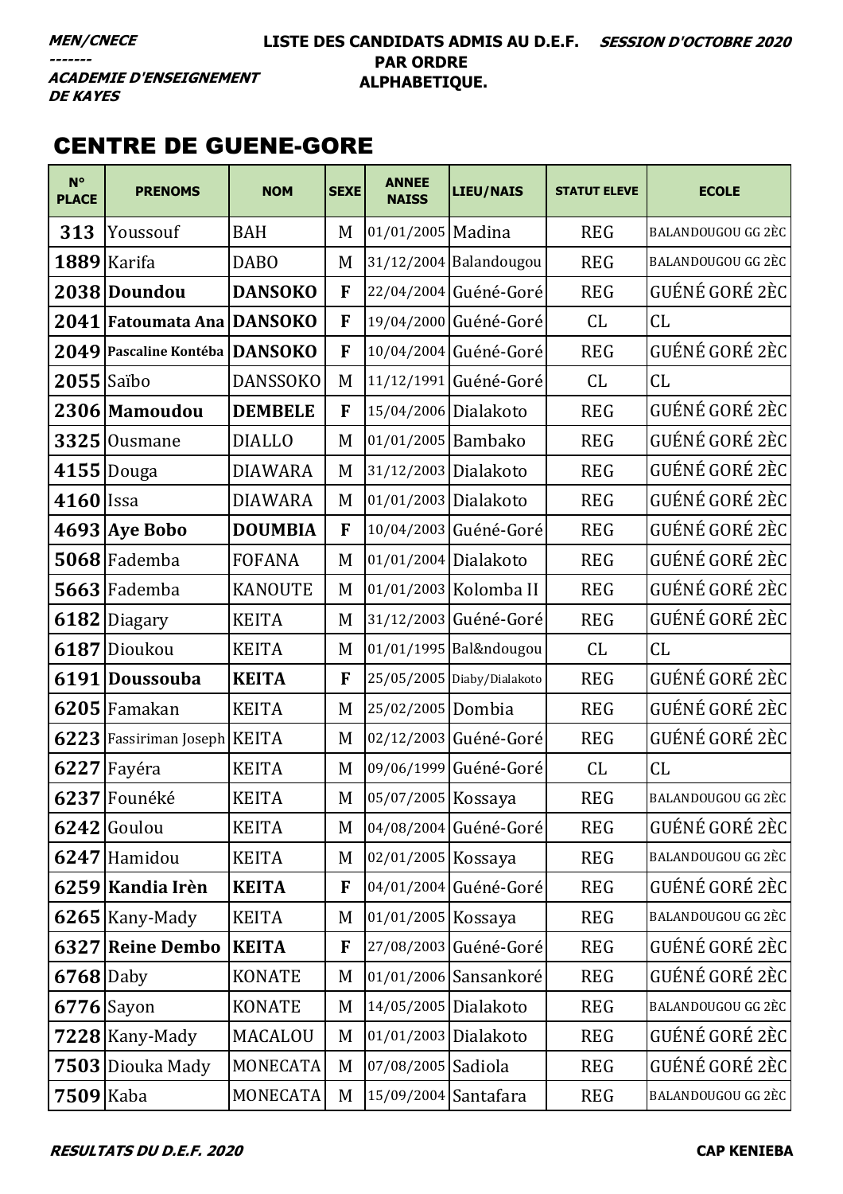**MEN/CNECE**
**-------**
**ACADEMIE D'ENSEIGNEMENT DE KAYES**

**LISTE DES CANDIDATS ADMIS AU D.E.F. PAR ORDRE ALPHABETIQUE.**

**SESSION D'OCTOBRE 2020**

## CENTRE DE GUENE-GORE

| N° PLACE | PRENOMS | NOM | SEXE | ANNEE NAISS | LIEU/NAIS | STATUT ELEVE | ECOLE |
|---|---|---|---|---|---|---|---|
| 313 | Youssouf | BAH | M | 01/01/2005 | Madina | REG | BALANDOUGOU GG 2ÈC |
| 1889 | Karifa | DABO | M | 31/12/2004 | Balandougou | REG | BALANDOUGOU GG 2ÈC |
| 2038 | **Doundou** | **DANSOKO** | **F** | 22/04/2004 | Guéné-Goré | REG | GUÉNÉ GORÉ 2ÈC |
| 2041 | **Fatoumata Ana** | **DANSOKO** | **F** | 19/04/2000 | Guéné-Goré | CL | CL |
| 2049 | **Pascaline Kontéba** | **DANSOKO** | **F** | 10/04/2004 | Guéné-Goré | REG | GUÉNÉ GORÉ 2ÈC |
| 2055 | Saïbo | DANSSOKO | M | 11/12/1991 | Guéné-Goré | CL | CL |
| 2306 | **Mamoudou** | **DEMBELE** | **F** | 15/04/2006 | Dialakoto | REG | GUÉNÉ GORÉ 2ÈC |
| 3325 | Ousmane | DIALLO | M | 01/01/2005 | Bambako | REG | GUÉNÉ GORÉ 2ÈC |
| 4155 | Douga | DIAWARA | M | 31/12/2003 | Dialakoto | REG | GUÉNÉ GORÉ 2ÈC |
| 4160 | Issa | DIAWARA | M | 01/01/2003 | Dialakoto | REG | GUÉNÉ GORÉ 2ÈC |
| 4693 | **Aye Bobo** | **DOUMBIA** | **F** | 10/04/2003 | Guéné-Goré | REG | GUÉNÉ GORÉ 2ÈC |
| 5068 | Fademba | FOFANA | M | 01/01/2004 | Dialakoto | REG | GUÉNÉ GORÉ 2ÈC |
| 5663 | Fademba | KANOUTE | M | 01/01/2003 | Kolomba II | REG | GUÉNÉ GORÉ 2ÈC |
| 6182 | Diagary | KEITA | M | 31/12/2003 | Guéné-Goré | REG | GUÉNÉ GORÉ 2ÈC |
| 6187 | Dioukou | KEITA | M | 01/01/1995 | Bal&ndougou | CL | CL |
| 6191 | **Doussouba** | **KEITA** | **F** | 25/05/2005 | Diaby/Dialakoto | REG | GUÉNÉ GORÉ 2ÈC |
| 6205 | Famakan | KEITA | M | 25/02/2005 | Dombia | REG | GUÉNÉ GORÉ 2ÈC |
| 6223 | Fassiriman Joseph | KEITA | M | 02/12/2003 | Guéné-Goré | REG | GUÉNÉ GORÉ 2ÈC |
| 6227 | Fayéra | KEITA | M | 09/06/1999 | Guéné-Goré | CL | CL |
| 6237 | Founéké | KEITA | M | 05/07/2005 | Kossaya | REG | BALANDOUGOU GG 2ÈC |
| 6242 | Goulou | KEITA | M | 04/08/2004 | Guéné-Goré | REG | GUÉNÉ GORÉ 2ÈC |
| 6247 | Hamidou | KEITA | M | 02/01/2005 | Kossaya | REG | BALANDOUGOU GG 2ÈC |
| 6259 | **Kandia Irèn** | **KEITA** | **F** | 04/01/2004 | Guéné-Goré | REG | GUÉNÉ GORÉ 2ÈC |
| 6265 | Kany-Mady | KEITA | M | 01/01/2005 | Kossaya | REG | BALANDOUGOU GG 2ÈC |
| 6327 | **Reine Dembo** | **KEITA** | **F** | 27/08/2003 | Guéné-Goré | REG | GUÉNÉ GORÉ 2ÈC |
| 6768 | Daby | KONATE | M | 01/01/2006 | Sansankoré | REG | GUÉNÉ GORÉ 2ÈC |
| 6776 | Sayon | KONATE | M | 14/05/2005 | Dialakoto | REG | BALANDOUGOU GG 2ÈC |
| 7228 | Kany-Mady | MACALOU | M | 01/01/2003 | Dialakoto | REG | GUÉNÉ GORÉ 2ÈC |
| 7503 | Diouka Mady | MONECATA | M | 07/08/2005 | Sadiola | REG | GUÉNÉ GORÉ 2ÈC |
| 7509 | Kaba | MONECATA | M | 15/09/2004 | Santafara | REG | BALANDOUGOU GG 2ÈC |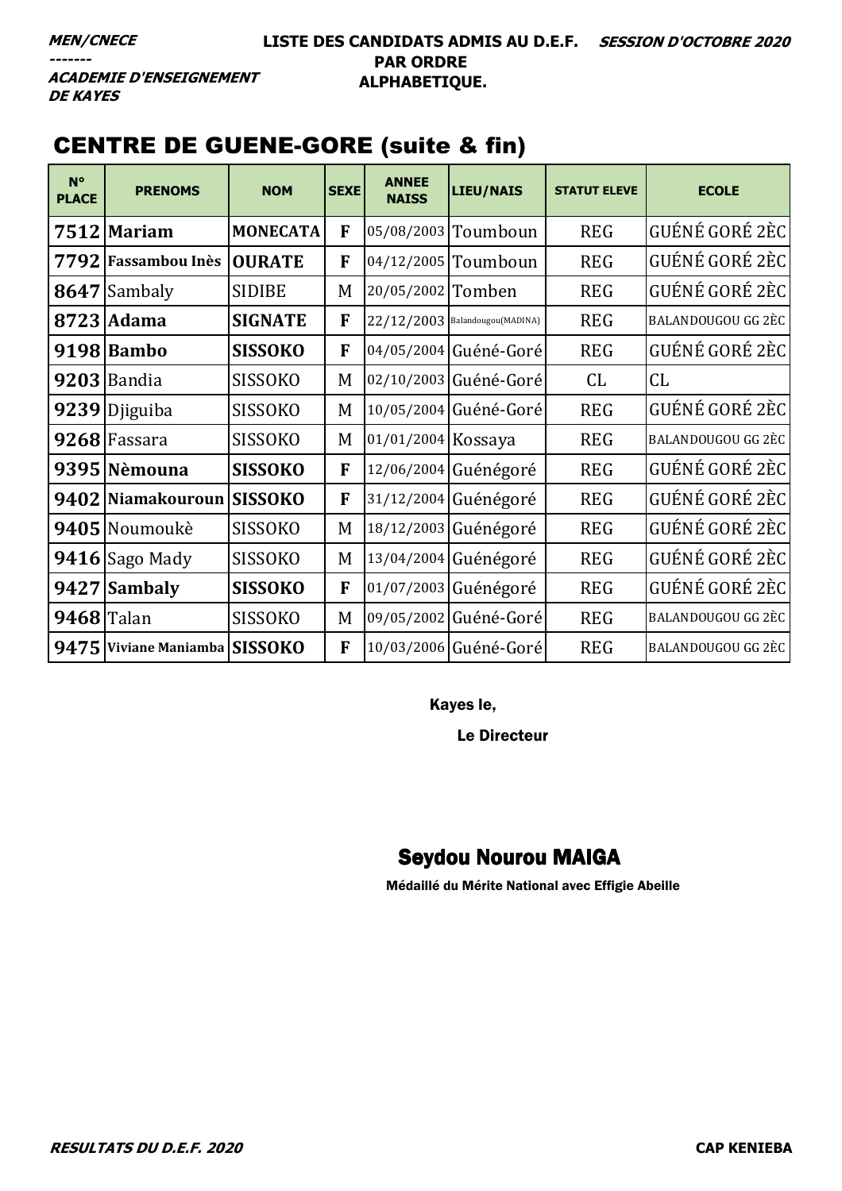**MEN/CNECE**
**-------**
**ACADEMIE D'ENSEIGNEMENT DE KAYES**

**LISTE DES CANDIDATS ADMIS AU D.E.F. PAR ORDRE ALPHABETIQUE.**

**SESSION D'OCTOBRE 2020**

## CENTRE DE GUENE-GORE (suite & fin)

| N° PLACE | PRENOMS | NOM | SEXE | ANNEE NAISS | LIEU/NAIS | STATUT ELEVE | ECOLE |
|---|---|---|---|---|---|---|---|
| **7512** | **Mariam** | **MONECATA** | **F** | 05/08/2003 | Tounboun | REG | GUÉNÉ GORÉ 2ÈC |
| **7792** | **Fassambou Inès** | **OURATE** | **F** | 04/12/2005 | Tounboun | REG | GUÉNÉ GORÉ 2ÈC |
| **8647** | Sambaly | SIDIBE | M | 20/05/2002 | Tomben | REG | GUÉNÉ GORÉ 2ÈC |
| **8723** | **Adama** | **SIGNATE** | **F** | 22/12/2003 | Balandougou(MADINA) | REG | BALANDOUGOU GG 2ÈC |
| **9198** | **Bambo** | **SISSOKO** | **F** | 04/05/2004 | Guéné-Goré | REG | GUÉNÉ GORÉ 2ÈC |
| **9203** | Bandia | SISSOKO | M | 02/10/2003 | Guéné-Goré | CL | CL |
| **9239** | Djiguiba | SISSOKO | M | 10/05/2004 | Guéné-Goré | REG | GUÉNÉ GORÉ 2ÈC |
| **9268** | Fassara | SISSOKO | M | 01/01/2004 | Kossaya | REG | BALANDOUGOU GG 2ÈC |
| **9395** | **Nèmouna** | **SISSOKO** | **F** | 12/06/2004 | Guénégoré | REG | GUÉNÉ GORÉ 2ÈC |
| **9402** | **Niamakouroun** | **SISSOKO** | **F** | 31/12/2004 | Guénégoré | REG | GUÉNÉ GORÉ 2ÈC |
| **9405** | Noumoukè | SISSOKO | M | 18/12/2003 | Guénégoré | REG | GUÉNÉ GORÉ 2ÈC |
| **9416** | Sago Mady | SISSOKO | M | 13/04/2004 | Guénégoré | REG | GUÉNÉ GORÉ 2ÈC |
| **9427** | **Sambaly** | **SISSOKO** | **F** | 01/07/2003 | Guénégoré | REG | GUÉNÉ GORÉ 2ÈC |
| **9468** | Talan | SISSOKO | M | 09/05/2002 | Guéné-Goré | REG | BALANDOUGOU GG 2ÈC |
| **9475** | **Viviane Maniamba** | **SISSOKO** | **F** | 10/03/2006 | Guéné-Goré | REG | BALANDOUGOU GG 2ÈC |

Kayes le,

Le Directeur

**Seydou Nourou MAIGA**

Médaillé du Mérite National avec Effigie Abeille

*RESULTATS DU D.E.F. 2020* — **CAP KENIEBA**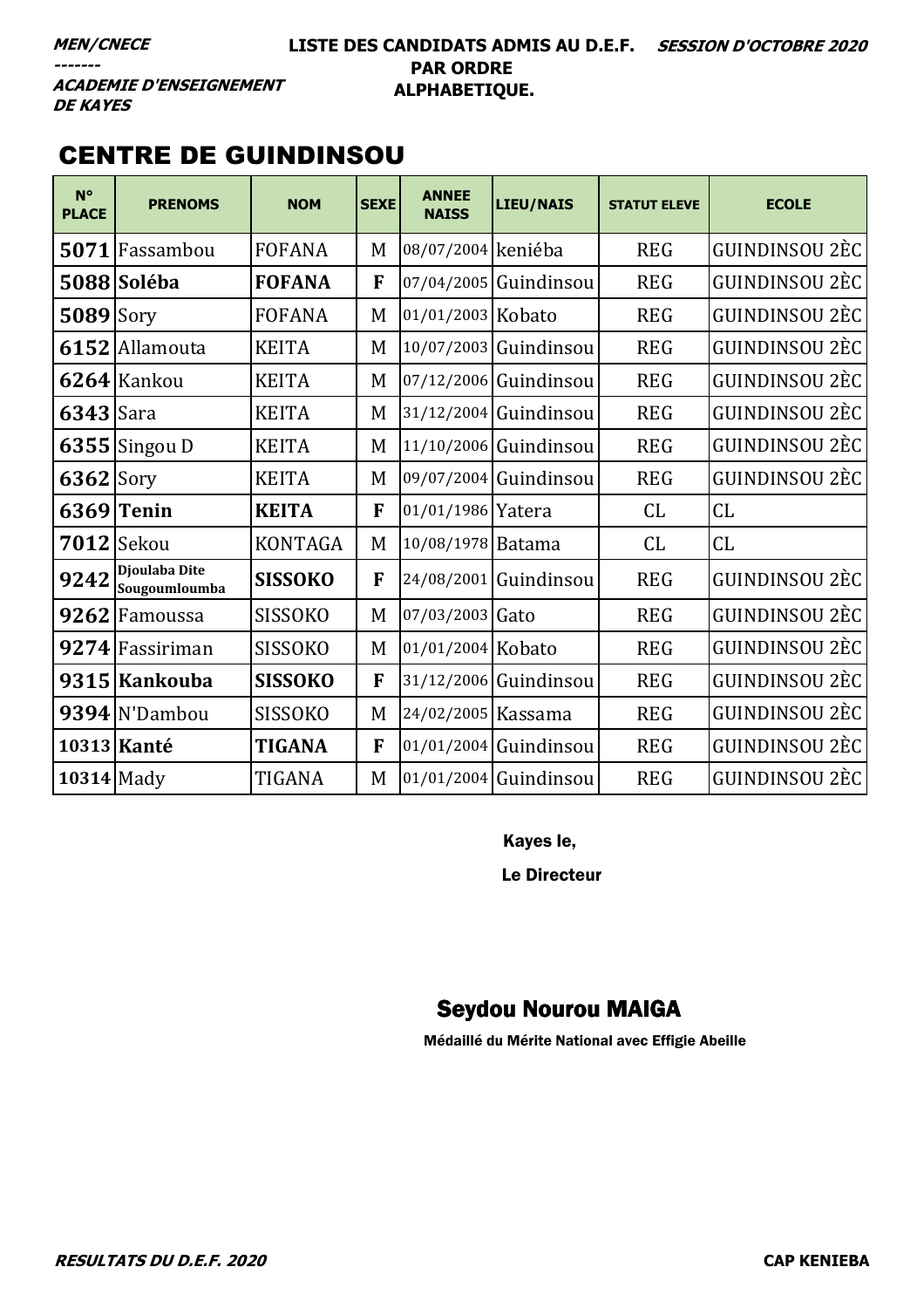***MEN/CNECE***
***-------***
***ACADEMIE D'ENSEIGNEMENT DE KAYES***

**LISTE DES CANDIDATS ADMIS AU D.E.F. PAR ORDRE ALPHABETIQUE.** ***SESSION D'OCTOBRE 2020***

# CENTRE DE GUINDINSOU

| N° PLACE | PRENOMS | NOM | SEXE | ANNEE NAISS | LIEU/NAIS | STATUT ELEVE | ECOLE |
|---|---|---|---|---|---|---|---|
| **5071** | Fassambou | FOFANA | M | 08/07/2004 | keniéba | REG | GUINDINSOU 2ÈC |
| **5088** | **Soléba** | **FOFANA** | **F** | 07/04/2005 | Guindinsou | REG | GUINDINSOU 2ÈC |
| **5089** | Sory | FOFANA | M | 01/01/2003 | Kobato | REG | GUINDINSOU 2ÈC |
| **6152** | Allamouta | KEITA | M | 10/07/2003 | Guindinsou | REG | GUINDINSOU 2ÈC |
| **6264** | Kankou | KEITA | M | 07/12/2006 | Guindinsou | REG | GUINDINSOU 2ÈC |
| **6343** | Sara | KEITA | M | 31/12/2004 | Guindinsou | REG | GUINDINSOU 2ÈC |
| **6355** | Singou D | KEITA | M | 11/10/2006 | Guindinsou | REG | GUINDINSOU 2ÈC |
| **6362** | Sory | KEITA | M | 09/07/2004 | Guindinsou | REG | GUINDINSOU 2ÈC |
| **6369** | **Tenin** | **KEITA** | **F** | 01/01/1986 | Yatera | CL | CL |
| **7012** | Sekou | KONTAGA | M | 10/08/1978 | Batama | CL | CL |
| **9242** | **Djoulaba Dite Sougoumloumba** | **SISSOKO** | **F** | 24/08/2001 | Guindinsou | REG | GUINDINSOU 2ÈC |
| **9262** | Famoussa | SISSOKO | M | 07/03/2003 | Gato | REG | GUINDINSOU 2ÈC |
| **9274** | Fassiriman | SISSOKO | M | 01/01/2004 | Kobato | REG | GUINDINSOU 2ÈC |
| **9315** | **Kankouba** | **SISSOKO** | **F** | 31/12/2006 | Guindinsou | REG | GUINDINSOU 2ÈC |
| **9394** | N'Dambou | SISSOKO | M | 24/02/2005 | Kassama | REG | GUINDINSOU 2ÈC |
| **10313** | **Kanté** | **TIGANA** | **F** | 01/01/2004 | Guindinsou | REG | GUINDINSOU 2ÈC |
| **10314** | Mady | TIGANA | M | 01/01/2004 | Guindinsou | REG | GUINDINSOU 2ÈC |

Kayes le,

Le Directeur

**Seydou Nourou MAIGA**

**Médaillé du Mérite National avec Effigie Abeille**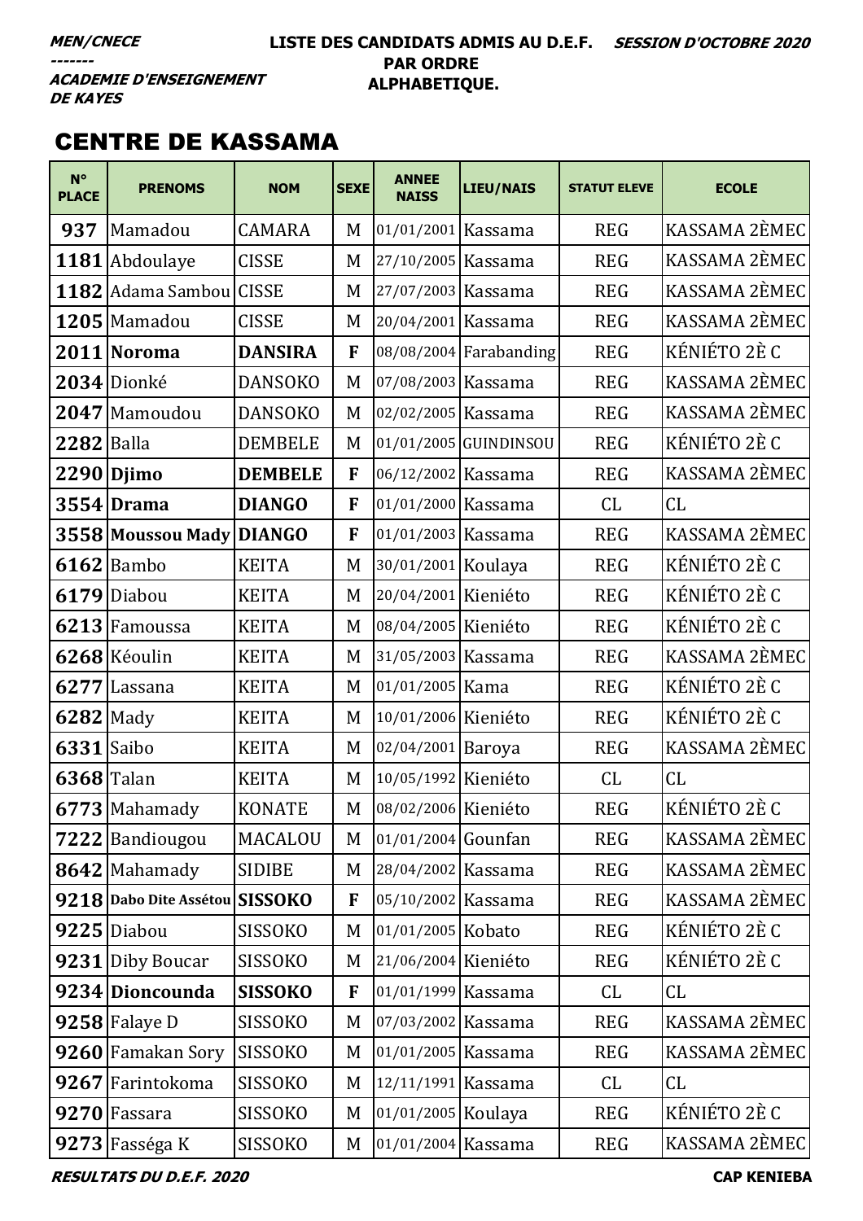***MEN/CNECE***
***-------***
***ACADEMIE D'ENSEIGNEMENT DE KAYES***

**LISTE DES CANDIDATS ADMIS AU D.E.F. PAR ORDRE ALPHABETIQUE.**

***SESSION D'OCTOBRE 2020***

## CENTRE DE KASSAMA

| N° PLACE | PRENOMS | NOM | SEXE | ANNEE NAISS | LIEU/NAIS | STATUT ELEVE | ECOLE |
|---|---|---|---|---|---|---|---|
| **937** | Mamadou | CAMARA | M | 01/01/2001 | Kassama | REG | KASSAMA 2ÈMEC |
| **1181** | Abdoulaye | CISSE | M | 27/10/2005 | Kassama | REG | KASSAMA 2ÈMEC |
| **1182** | Adama Sambou | CISSE | M | 27/07/2003 | Kassama | REG | KASSAMA 2ÈMEC |
| **1205** | Mamadou | CISSE | M | 20/04/2001 | Kassama | REG | KASSAMA 2ÈMEC |
| **2011** | **Noroma** | **DANSIRA** | **F** | 08/08/2004 | Farabanding | REG | KÉNIÉTO 2È C |
| **2034** | Dionké | DANSOKO | M | 07/08/2003 | Kassama | REG | KASSAMA 2ÈMEC |
| **2047** | Mamoudou | DANSOKO | M | 02/02/2005 | Kassama | REG | KASSAMA 2ÈMEC |
| **2282** | Balla | DEMBELE | M | 01/01/2005 | GUINDINSOU | REG | KÉNIÉTO 2È C |
| **2290** | **Djimo** | **DEMBELE** | **F** | 06/12/2002 | Kassama | REG | KASSAMA 2ÈMEC |
| **3554** | **Drama** | **DIANGO** | **F** | 01/01/2000 | Kassama | CL | CL |
| **3558** | **Moussou Mady** | **DIANGO** | **F** | 01/01/2003 | Kassama | REG | KASSAMA 2ÈMEC |
| **6162** | Bambo | KEITA | M | 30/01/2001 | Koulaya | REG | KÉNIÉTO 2È C |
| **6179** | Diabou | KEITA | M | 20/04/2001 | Kieniéto | REG | KÉNIÉTO 2È C |
| **6213** | Famoussa | KEITA | M | 08/04/2005 | Kieniéto | REG | KÉNIÉTO 2È C |
| **6268** | Kéoulin | KEITA | M | 31/05/2003 | Kassama | REG | KASSAMA 2ÈMEC |
| **6277** | Lassana | KEITA | M | 01/01/2005 | Kama | REG | KÉNIÉTO 2È C |
| **6282** | Mady | KEITA | M | 10/01/2006 | Kieniéto | REG | KÉNIÉTO 2È C |
| **6331** | Saibo | KEITA | M | 02/04/2001 | Baroya | REG | KASSAMA 2ÈMEC |
| **6368** | Talan | KEITA | M | 10/05/1992 | Kieniéto | CL | CL |
| **6773** | Mahamady | KONATE | M | 08/02/2006 | Kieniéto | REG | KÉNIÉTO 2È C |
| **7222** | Bandiougou | MACALOU | M | 01/01/2004 | Gounfan | REG | KASSAMA 2ÈMEC |
| **8642** | Mahamady | SIDIBE | M | 28/04/2002 | Kassama | REG | KASSAMA 2ÈMEC |
| **9218** | **Dabo Dite Assétou** | **SISSOKO** | **F** | 05/10/2002 | Kassama | REG | KASSAMA 2ÈMEC |
| **9225** | Diabou | SISSOKO | M | 01/01/2005 | Kobato | REG | KÉNIÉTO 2È C |
| **9231** | Diby Boucar | SISSOKO | M | 21/06/2004 | Kieniéto | REG | KÉNIÉTO 2È C |
| **9234** | **Dioncounda** | **SISSOKO** | **F** | 01/01/1999 | Kassama | CL | CL |
| **9258** | Falaye D | SISSOKO | M | 07/03/2002 | Kassama | REG | KASSAMA 2ÈMEC |
| **9260** | Famakan Sory | SISSOKO | M | 01/01/2005 | Kassama | REG | KASSAMA 2ÈMEC |
| **9267** | Farintokoma | SISSOKO | M | 12/11/1991 | Kassama | CL | CL |
| **9270** | Fassara | SISSOKO | M | 01/01/2005 | Koulaya | REG | KÉNIÉTO 2È C |
| **9273** | Fasséga K | SISSOKO | M | 01/01/2004 | Kassama | REG | KASSAMA 2ÈMEC |

***RESULTATS DU D.E.F. 2020*** **CAP KENIEBA**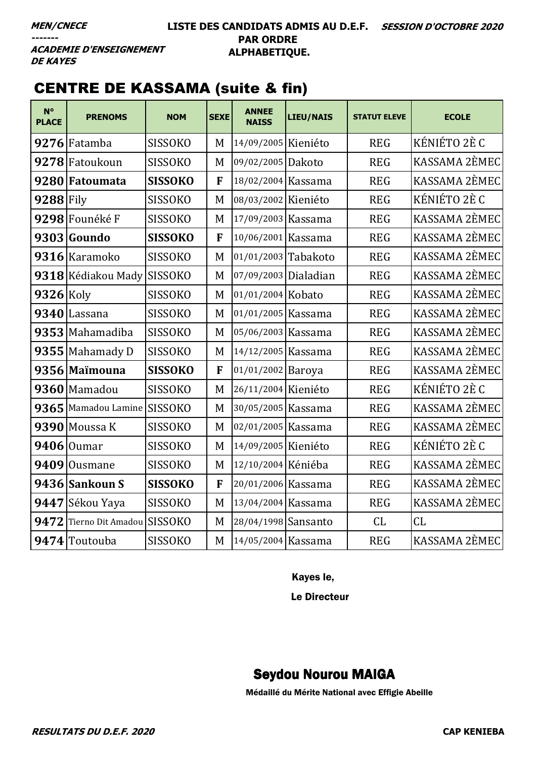*MEN/CNECE*
*-------*
*ACADEMIE D'ENSEIGNEMENT DE KAYES*

**LISTE DES CANDIDATS ADMIS AU D.E.F. PAR ORDRE ALPHABETIQUE.**

*SESSION D'OCTOBRE 2020*

## CENTRE DE KASSAMA (suite & fin)

| N° PLACE | PRENOMS | NOM | SEXE | ANNEE NAISS | LIEU/NAIS | STATUT ELEVE | ECOLE |
|---|---|---|---|---|---|---|---|
| 9276 | Fatamba | SISSOKO | M | 14/09/2005 | Kieniéto | REG | KÉNIÉTO 2È C |
| 9278 | Fatoukoun | SISSOKO | M | 09/02/2005 | Dakoto | REG | KASSAMA 2ÈMEC |
| 9280 | **Fatoumata** | **SISSOKO** | **F** | 18/02/2004 | Kassama | REG | KASSAMA 2ÈMEC |
| 9288 | Fily | SISSOKO | M | 08/03/2002 | Kieniéto | REG | KÉNIÉTO 2È C |
| 9298 | Founéké F | SISSOKO | M | 17/09/2003 | Kassama | REG | KASSAMA 2ÈMEC |
| 9303 | **Goundo** | **SISSOKO** | **F** | 10/06/2001 | Kassama | REG | KASSAMA 2ÈMEC |
| 9316 | Karamoko | SISSOKO | M | 01/01/2003 | Tabakoto | REG | KASSAMA 2ÈMEC |
| 9318 | Kédiakou Mady | SISSOKO | M | 07/09/2003 | Dialadian | REG | KASSAMA 2ÈMEC |
| 9326 | Koly | SISSOKO | M | 01/01/2004 | Kobato | REG | KASSAMA 2ÈMEC |
| 9340 | Lassana | SISSOKO | M | 01/01/2005 | Kassama | REG | KASSAMA 2ÈMEC |
| 9353 | Mahamadiba | SISSOKO | M | 05/06/2003 | Kassama | REG | KASSAMA 2ÈMEC |
| 9355 | Mahamady D | SISSOKO | M | 14/12/2005 | Kassama | REG | KASSAMA 2ÈMEC |
| 9356 | **Maïmouna** | **SISSOKO** | **F** | 01/01/2002 | Baroya | REG | KASSAMA 2ÈMEC |
| 9360 | Mamadou | SISSOKO | M | 26/11/2004 | Kieniéto | REG | KÉNIÉTO 2È C |
| 9365 | Mamadou Lamine | SISSOKO | M | 30/05/2005 | Kassama | REG | KASSAMA 2ÈMEC |
| 9390 | Moussa K | SISSOKO | M | 02/01/2005 | Kassama | REG | KASSAMA 2ÈMEC |
| 9406 | Oumar | SISSOKO | M | 14/09/2005 | Kieniéto | REG | KÉNIÉTO 2È C |
| 9409 | Ousmane | SISSOKO | M | 12/10/2004 | Kéniéba | REG | KASSAMA 2ÈMEC |
| 9436 | **Sankoun S** | **SISSOKO** | **F** | 20/01/2006 | Kassama | REG | KASSAMA 2ÈMEC |
| 9447 | Sékou Yaya | SISSOKO | M | 13/04/2004 | Kassama | REG | KASSAMA 2ÈMEC |
| 9472 | Tierno Dit Amadou | SISSOKO | M | 28/04/1998 | Sansanto | CL | CL |
| 9474 | Toutouba | SISSOKO | M | 14/05/2004 | Kassama | REG | KASSAMA 2ÈMEC |

Kayes le,

Le Directeur

**Seydou Nourou MAIGA**

Médaillé du Mérite National avec Effigie Abeille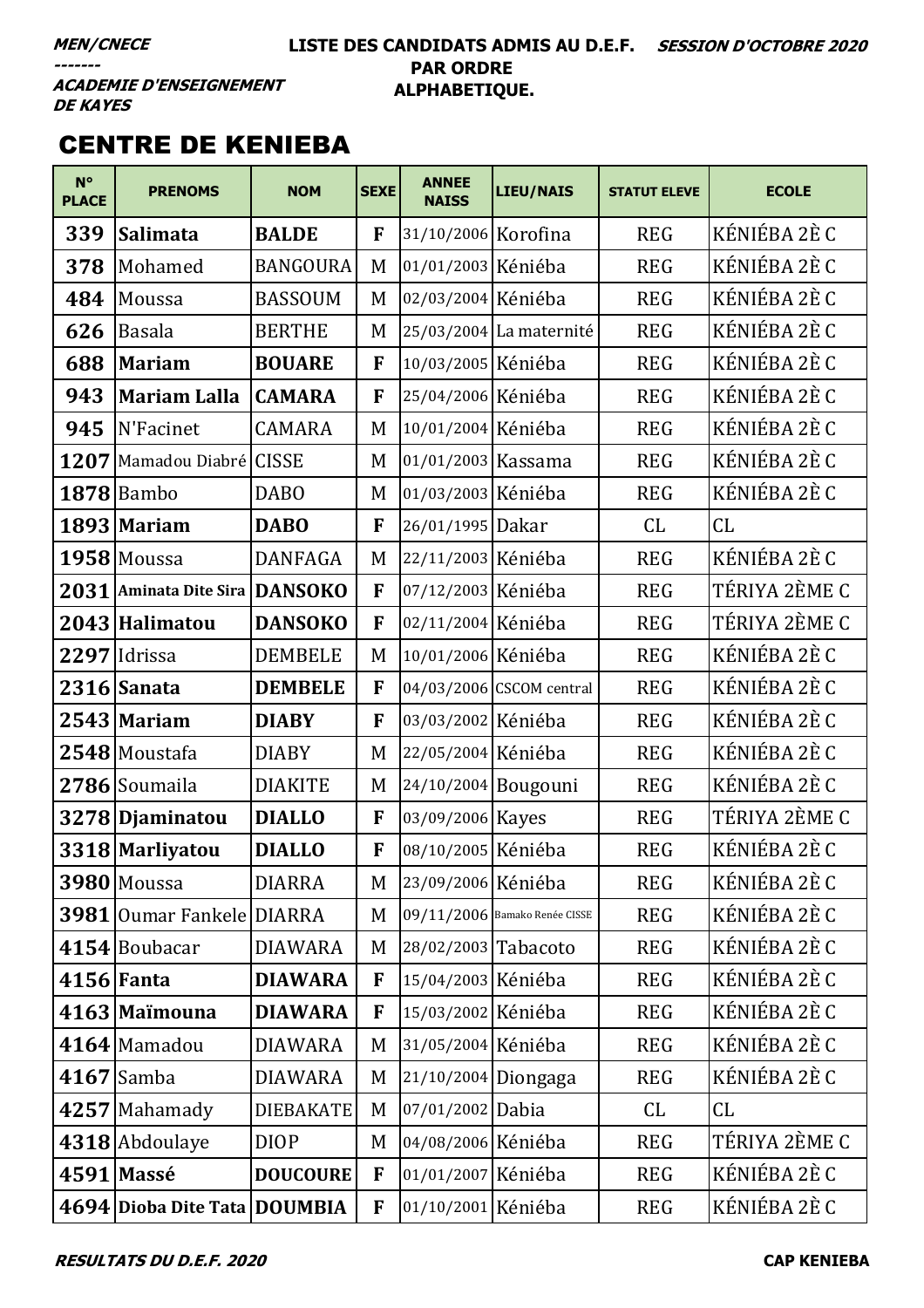**MEN/CNECE**
**-------**
**ACADEMIE D'ENSEIGNEMENT DE KAYES**

**LISTE DES CANDIDATS ADMIS AU D.E.F. PAR ORDRE ALPHABETIQUE.**

**SESSION D'OCTOBRE 2020**

## CENTRE DE KENIEBA

| N° PLACE | PRENOMS | NOM | SEXE | ANNEE NAISS | LIEU/NAIS | STATUT ELEVE | ECOLE |
|---|---|---|---|---|---|---|---|
| 339 | **Salimata** | **BALDE** | **F** | 31/10/2006 | Korofina | REG | KÉNIÉBA 2È C |
| 378 | Mohamed | BANGOURA | M | 01/01/2003 | Kéniéba | REG | KÉNIÉBA 2È C |
| 484 | Moussa | BASSOUM | M | 02/03/2004 | Kéniéba | REG | KÉNIÉBA 2È C |
| 626 | Basala | BERTHE | M | 25/03/2004 | La maternité | REG | KÉNIÉBA 2È C |
| 688 | **Mariam** | **BOUARE** | **F** | 10/03/2005 | Kéniéba | REG | KÉNIÉBA 2È C |
| 943 | **Mariam Lalla** | **CAMARA** | **F** | 25/04/2006 | Kéniéba | REG | KÉNIÉBA 2È C |
| 945 | N'Facinet | CAMARA | M | 10/01/2004 | Kéniéba | REG | KÉNIÉBA 2È C |
| 1207 | Mamadou Diabré | CISSE | M | 01/01/2003 | Kassama | REG | KÉNIÉBA 2È C |
| 1878 | Bambo | DABO | M | 01/03/2003 | Kéniéba | REG | KÉNIÉBA 2È C |
| 1893 | **Mariam** | **DABO** | **F** | 26/01/1995 | Dakar | CL | CL |
| 1958 | Moussa | DANFAGA | M | 22/11/2003 | Kéniéba | REG | KÉNIÉBA 2È C |
| 2031 | **Aminata Dite Sira** | **DANSOKO** | **F** | 07/12/2003 | Kéniéba | REG | TÉRIYA 2ÈME C |
| 2043 | **Halimatou** | **DANSOKO** | **F** | 02/11/2004 | Kéniéba | REG | TÉRIYA 2ÈME C |
| 2297 | Idrissa | DEMBELE | M | 10/01/2006 | Kéniéba | REG | KÉNIÉBA 2È C |
| 2316 | **Sanata** | **DEMBELE** | **F** | 04/03/2006 | CSCOM central | REG | KÉNIÉBA 2È C |
| 2543 | **Mariam** | **DIABY** | **F** | 03/03/2002 | Kéniéba | REG | KÉNIÉBA 2È C |
| 2548 | Moustafa | DIABY | M | 22/05/2004 | Kéniéba | REG | KÉNIÉBA 2È C |
| 2786 | Soumaila | DIAKITE | M | 24/10/2004 | Bougouni | REG | KÉNIÉBA 2È C |
| 3278 | **Djaminatou** | **DIALLO** | **F** | 03/09/2006 | Kayes | REG | TÉRIYA 2ÈME C |
| 3318 | **Marliyatou** | **DIALLO** | **F** | 08/10/2005 | Kéniéba | REG | KÉNIÉBA 2È C |
| 3980 | Moussa | DIARRA | M | 23/09/2006 | Kéniéba | REG | KÉNIÉBA 2È C |
| 3981 | Oumar Fankele | DIARRA | M | 09/11/2006 | Bamako Renée CISSE | REG | KÉNIÉBA 2È C |
| 4154 | Boubacar | DIAWARA | M | 28/02/2003 | Tabacoto | REG | KÉNIÉBA 2È C |
| 4156 | **Fanta** | **DIAWARA** | **F** | 15/04/2003 | Kéniéba | REG | KÉNIÉBA 2È C |
| 4163 | **Maïmouna** | **DIAWARA** | **F** | 15/03/2002 | Kéniéba | REG | KÉNIÉBA 2È C |
| 4164 | Mamadou | DIAWARA | M | 31/05/2004 | Kéniéba | REG | KÉNIÉBA 2È C |
| 4167 | Samba | DIAWARA | M | 21/10/2004 | Diongaga | REG | KÉNIÉBA 2È C |
| 4257 | Mahamady | DIEBAKATE | M | 07/01/2002 | Dabia | CL | CL |
| 4318 | Abdoulaye | DIOP | M | 04/08/2006 | Kéniéba | REG | TÉRIYA 2ÈME C |
| 4591 | **Massé** | **DOUCOURE** | **F** | 01/01/2007 | Kéniéba | REG | KÉNIÉBA 2È C |
| 4694 | **Dioba Dite Tata** | **DOUMBIA** | **F** | 01/10/2001 | Kéniéba | REG | KÉNIÉBA 2È C |

**RESULTATS DU D.E.F. 2020** — **CAP KENIEBA**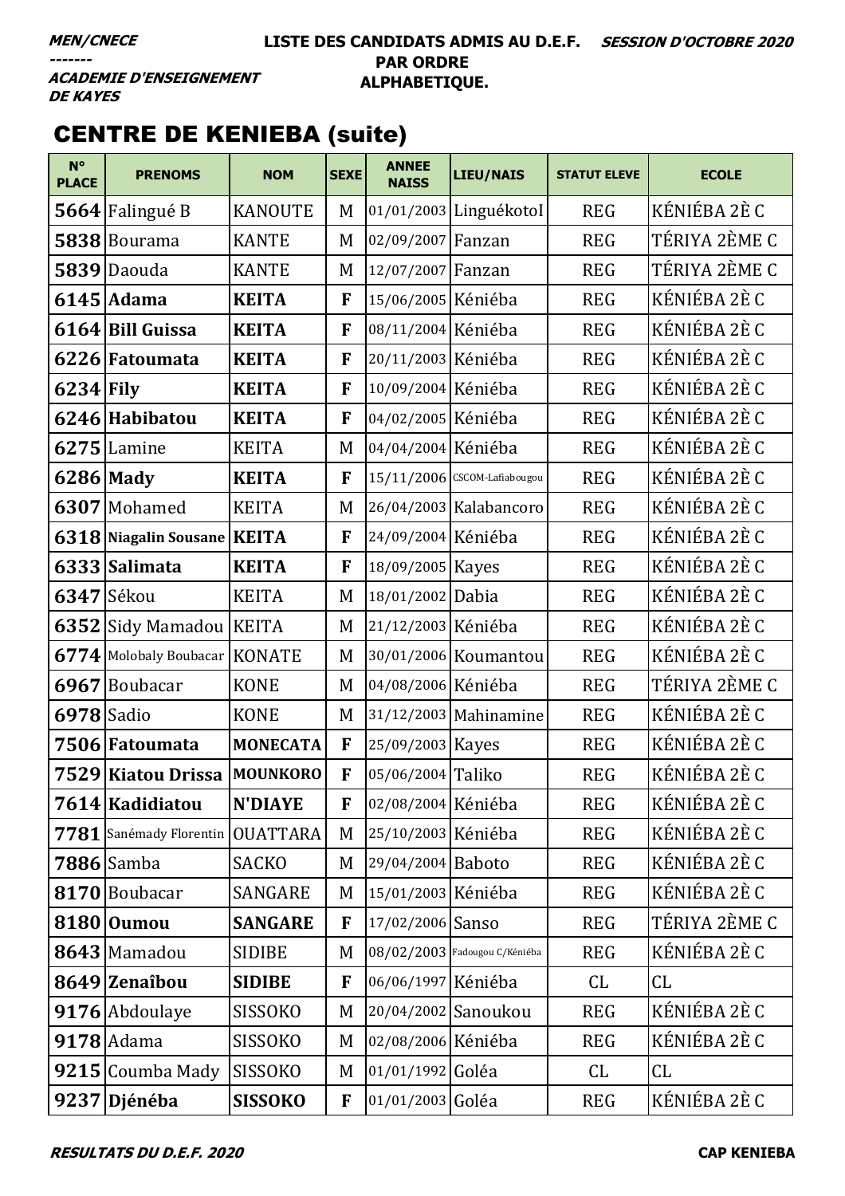**MEN/CNECE**
**-------**
**ACADEMIE D'ENSEIGNEMENT DE KAYES**

**LISTE DES CANDIDATS ADMIS AU D.E.F. PAR ORDRE ALPHABETIQUE.**

**SESSION D'OCTOBRE 2020**

# CENTRE DE KENIEBA (suite)

| N° PLACE | PRENOMS | NOM | SEXE | ANNEE NAISS | LIEU/NAIS | STATUT ELEVE | ECOLE |
|---|---|---|---|---|---|---|---|
| **5664** | Falingué B | KANOUTE | M | 01/01/2003 | LinguékotoI | REG | KÉNIÉBA 2È C |
| **5838** | Bourama | KANTE | M | 02/09/2007 | Fanzan | REG | TÉRIYA 2ÈME C |
| **5839** | Daouda | KANTE | M | 12/07/2007 | Fanzan | REG | TÉRIYA 2ÈME C |
| **6145** | **Adama** | **KEITA** | **F** | 15/06/2005 | Kéniéba | REG | KÉNIÉBA 2È C |
| **6164** | **Bill Guissa** | **KEITA** | **F** | 08/11/2004 | Kéniéba | REG | KÉNIÉBA 2È C |
| **6226** | **Fatoumata** | **KEITA** | **F** | 20/11/2003 | Kéniéba | REG | KÉNIÉBA 2È C |
| **6234** | **Fily** | **KEITA** | **F** | 10/09/2004 | Kéniéba | REG | KÉNIÉBA 2È C |
| **6246** | **Habibatou** | **KEITA** | **F** | 04/02/2005 | Kéniéba | REG | KÉNIÉBA 2È C |
| **6275** | Lamine | KEITA | M | 04/04/2004 | Kéniéba | REG | KÉNIÉBA 2È C |
| **6286** | **Mady** | **KEITA** | **F** | 15/11/2006 | CSCOM-Lafiabougou | REG | KÉNIÉBA 2È C |
| **6307** | Mohamed | KEITA | M | 26/04/2003 | Kalabancoro | REG | KÉNIÉBA 2È C |
| **6318** | **Niagalin Sousane** | **KEITA** | **F** | 24/09/2004 | Kéniéba | REG | KÉNIÉBA 2È C |
| **6333** | **Salimata** | **KEITA** | **F** | 18/09/2005 | Kayes | REG | KÉNIÉBA 2È C |
| **6347** | Sékou | KEITA | M | 18/01/2002 | Dabia | REG | KÉNIÉBA 2È C |
| **6352** | Sidy Mamadou | KEITA | M | 21/12/2003 | Kéniéba | REG | KÉNIÉBA 2È C |
| **6774** | Molobaly Boubacar | KONATE | M | 30/01/2006 | Koumantou | REG | KÉNIÉBA 2È C |
| **6967** | Boubacar | KONE | M | 04/08/2006 | Kéniéba | REG | TÉRIYA 2ÈME C |
| **6978** | Sadio | KONE | M | 31/12/2003 | Mahinamine | REG | KÉNIÉBA 2È C |
| **7506** | **Fatoumata** | **MONECATA** | **F** | 25/09/2003 | Kayes | REG | KÉNIÉBA 2È C |
| **7529** | **Kiatou Drissa** | **MOUNKORO** | **F** | 05/06/2004 | Taliko | REG | KÉNIÉBA 2È C |
| **7614** | **Kadidiatou** | **N'DIAYE** | **F** | 02/08/2004 | Kéniéba | REG | KÉNIÉBA 2È C |
| **7781** | Sanémady Florentin | OUATTARA | M | 25/10/2003 | Kéniéba | REG | KÉNIÉBA 2È C |
| **7886** | Samba | SACKO | M | 29/04/2004 | Baboto | REG | KÉNIÉBA 2È C |
| **8170** | Boubacar | SANGARE | M | 15/01/2003 | Kéniéba | REG | KÉNIÉBA 2È C |
| **8180** | **Oumou** | **SANGARE** | **F** | 17/02/2006 | Sanso | REG | TÉRIYA 2ÈME C |
| **8643** | Mamadou | SIDIBE | M | 08/02/2003 | Fadougou C/Kéniéba | REG | KÉNIÉBA 2È C |
| **8649** | **Zenaîbou** | **SIDIBE** | **F** | 06/06/1997 | Kéniéba | CL | CL |
| **9176** | Abdoulaye | SISSOKO | M | 20/04/2002 | Sanoukou | REG | KÉNIÉBA 2È C |
| **9178** | Adama | SISSOKO | M | 02/08/2006 | Kéniéba | REG | KÉNIÉBA 2È C |
| **9215** | Coumba Mady | SISSOKO | M | 01/01/1992 | Goléa | CL | CL |
| **9237** | **Djénéba** | **SISSOKO** | **F** | 01/01/2003 | Goléa | REG | KÉNIÉBA 2È C |

**RESULTATS DU D.E.F. 2020** **CAP KENIEBA**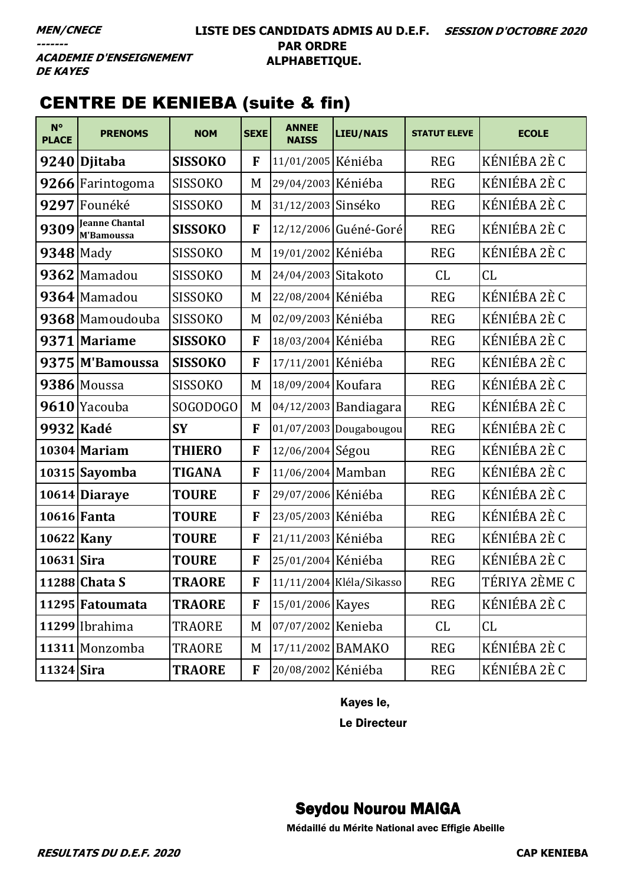*MEN/CNECE*
*-------*
*ACADEMIE D'ENSEIGNEMENT DE KAYES*

**LISTE DES CANDIDATS ADMIS AU D.E.F. PAR ORDRE ALPHABETIQUE.**

*SESSION D'OCTOBRE 2020*

## CENTRE DE KENIEBA (suite & fin)

| N° PLACE | PRENOMS | NOM | SEXE | ANNEE NAISS | LIEU/NAIS | STATUT ELEVE | ECOLE |
|---|---|---|---|---|---|---|---|
| **9240** | **Djitaba** | **SISSOKO** | **F** | 11/01/2005 | Kéniéba | REG | KÉNIÉBA 2È C |
| **9266** | Farintogoma | SISSOKO | M | 29/04/2003 | Kéniéba | REG | KÉNIÉBA 2È C |
| **9297** | Founéké | SISSOKO | M | 31/12/2003 | Sinséko | REG | KÉNIÉBA 2È C |
| **9309** | **Jeanne Chantal M'Bamoussa** | **SISSOKO** | **F** | 12/12/2006 | Guéné-Goré | REG | KÉNIÉBA 2È C |
| **9348** | Mady | SISSOKO | M | 19/01/2002 | Kéniéba | REG | KÉNIÉBA 2È C |
| **9362** | Mamadou | SISSOKO | M | 24/04/2003 | Sitakoto | CL | CL |
| **9364** | Mamadou | SISSOKO | M | 22/08/2004 | Kéniéba | REG | KÉNIÉBA 2È C |
| **9368** | Mamoudouba | SISSOKO | M | 02/09/2003 | Kéniéba | REG | KÉNIÉBA 2È C |
| **9371** | **Mariame** | **SISSOKO** | **F** | 18/03/2004 | Kéniéba | REG | KÉNIÉBA 2È C |
| **9375** | **M'Bamoussa** | **SISSOKO** | **F** | 17/11/2001 | Kéniéba | REG | KÉNIÉBA 2È C |
| **9386** | Moussa | SISSOKO | M | 18/09/2004 | Koufara | REG | KÉNIÉBA 2È C |
| **9610** | Yacouba | SOGODOGO | M | 04/12/2003 | Bandiagara | REG | KÉNIÉBA 2È C |
| **9932** | **Kadé** | **SY** | **F** | 01/07/2003 | Dougabougou | REG | KÉNIÉBA 2È C |
| **10304** | **Mariam** | **THIERO** | **F** | 12/06/2004 | Ségou | REG | KÉNIÉBA 2È C |
| **10315** | **Sayomba** | **TIGANA** | **F** | 11/06/2004 | Mamban | REG | KÉNIÉBA 2È C |
| **10614** | **Diaraye** | **TOURE** | **F** | 29/07/2006 | Kéniéba | REG | KÉNIÉBA 2È C |
| **10616** | **Fanta** | **TOURE** | **F** | 23/05/2003 | Kéniéba | REG | KÉNIÉBA 2È C |
| **10622** | **Kany** | **TOURE** | **F** | 21/11/2003 | Kéniéba | REG | KÉNIÉBA 2È C |
| **10631** | **Sira** | **TOURE** | **F** | 25/01/2004 | Kéniéba | REG | KÉNIÉBA 2È C |
| **11288** | **Chata S** | **TRAORE** | **F** | 11/11/2004 | Kléla/Sikasso | REG | TÉRIYA 2ÈME C |
| **11295** | **Fatoumata** | **TRAORE** | **F** | 15/01/2006 | Kayes | REG | KÉNIÉBA 2È C |
| **11299** | Ibrahima | TRAORE | M | 07/07/2002 | Kenieba | CL | CL |
| **11311** | Monzomba | TRAORE | M | 17/11/2002 | BAMAKO | REG | KÉNIÉBA 2È C |
| **11324** | **Sira** | **TRAORE** | **F** | 20/08/2002 | Kéniéba | REG | KÉNIÉBA 2È C |

**Kayes le,**

**Le Directeur**

**Seydou Nourou MAIGA**

**Médaillé du Mérite National avec Effigie Abeille**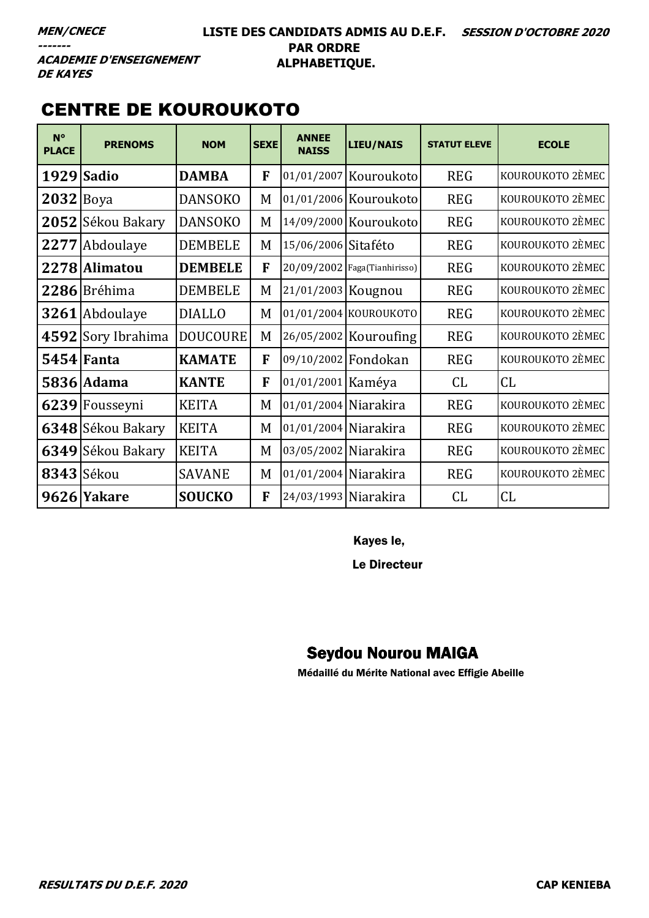MEN/CNECE
-------
ACADEMIE D'ENSEIGNEMENT DE KAYES

**LISTE DES CANDIDATS ADMIS AU D.E.F. PAR ORDRE ALPHABETIQUE.**

*SESSION D'OCTOBRE 2020*

## CENTRE DE KOUROUKOTO

| N° PLACE | PRENOMS | NOM | SEXE | ANNEE NAISS | LIEU/NAIS | STATUT ELEVE | ECOLE |
|---|---|---|---|---|---|---|---|
| **1929** | **Sadio** | **DAMBA** | **F** | 01/01/2007 | Kouroukoto | REG | KOUROUKOTO 2ÈMEC |
| **2032** | Boya | DANSOKO | M | 01/01/2006 | Kouroukoto | REG | KOUROUKOTO 2ÈMEC |
| **2052** | Sékou Bakary | DANSOKO | M | 14/09/2000 | Kouroukoto | REG | KOUROUKOTO 2ÈMEC |
| **2277** | Abdoulaye | DEMBELE | M | 15/06/2006 | Sitaféto | REG | KOUROUKOTO 2ÈMEC |
| **2278** | **Alimatou** | **DEMBELE** | **F** | 20/09/2002 | Faga(Tianhirisso) | REG | KOUROUKOTO 2ÈMEC |
| **2286** | Bréhima | DEMBELE | M | 21/01/2003 | Kougnou | REG | KOUROUKOTO 2ÈMEC |
| **3261** | Abdoulaye | DIALLO | M | 01/01/2004 | KOUROUKOTO | REG | KOUROUKOTO 2ÈMEC |
| **4592** | Sory Ibrahima | DOUCOURE | M | 26/05/2002 | Kouroufing | REG | KOUROUKOTO 2ÈMEC |
| **5454** | **Fanta** | **KAMATE** | **F** | 09/10/2002 | Fondokan | REG | KOUROUKOTO 2ÈMEC |
| **5836** | **Adama** | **KANTE** | **F** | 01/01/2001 | Kaméya | CL | CL |
| **6239** | Fousseyni | KEITA | M | 01/01/2004 | Niarakira | REG | KOUROUKOTO 2ÈMEC |
| **6348** | Sékou Bakary | KEITA | M | 01/01/2004 | Niarakira | REG | KOUROUKOTO 2ÈMEC |
| **6349** | Sékou Bakary | KEITA | M | 03/05/2002 | Niarakira | REG | KOUROUKOTO 2ÈMEC |
| **8343** | Sékou | SAVANE | M | 01/01/2004 | Niarakira | REG | KOUROUKOTO 2ÈMEC |
| **9626** | **Yakare** | **SOUCKO** | **F** | 24/03/1993 | Niarakira | CL | CL |

Kayes le,

Le Directeur

**Seydou Nourou MAIGA**

Médaillé du Mérite National avec Effigie Abeille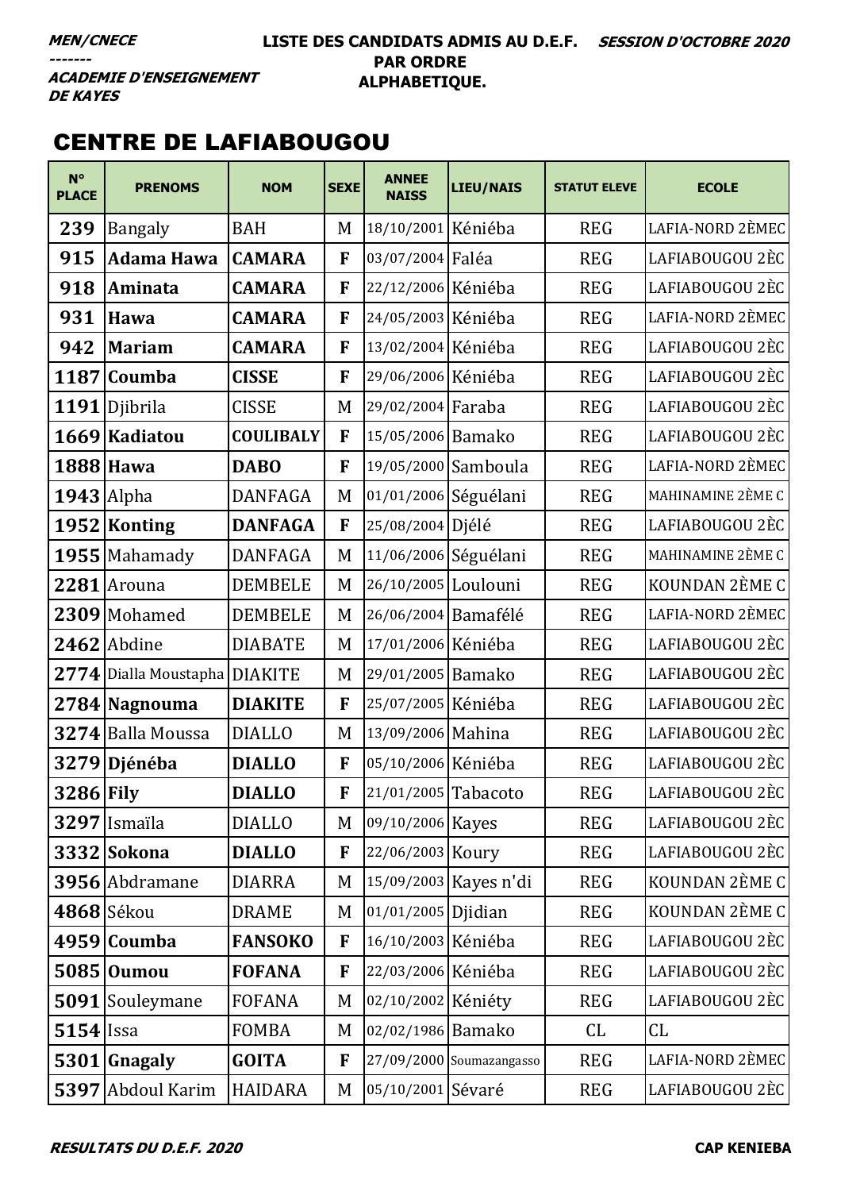***MEN/CNECE***
***-------***
***ACADEMIE D'ENSEIGNEMENT DE KAYES***

**LISTE DES CANDIDATS ADMIS AU D.E.F. PAR ORDRE ALPHABETIQUE.**

***SESSION D'OCTOBRE 2020***

## CENTRE DE LAFIABOUGOU

| N° PLACE | PRENOMS | NOM | SEXE | ANNEE NAISS | LIEU/NAIS | STATUT ELEVE | ECOLE |
|---|---|---|---|---|---|---|---|
| 239 | Bangaly | BAH | M | 18/10/2001 | Kéniéba | REG | LAFIA-NORD 2ÈMEC |
| 915 | **Adama Hawa** | **CAMARA** | **F** | 03/07/2004 | Faléa | REG | LAFIABOUGOU 2ÈC |
| 918 | **Aminata** | **CAMARA** | **F** | 22/12/2006 | Kéniéba | REG | LAFIABOUGOU 2ÈC |
| 931 | **Hawa** | **CAMARA** | **F** | 24/05/2003 | Kéniéba | REG | LAFIA-NORD 2ÈMEC |
| 942 | **Mariam** | **CAMARA** | **F** | 13/02/2004 | Kéniéba | REG | LAFIABOUGOU 2ÈC |
| 1187 | **Coumba** | **CISSE** | **F** | 29/06/2006 | Kéniéba | REG | LAFIABOUGOU 2ÈC |
| 1191 | Djibrila | CISSE | M | 29/02/2004 | Faraba | REG | LAFIABOUGOU 2ÈC |
| 1669 | **Kadiatou** | **COULIBALY** | **F** | 15/05/2006 | Bamako | REG | LAFIABOUGOU 2ÈC |
| 1888 | **Hawa** | **DABO** | **F** | 19/05/2000 | Samboula | REG | LAFIA-NORD 2ÈMEC |
| 1943 | Alpha | DANFAGA | M | 01/01/2006 | Séguélani | REG | MAHINAMINE 2ÈME C |
| 1952 | **Konting** | **DANFAGA** | **F** | 25/08/2004 | Djélé | REG | LAFIABOUGOU 2ÈC |
| 1955 | Mahamady | DANFAGA | M | 11/06/2006 | Séguélani | REG | MAHINAMINE 2ÈME C |
| 2281 | Arouna | DEMBELE | M | 26/10/2005 | Loulouni | REG | KOUNDAN 2ÈME C |
| 2309 | Mohamed | DEMBELE | M | 26/06/2004 | Bamafélé | REG | LAFIA-NORD 2ÈMEC |
| 2462 | Abdine | DIABATE | M | 17/01/2006 | Kéniéba | REG | LAFIABOUGOU 2ÈC |
| 2774 | Dialla Moustapha | DIAKITE | M | 29/01/2005 | Bamako | REG | LAFIABOUGOU 2ÈC |
| 2784 | **Nagnouma** | **DIAKITE** | **F** | 25/07/2005 | Kéniéba | REG | LAFIABOUGOU 2ÈC |
| 3274 | Balla Moussa | DIALLO | M | 13/09/2006 | Mahina | REG | LAFIABOUGOU 2ÈC |
| 3279 | **Djénéba** | **DIALLO** | **F** | 05/10/2006 | Kéniéba | REG | LAFIABOUGOU 2ÈC |
| 3286 | **Fily** | **DIALLO** | **F** | 21/01/2005 | Tabacoto | REG | LAFIABOUGOU 2ÈC |
| 3297 | Ismaïla | DIALLO | M | 09/10/2006 | Kayes | REG | LAFIABOUGOU 2ÈC |
| 3332 | **Sokona** | **DIALLO** | **F** | 22/06/2003 | Koury | REG | LAFIABOUGOU 2ÈC |
| 3956 | Abdramane | DIARRA | M | 15/09/2003 | Kayes n'di | REG | KOUNDAN 2ÈME C |
| 4868 | Sékou | DRAME | M | 01/01/2005 | Djidian | REG | KOUNDAN 2ÈME C |
| 4959 | **Coumba** | **FANSOKO** | **F** | 16/10/2003 | Kéniéba | REG | LAFIABOUGOU 2ÈC |
| 5085 | **Oumou** | **FOFANA** | **F** | 22/03/2006 | Kéniéba | REG | LAFIABOUGOU 2ÈC |
| 5091 | Souleymane | FOFANA | M | 02/10/2002 | Kéniéty | REG | LAFIABOUGOU 2ÈC |
| 5154 | Issa | FOMBA | M | 02/02/1986 | Bamako | CL | CL |
| 5301 | **Gnagaly** | **GOITA** | **F** | 27/09/2000 | Soumazangasso | REG | LAFIA-NORD 2ÈMEC |
| 5397 | Abdoul Karim | HAIDARA | M | 05/10/2001 | Sévaré | REG | LAFIABOUGOU 2ÈC |

***RESULTATS DU D.E.F. 2020*** **CAP KENIEBA**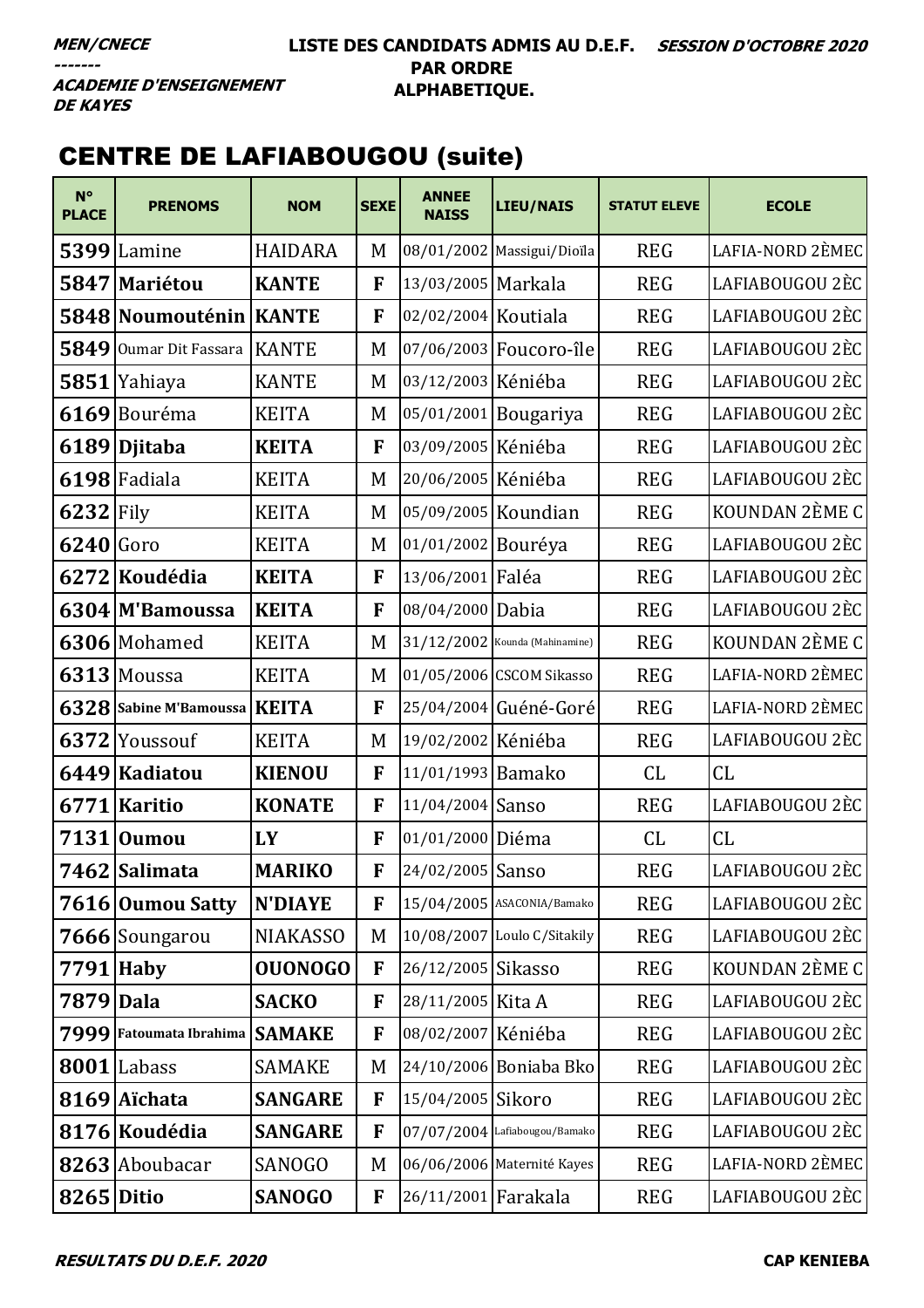MEN/CNECE
-------
ACADEMIE D'ENSEIGNEMENT DE KAYES

**LISTE DES CANDIDATS ADMIS AU D.E.F. PAR ORDRE ALPHABETIQUE.**

**SESSION D'OCTOBRE 2020**

# CENTRE DE LAFIABOUGOU (suite)

| N° PLACE | PRENOMS | NOM | SEXE | ANNEE NAISS | LIEU/NAIS | STATUT ELEVE | ECOLE |
|---|---|---|---|---|---|---|---|
| 5399 | Lamine | HAIDARA | M | 08/01/2002 | Massigui/Dioïla | REG | LAFIA-NORD 2ÈMEC |
| 5847 | **Mariétou** | **KANTE** | **F** | 13/03/2005 | Markala | REG | LAFIABOUGOU 2ÈC |
| 5848 | **Noumouténin** | **KANTE** | **F** | 02/02/2004 | Koutiala | REG | LAFIABOUGOU 2ÈC |
| 5849 | Oumar Dit Fassara | KANTE | M | 07/06/2003 | Foucoro-île | REG | LAFIABOUGOU 2ÈC |
| 5851 | Yahiaya | KANTE | M | 03/12/2003 | Kéniéba | REG | LAFIABOUGOU 2ÈC |
| 6169 | Bouréma | KEITA | M | 05/01/2001 | Bougariya | REG | LAFIABOUGOU 2ÈC |
| 6189 | **Djitaba** | **KEITA** | **F** | 03/09/2005 | Kéniéba | REG | LAFIABOUGOU 2ÈC |
| 6198 | Fadiala | KEITA | M | 20/06/2005 | Kéniéba | REG | LAFIABOUGOU 2ÈC |
| 6232 | Fily | KEITA | M | 05/09/2005 | Koundian | REG | KOUNDAN 2ÈME C |
| 6240 | Goro | KEITA | M | 01/01/2002 | Bouréya | REG | LAFIABOUGOU 2ÈC |
| 6272 | **Koudédia** | **KEITA** | **F** | 13/06/2001 | Faléa | REG | LAFIABOUGOU 2ÈC |
| 6304 | **M'Bamoussa** | **KEITA** | **F** | 08/04/2000 | Dabia | REG | LAFIABOUGOU 2ÈC |
| 6306 | Mohamed | KEITA | M | 31/12/2002 | Kounda (Mahinamine) | REG | KOUNDAN 2ÈME C |
| 6313 | Moussa | KEITA | M | 01/05/2006 | CSCOM Sikasso | REG | LAFIA-NORD 2ÈMEC |
| 6328 | **Sabine M'Bamoussa** | **KEITA** | **F** | 25/04/2004 | Guéné-Goré | REG | LAFIA-NORD 2ÈMEC |
| 6372 | Youssouf | KEITA | M | 19/02/2002 | Kéniéba | REG | LAFIABOUGOU 2ÈC |
| 6449 | **Kadiatou** | **KIENOU** | **F** | 11/01/1993 | Bamako | CL | CL |
| 6771 | **Karitio** | **KONATE** | **F** | 11/04/2004 | Sanso | REG | LAFIABOUGOU 2ÈC |
| 7131 | **Oumou** | **LY** | **F** | 01/01/2000 | Diéma | CL | CL |
| 7462 | **Salimata** | **MARIKO** | **F** | 24/02/2005 | Sanso | REG | LAFIABOUGOU 2ÈC |
| 7616 | **Oumou Satty** | **N'DIAYE** | **F** | 15/04/2005 | ASACONIA/Bamako | REG | LAFIABOUGOU 2ÈC |
| 7666 | Soungarou | NIAKASSO | M | 10/08/2007 | Loulo C/Sitakily | REG | LAFIABOUGOU 2ÈC |
| 7791 | **Haby** | **OUONOGO** | **F** | 26/12/2005 | Sikasso | REG | KOUNDAN 2ÈME C |
| 7879 | **Dala** | **SACKO** | **F** | 28/11/2005 | Kita A | REG | LAFIABOUGOU 2ÈC |
| 7999 | **Fatoumata Ibrahima** | **SAMAKE** | **F** | 08/02/2007 | Kéniéba | REG | LAFIABOUGOU 2ÈC |
| 8001 | Labass | SAMAKE | M | 24/10/2006 | Boniaba Bko | REG | LAFIABOUGOU 2ÈC |
| 8169 | **Aïchata** | **SANGARE** | **F** | 15/04/2005 | Sikoro | REG | LAFIABOUGOU 2ÈC |
| 8176 | **Koudédia** | **SANGARE** | **F** | 07/07/2004 | Lafiabougou/Bamako | REG | LAFIABOUGOU 2ÈC |
| 8263 | Aboubacar | SANOGO | M | 06/06/2006 | Maternité Kayes | REG | LAFIA-NORD 2ÈMEC |
| 8265 | **Ditio** | **SANOGO** | **F** | 26/11/2001 | Farakala | REG | LAFIABOUGOU 2ÈC |

RESULTATS DU D.E.F. 2020 — CAP KENIEBA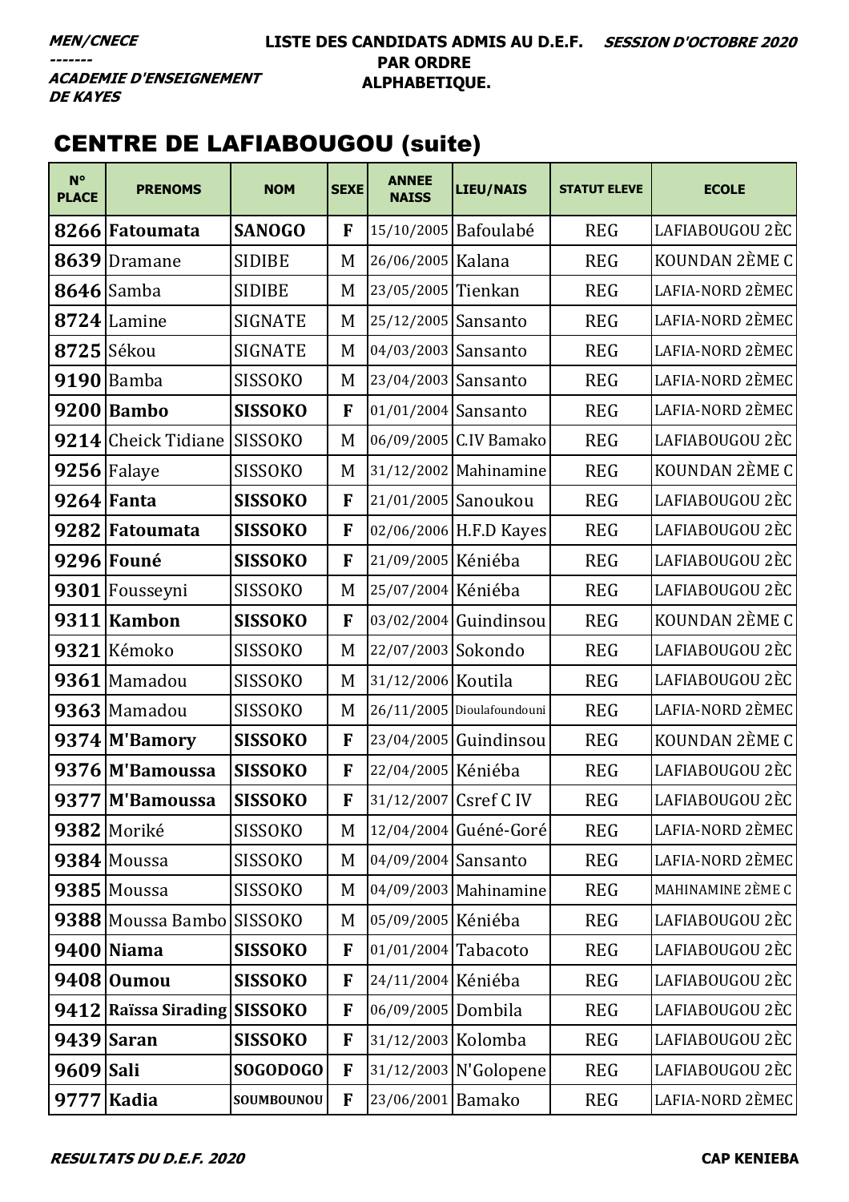**MEN/CNECE**
**-------**
**ACADEMIE D'ENSEIGNEMENT DE KAYES**

**LISTE DES CANDIDATS ADMIS AU D.E.F. PAR ORDRE ALPHABETIQUE.**

**SESSION D'OCTOBRE 2020**

## CENTRE DE LAFIABOUGOU (suite)

| N° PLACE | PRENOMS | NOM | SEXE | ANNEE NAISS | LIEU/NAIS | STATUT ELEVE | ECOLE |
|---|---|---|---|---|---|---|---|
| **8266** | **Fatoumata** | **SANOGO** | **F** | 15/10/2005 | Bafoulabé | REG | LAFIABOUGOU 2ÈC |
| **8639** | Dramane | SIDIBE | M | 26/06/2005 | Kalana | REG | KOUNDAN 2ÈME C |
| **8646** | Samba | SIDIBE | M | 23/05/2005 | Tienkan | REG | LAFIA-NORD 2ÈMEC |
| **8724** | Lamine | SIGNATE | M | 25/12/2005 | Sansanto | REG | LAFIA-NORD 2ÈMEC |
| **8725** | Sékou | SIGNATE | M | 04/03/2003 | Sansanto | REG | LAFIA-NORD 2ÈMEC |
| **9190** | Bamba | SISSOKO | M | 23/04/2003 | Sansanto | REG | LAFIA-NORD 2ÈMEC |
| **9200** | **Bambo** | **SISSOKO** | **F** | 01/01/2004 | Sansanto | REG | LAFIA-NORD 2ÈMEC |
| **9214** | Cheick Tidiane | SISSOKO | M | 06/09/2005 | C.IV Bamako | REG | LAFIABOUGOU 2ÈC |
| **9256** | Falaye | SISSOKO | M | 31/12/2002 | Mahinamine | REG | KOUNDAN 2ÈME C |
| **9264** | **Fanta** | **SISSOKO** | **F** | 21/01/2005 | Sanoukou | REG | LAFIABOUGOU 2ÈC |
| **9282** | **Fatoumata** | **SISSOKO** | **F** | 02/06/2006 | H.F.D Kayes | REG | LAFIABOUGOU 2ÈC |
| **9296** | **Founé** | **SISSOKO** | **F** | 21/09/2005 | Kéniéba | REG | LAFIABOUGOU 2ÈC |
| **9301** | Fousseyni | SISSOKO | M | 25/07/2004 | Kéniéba | REG | LAFIABOUGOU 2ÈC |
| **9311** | **Kambon** | **SISSOKO** | **F** | 03/02/2004 | Guindinsou | REG | KOUNDAN 2ÈME C |
| **9321** | Kémoko | SISSOKO | M | 22/07/2003 | Sokondo | REG | LAFIABOUGOU 2ÈC |
| **9361** | Mamadou | SISSOKO | M | 31/12/2006 | Koutila | REG | LAFIABOUGOU 2ÈC |
| **9363** | Mamadou | SISSOKO | M | 26/11/2005 | Dioulafoundouni | REG | LAFIA-NORD 2ÈMEC |
| **9374** | **M'Bamory** | **SISSOKO** | **F** | 23/04/2005 | Guindinsou | REG | KOUNDAN 2ÈME C |
| **9376** | **M'Bamoussa** | **SISSOKO** | **F** | 22/04/2005 | Kéniéba | REG | LAFIABOUGOU 2ÈC |
| **9377** | **M'Bamoussa** | **SISSOKO** | **F** | 31/12/2007 | Csref C IV | REG | LAFIABOUGOU 2ÈC |
| **9382** | Moriké | SISSOKO | M | 12/04/2004 | Guéné-Goré | REG | LAFIA-NORD 2ÈMEC |
| **9384** | Moussa | SISSOKO | M | 04/09/2004 | Sansanto | REG | LAFIA-NORD 2ÈMEC |
| **9385** | Moussa | SISSOKO | M | 04/09/2003 | Mahinamine | REG | MAHINAMINE 2ÈME C |
| **9388** | Moussa Bambo | SISSOKO | M | 05/09/2005 | Kéniéba | REG | LAFIABOUGOU 2ÈC |
| **9400** | **Niama** | **SISSOKO** | **F** | 01/01/2004 | Tabacoto | REG | LAFIABOUGOU 2ÈC |
| **9408** | **Oumou** | **SISSOKO** | **F** | 24/11/2004 | Kéniéba | REG | LAFIABOUGOU 2ÈC |
| **9412** | **Raïssa Sirading** | **SISSOKO** | **F** | 06/09/2005 | Dombila | REG | LAFIABOUGOU 2ÈC |
| **9439** | **Saran** | **SISSOKO** | **F** | 31/12/2003 | Kolomba | REG | LAFIABOUGOU 2ÈC |
| **9609** | **Sali** | **SOGODOGO** | **F** | 31/12/2003 | N'Golopene | REG | LAFIABOUGOU 2ÈC |
| **9777** | **Kadia** | **SOUMBOUNOU** | **F** | 23/06/2001 | Bamako | REG | LAFIA-NORD 2ÈMEC |

**RESULTATS DU D.E.F. 2020** **CAP KENIEBA**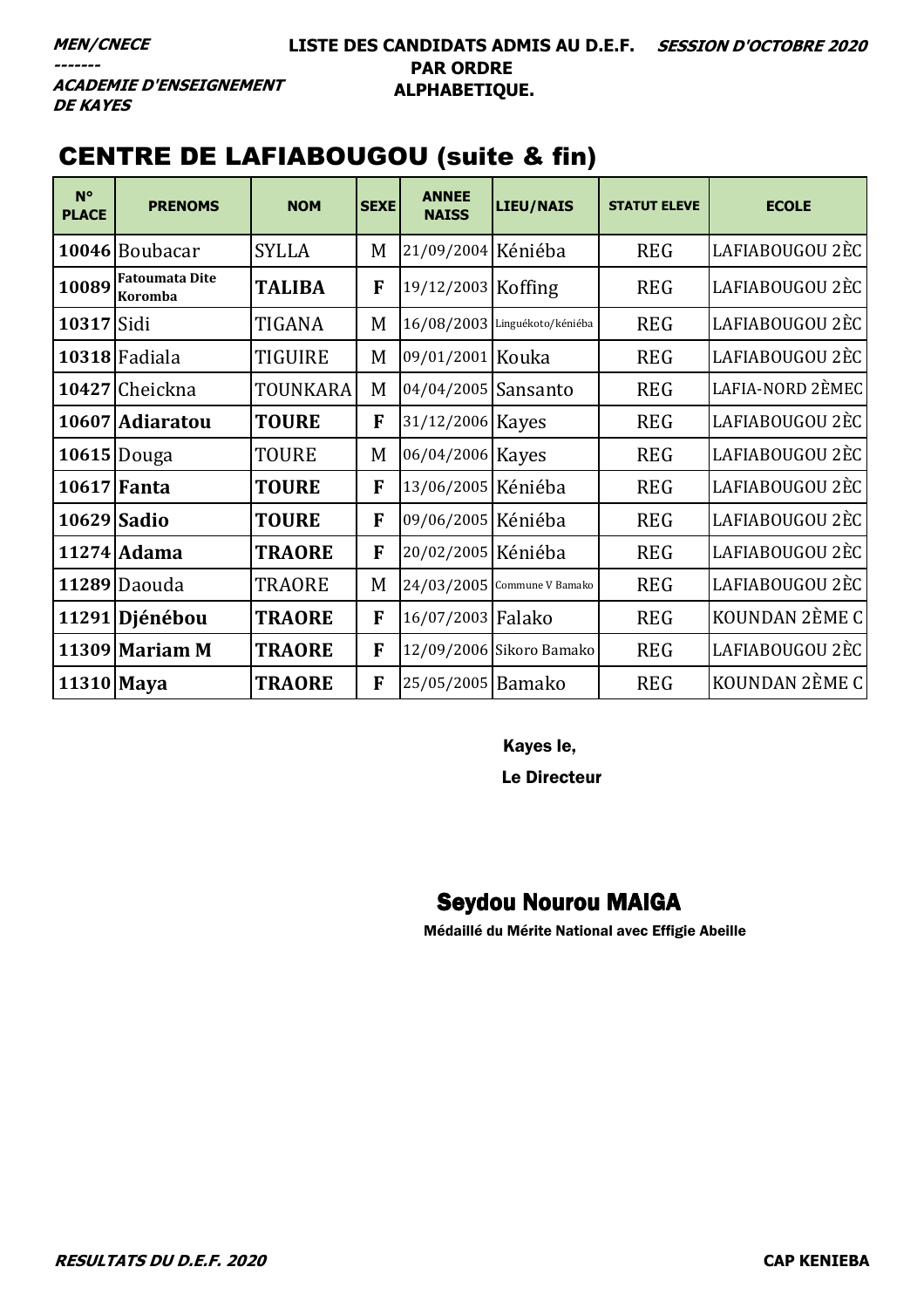***MEN/CNECE***
***-------***
***ACADEMIE D'ENSEIGNEMENT DE KAYES***

**LISTE DES CANDIDATS ADMIS AU D.E.F. PAR ORDRE ALPHABETIQUE.**

***SESSION D'OCTOBRE 2020***

## CENTRE DE LAFIABOUGOU (suite & fin)

| N° PLACE | PRENOMS | NOM | SEXE | ANNEE NAISS | LIEU/NAIS | STATUT ELEVE | ECOLE |
|---|---|---|---|---|---|---|---|
| **10046** | Boubacar | SYLLA | M | 21/09/2004 | Kéniéba | REG | LAFIABOUGOU 2ÈC |
| **10089** | **Fatoumata Dite Koromba** | **TALIBA** | **F** | 19/12/2003 | Koffing | REG | LAFIABOUGOU 2ÈC |
| **10317** | Sidi | TIGANA | M | 16/08/2003 | Linguékoto/kéniéba | REG | LAFIABOUGOU 2ÈC |
| **10318** | Fadiala | TIGUIRE | M | 09/01/2001 | Kouka | REG | LAFIABOUGOU 2ÈC |
| **10427** | Cheickna | TOUNKARA | M | 04/04/2005 | Sansanto | REG | LAFIA-NORD 2ÈMEC |
| **10607** | **Adiaratou** | **TOURE** | **F** | 31/12/2006 | Kayes | REG | LAFIABOUGOU 2ÈC |
| **10615** | Douga | TOURE | M | 06/04/2006 | Kayes | REG | LAFIABOUGOU 2ÈC |
| **10617** | **Fanta** | **TOURE** | **F** | 13/06/2005 | Kéniéba | REG | LAFIABOUGOU 2ÈC |
| **10629** | **Sadio** | **TOURE** | **F** | 09/06/2005 | Kéniéba | REG | LAFIABOUGOU 2ÈC |
| **11274** | **Adama** | **TRAORE** | **F** | 20/02/2005 | Kéniéba | REG | LAFIABOUGOU 2ÈC |
| **11289** | Daouda | TRAORE | M | 24/03/2005 | Commune V Bamako | REG | LAFIABOUGOU 2ÈC |
| **11291** | **Djénébou** | **TRAORE** | **F** | 16/07/2003 | Falako | REG | KOUNDAN 2ÈME C |
| **11309** | **Mariam M** | **TRAORE** | **F** | 12/09/2006 | Sikoro Bamako | REG | LAFIABOUGOU 2ÈC |
| **11310** | **Maya** | **TRAORE** | **F** | 25/05/2005 | Bamako | REG | KOUNDAN 2ÈME C |

Kayes le,

Le Directeur

**Seydou Nourou MAIGA**

Médaillé du Mérite National avec Effigie Abeille

***RESULTATS DU D.E.F. 2020*** **CAP KENIEBA**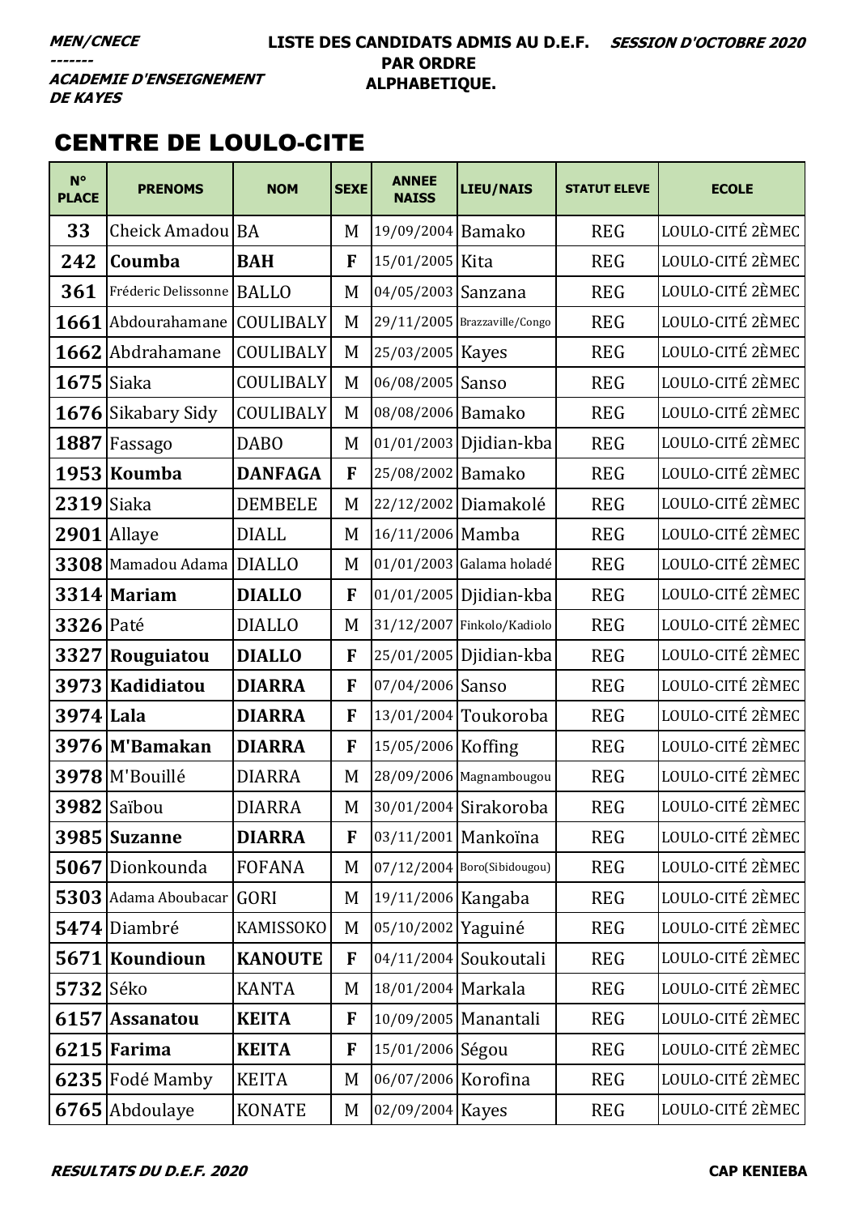**MEN/CNECE**
**-------**
**ACADEMIE D'ENSEIGNEMENT DE KAYES**

**LISTE DES CANDIDATS ADMIS AU D.E.F. PAR ORDRE ALPHABETIQUE.**

**SESSION D'OCTOBRE 2020**

## CENTRE DE LOULO-CITE

| N° PLACE | PRENOMS | NOM | SEXE | ANNEE NAISS | LIEU/NAIS | STATUT ELEVE | ECOLE |
|---|---|---|---|---|---|---|---|
| 33 | Cheick Amadou | BA | M | 19/09/2004 | Bamako | REG | LOULO-CITÉ 2ÈMEC |
| 242 | **Coumba** | **BAH** | **F** | 15/01/2005 | Kita | REG | LOULO-CITÉ 2ÈMEC |
| 361 | Fréderic Delissonne | BALLO | M | 04/05/2003 | Sanzana | REG | LOULO-CITÉ 2ÈMEC |
| 1661 | Abdourahamane | COULIBALY | M | 29/11/2005 | Brazzaville/Congo | REG | LOULO-CITÉ 2ÈMEC |
| 1662 | Abdrahamane | COULIBALY | M | 25/03/2005 | Kayes | REG | LOULO-CITÉ 2ÈMEC |
| 1675 | Siaka | COULIBALY | M | 06/08/2005 | Sanso | REG | LOULO-CITÉ 2ÈMEC |
| 1676 | Sikabary Sidy | COULIBALY | M | 08/08/2006 | Bamako | REG | LOULO-CITÉ 2ÈMEC |
| 1887 | Fassago | DABO | M | 01/01/2003 | Djidian-kba | REG | LOULO-CITÉ 2ÈMEC |
| 1953 | **Koumba** | **DANFAGA** | **F** | 25/08/2002 | Bamako | REG | LOULO-CITÉ 2ÈMEC |
| 2319 | Siaka | DEMBELE | M | 22/12/2002 | Diamakolé | REG | LOULO-CITÉ 2ÈMEC |
| 2901 | Allaye | DIALL | M | 16/11/2006 | Mamba | REG | LOULO-CITÉ 2ÈMEC |
| 3308 | Mamadou Adama | DIALLO | M | 01/01/2003 | Galama holadé | REG | LOULO-CITÉ 2ÈMEC |
| 3314 | **Mariam** | **DIALLO** | **F** | 01/01/2005 | Djidian-kba | REG | LOULO-CITÉ 2ÈMEC |
| 3326 | Paté | DIALLO | M | 31/12/2007 | Finkolo/Kadiolo | REG | LOULO-CITÉ 2ÈMEC |
| 3327 | **Rouguiatou** | **DIALLO** | **F** | 25/01/2005 | Djidian-kba | REG | LOULO-CITÉ 2ÈMEC |
| 3973 | **Kadidiatou** | **DIARRA** | **F** | 07/04/2006 | Sanso | REG | LOULO-CITÉ 2ÈMEC |
| 3974 | **Lala** | **DIARRA** | **F** | 13/01/2004 | Toukoroba | REG | LOULO-CITÉ 2ÈMEC |
| 3976 | **M'Bamakan** | **DIARRA** | **F** | 15/05/2006 | Koffing | REG | LOULO-CITÉ 2ÈMEC |
| 3978 | M'Bouillé | DIARRA | M | 28/09/2006 | Magnambougou | REG | LOULO-CITÉ 2ÈMEC |
| 3982 | Saïbou | DIARRA | M | 30/01/2004 | Sirakoroba | REG | LOULO-CITÉ 2ÈMEC |
| 3985 | **Suzanne** | **DIARRA** | **F** | 03/11/2001 | Mankoïna | REG | LOULO-CITÉ 2ÈMEC |
| 5067 | Dionkounda | FOFANA | M | 07/12/2004 | Boro(Sibidougou) | REG | LOULO-CITÉ 2ÈMEC |
| 5303 | Adama Aboubacar | GORI | M | 19/11/2006 | Kangaba | REG | LOULO-CITÉ 2ÈMEC |
| 5474 | Diambré | KAMISSOKO | M | 05/10/2002 | Yaguiné | REG | LOULO-CITÉ 2ÈMEC |
| 5671 | **Koundioun** | **KANOUTE** | **F** | 04/11/2004 | Soukoutali | REG | LOULO-CITÉ 2ÈMEC |
| 5732 | Séko | KANTA | M | 18/01/2004 | Markala | REG | LOULO-CITÉ 2ÈMEC |
| 6157 | **Assanatou** | **KEITA** | **F** | 10/09/2005 | Manantali | REG | LOULO-CITÉ 2ÈMEC |
| 6215 | **Farima** | **KEITA** | **F** | 15/01/2006 | Ségou | REG | LOULO-CITÉ 2ÈMEC |
| 6235 | Fodé Mamby | KEITA | M | 06/07/2006 | Korofina | REG | LOULO-CITÉ 2ÈMEC |
| 6765 | Abdoulaye | KONATE | M | 02/09/2004 | Kayes | REG | LOULO-CITÉ 2ÈMEC |

**RESULTATS DU D.E.F. 2020** **CAP KENIEBA**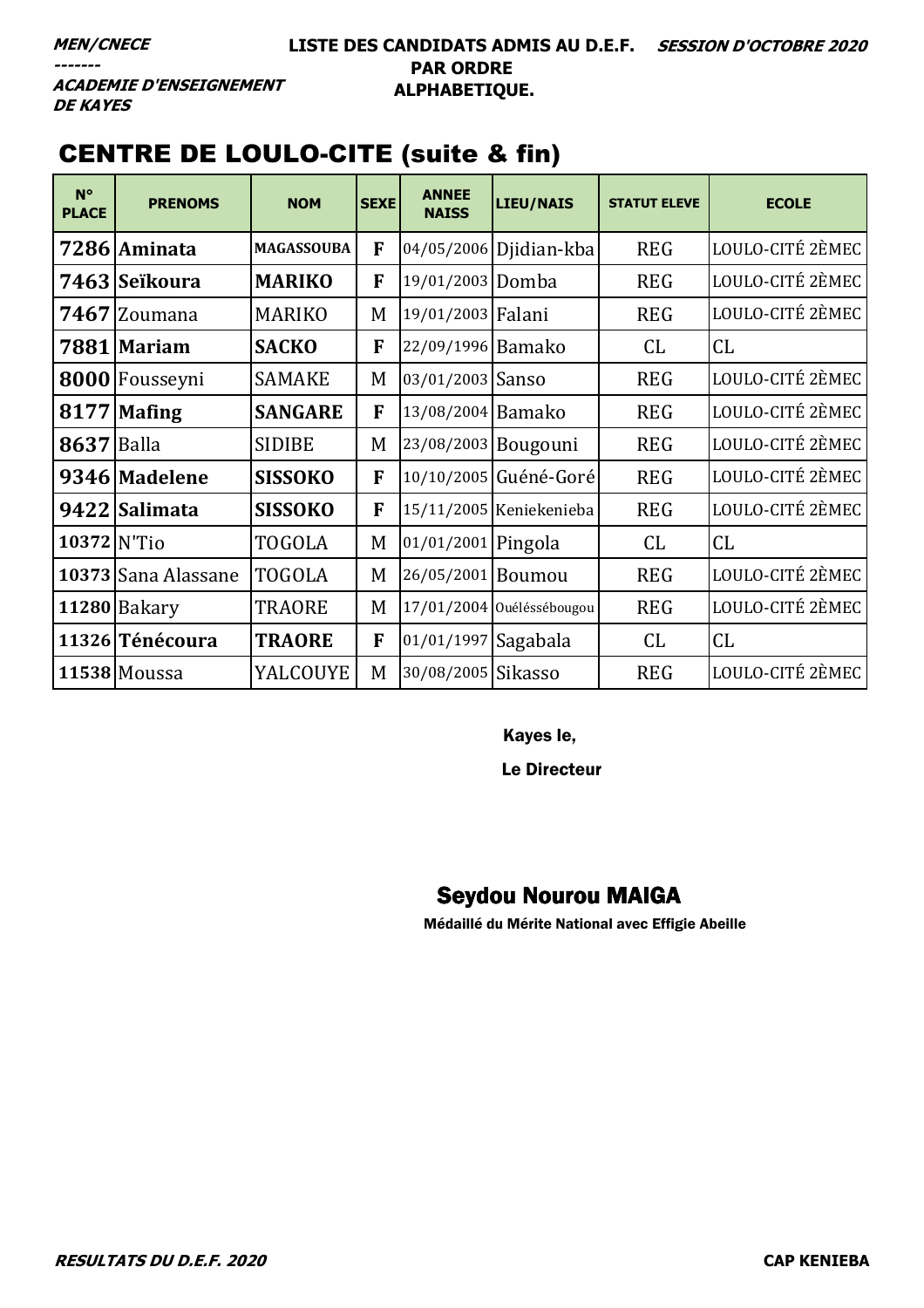***MEN/CNECE***
***-------***
***ACADEMIE D'ENSEIGNEMENT DE KAYES***

**LISTE DES CANDIDATS ADMIS AU D.E.F. PAR ORDRE ALPHABETIQUE.**

***SESSION D'OCTOBRE 2020***

## CENTRE DE LOULO-CITE (suite & fin)

| N° PLACE | PRENOMS | NOM | SEXE | ANNEE NAISS | LIEU/NAIS | STATUT ELEVE | ECOLE |
|---|---|---|---|---|---|---|---|
| **7286** | **Aminata** | **MAGASSOUBA** | **F** | 04/05/2006 | Djidian-kba | REG | LOULO-CITÉ 2ÈMEC |
| **7463** | **Seïkoura** | **MARIKO** | **F** | 19/01/2003 | Domba | REG | LOULO-CITÉ 2ÈMEC |
| **7467** | Zoumana | MARIKO | M | 19/01/2003 | Falani | REG | LOULO-CITÉ 2ÈMEC |
| **7881** | **Mariam** | **SACKO** | **F** | 22/09/1996 | Bamako | CL | CL |
| **8000** | Fousseyni | SAMAKE | M | 03/01/2003 | Sanso | REG | LOULO-CITÉ 2ÈMEC |
| **8177** | **Mafing** | **SANGARE** | **F** | 13/08/2004 | Bamako | REG | LOULO-CITÉ 2ÈMEC |
| **8637** | Balla | SIDIBE | M | 23/08/2003 | Bougouni | REG | LOULO-CITÉ 2ÈMEC |
| **9346** | **Madelene** | **SISSOKO** | **F** | 10/10/2005 | Guéné-Goré | REG | LOULO-CITÉ 2ÈMEC |
| **9422** | **Salimata** | **SISSOKO** | **F** | 15/11/2005 | Keniekenieba | REG | LOULO-CITÉ 2ÈMEC |
| **10372** | N'Tio | TOGOLA | M | 01/01/2001 | Pingola | CL | CL |
| **10373** | Sana Alassane | TOGOLA | M | 26/05/2001 | Boumou | REG | LOULO-CITÉ 2ÈMEC |
| **11280** | Bakary | TRAORE | M | 17/01/2004 | Ouélésébougou | REG | LOULO-CITÉ 2ÈMEC |
| **11326** | **Ténécoura** | **TRAORE** | **F** | 01/01/1997 | Sagabala | CL | CL |
| **11538** | Moussa | YALCOUYE | M | 30/08/2005 | Sikasso | REG | LOULO-CITÉ 2ÈMEC |

**Kayes le,**

**Le Directeur**

**Seydou Nourou MAIGA**

**Médaillé du Mérite National avec Effigie Abeille**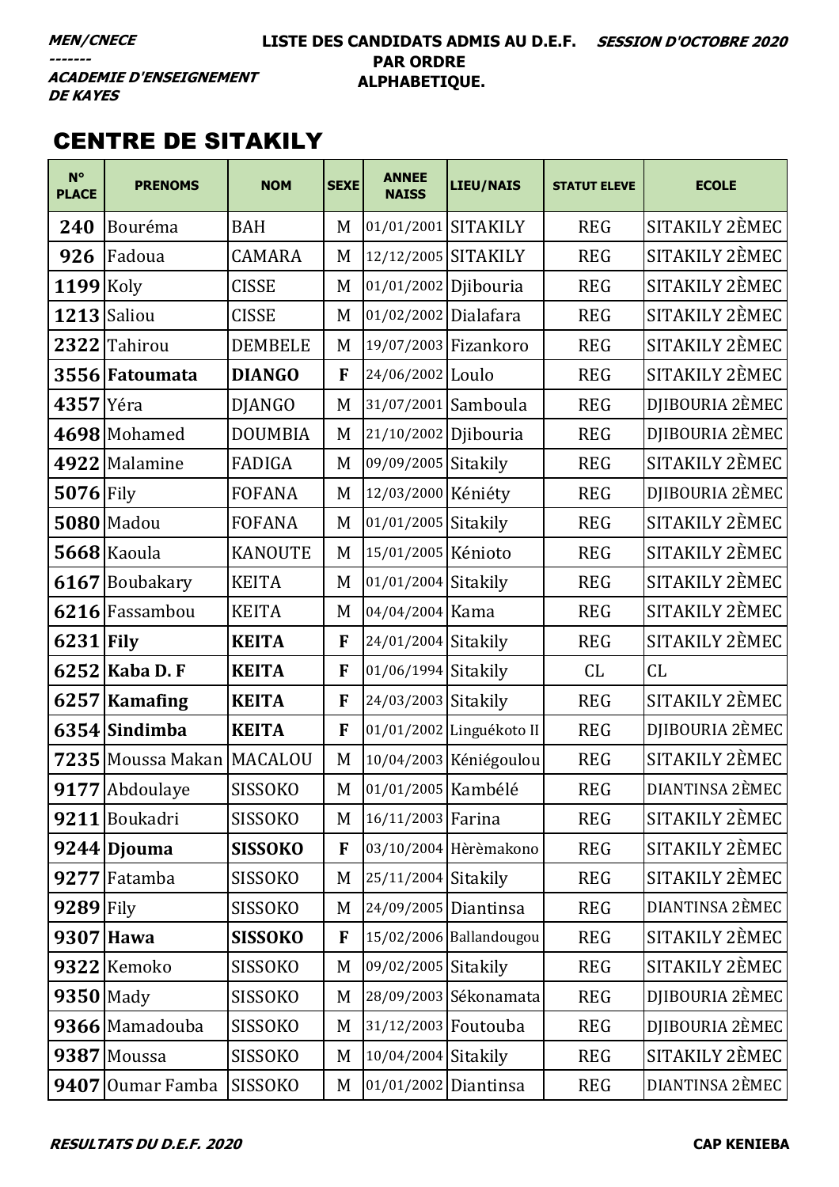***MEN/CNECE***
***-------***
***ACADEMIE D'ENSEIGNEMENT DE KAYES***

**LISTE DES CANDIDATS ADMIS AU D.E.F. PAR ORDRE ALPHABETIQUE.**

***SESSION D'OCTOBRE 2020***

# CENTRE DE SITAKILY

| N° PLACE | PRENOMS | NOM | SEXE | ANNEE NAISS | LIEU/NAIS | STATUT ELEVE | ECOLE |
|---|---|---|---|---|---|---|---|
| 240 | Bouréma | BAH | M | 01/01/2001 | SITAKILY | REG | SITAKILY 2ÈMEC |
| 926 | Fadoua | CAMARA | M | 12/12/2005 | SITAKILY | REG | SITAKILY 2ÈMEC |
| 1199 | Koly | CISSE | M | 01/01/2002 | Djibouria | REG | SITAKILY 2ÈMEC |
| 1213 | Saliou | CISSE | M | 01/02/2002 | Dialafara | REG | SITAKILY 2ÈMEC |
| 2322 | Tahirou | DEMBELE | M | 19/07/2003 | Fizankoro | REG | SITAKILY 2ÈMEC |
| 3556 | **Fatoumata** | **DIANGO** | **F** | 24/06/2002 | Loulo | REG | SITAKILY 2ÈMEC |
| 4357 | Yéra | DJANGO | M | 31/07/2001 | Samboula | REG | DJIBOURIA 2ÈMEC |
| 4698 | Mohamed | DOUMBIA | M | 21/10/2002 | Djibouria | REG | DJIBOURIA 2ÈMEC |
| 4922 | Malamine | FADIGA | M | 09/09/2005 | Sitakily | REG | SITAKILY 2ÈMEC |
| 5076 | Fily | FOFANA | M | 12/03/2000 | Kéniéty | REG | DJIBOURIA 2ÈMEC |
| 5080 | Madou | FOFANA | M | 01/01/2005 | Sitakily | REG | SITAKILY 2ÈMEC |
| 5668 | Kaoula | KANOUTE | M | 15/01/2005 | Kénioto | REG | SITAKILY 2ÈMEC |
| 6167 | Boubakary | KEITA | M | 01/01/2004 | Sitakily | REG | SITAKILY 2ÈMEC |
| 6216 | Fassambou | KEITA | M | 04/04/2004 | Kama | REG | SITAKILY 2ÈMEC |
| 6231 | **Fily** | **KEITA** | **F** | 24/01/2004 | Sitakily | REG | SITAKILY 2ÈMEC |
| 6252 | **Kaba D. F** | **KEITA** | **F** | 01/06/1994 | Sitakily | CL | CL |
| 6257 | **Kamafing** | **KEITA** | **F** | 24/03/2003 | Sitakily | REG | SITAKILY 2ÈMEC |
| 6354 | **Sindimba** | **KEITA** | **F** | 01/01/2002 | Linguékoto II | REG | DJIBOURIA 2ÈMEC |
| 7235 | Moussa Makan | MACALOU | M | 10/04/2003 | Kéniégoulou | REG | SITAKILY 2ÈMEC |
| 9177 | Abdoulaye | SISSOKO | M | 01/01/2005 | Kambélé | REG | DIANTINSA 2ÈMEC |
| 9211 | Boukadri | SISSOKO | M | 16/11/2003 | Farina | REG | SITAKILY 2ÈMEC |
| 9244 | **Djouma** | **SISSOKO** | **F** | 03/10/2004 | Hèrèmakono | REG | SITAKILY 2ÈMEC |
| 9277 | Fatamba | SISSOKO | M | 25/11/2004 | Sitakily | REG | SITAKILY 2ÈMEC |
| 9289 | Fily | SISSOKO | M | 24/09/2005 | Diantinsa | REG | DIANTINSA 2ÈMEC |
| 9307 | **Hawa** | **SISSOKO** | **F** | 15/02/2006 | Ballandougou | REG | SITAKILY 2ÈMEC |
| 9322 | Kemoko | SISSOKO | M | 09/02/2005 | Sitakily | REG | SITAKILY 2ÈMEC |
| 9350 | Mady | SISSOKO | M | 28/09/2003 | Sékonamata | REG | DJIBOURIA 2ÈMEC |
| 9366 | Mamadouba | SISSOKO | M | 31/12/2003 | Foutouba | REG | DJIBOURIA 2ÈMEC |
| 9387 | Moussa | SISSOKO | M | 10/04/2004 | Sitakily | REG | SITAKILY 2ÈMEC |
| 9407 | Oumar Famba | SISSOKO | M | 01/01/2002 | Diantinsa | REG | DIANTINSA 2ÈMEC |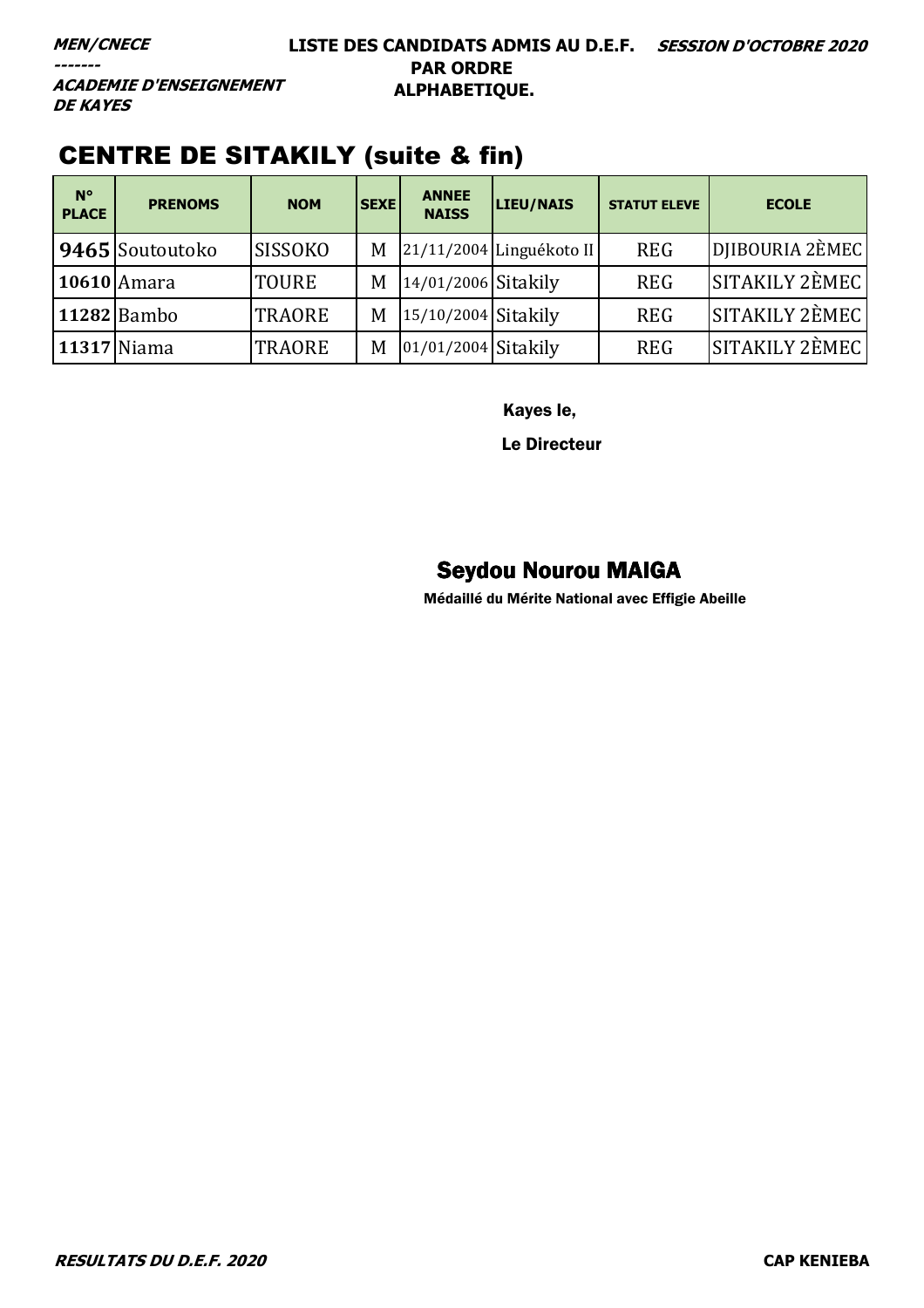**MEN/CNECE**
-------
**ACADEMIE D'ENSEIGNEMENT DE KAYES**

**LISTE DES CANDIDATS ADMIS AU D.E.F. PAR ORDRE ALPHABETIQUE.**

**SESSION D'OCTOBRE 2020**

## CENTRE DE SITAKILY (suite & fin)

| N° PLACE | PRENOMS | NOM | SEXE | ANNEE NAISS | LIEU/NAIS | STATUT ELEVE | ECOLE |
|---|---|---|---|---|---|---|---|
| **9465** | Soutoutoko | SISSOKO | M | 21/11/2004 | Linguékoto II | REG | DJIBOURIA 2ÈMEC |
| **10610** | Amara | TOURE | M | 14/01/2006 | Sitakily | REG | SITAKILY 2ÈMEC |
| **11282** | Bambo | TRAORE | M | 15/10/2004 | Sitakily | REG | SITAKILY 2ÈMEC |
| **11317** | Niama | TRAORE | M | 01/01/2004 | Sitakily | REG | SITAKILY 2ÈMEC |

Kayes le,

Le Directeur

**Seydou Nourou MAIGA**

Médaillé du Mérite National avec Effigie Abeille

*RESULTATS DU D.E.F. 2020* — **CAP KENIEBA**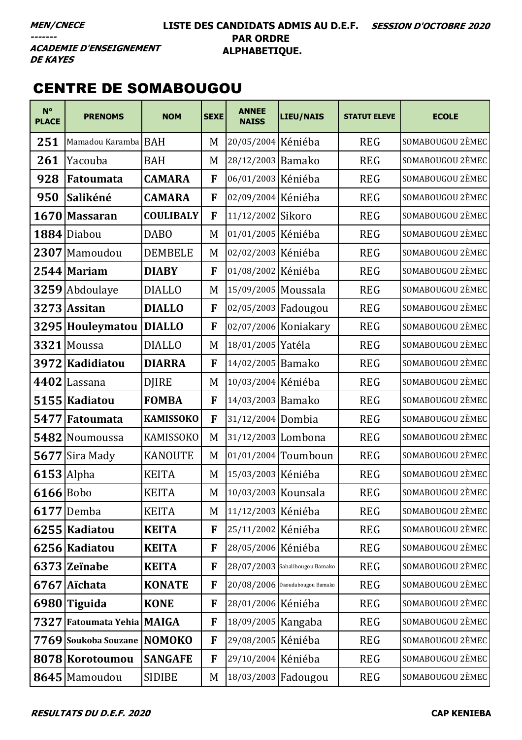**MEN/CNECE**
**-------**
**ACADEMIE D'ENSEIGNEMENT DE KAYES**

**LISTE DES CANDIDATS ADMIS AU D.E.F. PAR ORDRE ALPHABETIQUE.**

**SESSION D'OCTOBRE 2020**

## CENTRE DE SOMABOUGOU

| N° PLACE | PRENOMS | NOM | SEXE | ANNEE NAISS | LIEU/NAIS | STATUT ELEVE | ECOLE |
|---|---|---|---|---|---|---|---|
| 251 | Mamadou Karamba | BAH | M | 20/05/2004 | Kéniéba | REG | SOMABOUGOU 2ÈMEC |
| 261 | Yacouba | BAH | M | 28/12/2003 | Bamako | REG | SOMABOUGOU 2ÈMEC |
| 928 | **Fatoumata** | **CAMARA** | **F** | 06/01/2003 | Kéniéba | REG | SOMABOUGOU 2ÈMEC |
| 950 | **Salikéné** | **CAMARA** | **F** | 02/09/2004 | Kéniéba | REG | SOMABOUGOU 2ÈMEC |
| 1670 | **Massaran** | **COULIBALY** | **F** | 11/12/2002 | Sikoro | REG | SOMABOUGOU 2ÈMEC |
| 1884 | Diabou | DABO | M | 01/01/2005 | Kéniéba | REG | SOMABOUGOU 2ÈMEC |
| 2307 | Mamoudou | DEMBELE | M | 02/02/2003 | Kéniéba | REG | SOMABOUGOU 2ÈMEC |
| 2544 | **Mariam** | **DIABY** | **F** | 01/08/2002 | Kéniéba | REG | SOMABOUGOU 2ÈMEC |
| 3259 | Abdoulaye | DIALLO | M | 15/09/2005 | Moussala | REG | SOMABOUGOU 2ÈMEC |
| 3273 | **Assitan** | **DIALLO** | **F** | 02/05/2003 | Fadougou | REG | SOMABOUGOU 2ÈMEC |
| 3295 | **Houleymatou** | **DIALLO** | **F** | 02/07/2006 | Koniakary | REG | SOMABOUGOU 2ÈMEC |
| 3321 | Moussa | DIALLO | M | 18/01/2005 | Yatéla | REG | SOMABOUGOU 2ÈMEC |
| 3972 | **Kadidiatou** | **DIARRA** | **F** | 14/02/2005 | Bamako | REG | SOMABOUGOU 2ÈMEC |
| 4402 | Lassana | DJIRE | M | 10/03/2004 | Kéniéba | REG | SOMABOUGOU 2ÈMEC |
| 5155 | **Kadiatou** | **FOMBA** | **F** | 14/03/2003 | Bamako | REG | SOMABOUGOU 2ÈMEC |
| 5477 | **Fatoumata** | **KAMISSOKO** | **F** | 31/12/2004 | Dombia | REG | SOMABOUGOU 2ÈMEC |
| 5482 | Noumoussa | KAMISSOKO | M | 31/12/2003 | Lombona | REG | SOMABOUGOU 2ÈMEC |
| 5677 | Sira Mady | KANOUTE | M | 01/01/2004 | Toumboun | REG | SOMABOUGOU 2ÈMEC |
| 6153 | Alpha | KEITA | M | 15/03/2003 | Kéniéba | REG | SOMABOUGOU 2ÈMEC |
| 6166 | Bobo | KEITA | M | 10/03/2003 | Kounsala | REG | SOMABOUGOU 2ÈMEC |
| 6177 | Demba | KEITA | M | 11/12/2003 | Kéniéba | REG | SOMABOUGOU 2ÈMEC |
| 6255 | **Kadiatou** | **KEITA** | **F** | 25/11/2002 | Kéniéba | REG | SOMABOUGOU 2ÈMEC |
| 6256 | **Kadiatou** | **KEITA** | **F** | 28/05/2006 | Kéniéba | REG | SOMABOUGOU 2ÈMEC |
| 6373 | **Zeïnabe** | **KEITA** | **F** | 28/07/2003 | Sabalibougou Bamako | REG | SOMABOUGOU 2ÈMEC |
| 6767 | **Aïchata** | **KONATE** | **F** | 20/08/2006 | Daoudabougou Bamako | REG | SOMABOUGOU 2ÈMEC |
| 6980 | **Tiguida** | **KONE** | **F** | 28/01/2006 | Kéniéba | REG | SOMABOUGOU 2ÈMEC |
| 7327 | **Fatoumata Yehia** | **MAIGA** | **F** | 18/09/2005 | Kangaba | REG | SOMABOUGOU 2ÈMEC |
| 7769 | **Soukoba Souzane** | **NOMOKO** | **F** | 29/08/2005 | Kéniéba | REG | SOMABOUGOU 2ÈMEC |
| 8078 | **Korotoumou** | **SANGAFE** | **F** | 29/10/2004 | Kéniéba | REG | SOMABOUGOU 2ÈMEC |
| 8645 | Mamoudou | SIDIBE | M | 18/03/2003 | Fadougou | REG | SOMABOUGOU 2ÈMEC |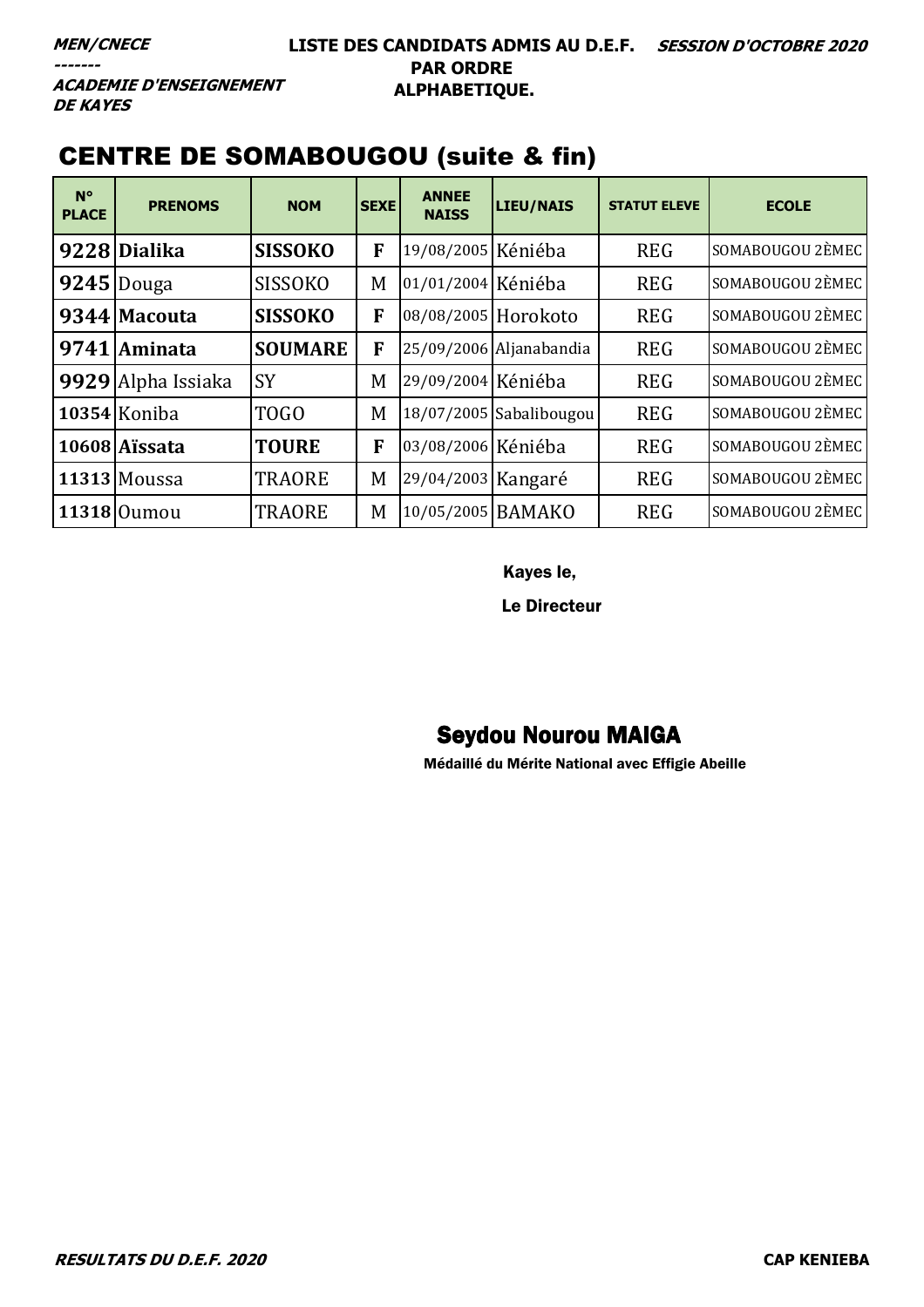**MEN/CNECE**
**-------**
**ACADEMIE D'ENSEIGNEMENT DE KAYES**

**LISTE DES CANDIDATS ADMIS AU D.E.F. PAR ORDRE ALPHABETIQUE.**

**SESSION D'OCTOBRE 2020**

## CENTRE DE SOMABOUGOU (suite & fin)

| N° PLACE | PRENOMS | NOM | SEXE | ANNEE NAISS | LIEU/NAIS | STATUT ELEVE | ECOLE |
|---|---|---|---|---|---|---|---|
| **9228** | **Dialika** | **SISSOKO** | **F** | 19/08/2005 | Kéniéba | REG | SOMABOUGOU 2ÈMEC |
| **9245** | Douga | SISSOKO | M | 01/01/2004 | Kéniéba | REG | SOMABOUGOU 2ÈMEC |
| **9344** | **Macouta** | **SISSOKO** | **F** | 08/08/2005 | Horokoto | REG | SOMABOUGOU 2ÈMEC |
| **9741** | **Aminata** | **SOUMARE** | **F** | 25/09/2006 | Aljanabandia | REG | SOMABOUGOU 2ÈMEC |
| **9929** | Alpha Issiaka | SY | M | 29/09/2004 | Kéniéba | REG | SOMABOUGOU 2ÈMEC |
| **10354** | Koniba | TOGO | M | 18/07/2005 | Sabalibougou | REG | SOMABOUGOU 2ÈMEC |
| **10608** | **Aïssata** | **TOURE** | **F** | 03/08/2006 | Kéniéba | REG | SOMABOUGOU 2ÈMEC |
| **11313** | Moussa | TRAORE | M | 29/04/2003 | Kangaré | REG | SOMABOUGOU 2ÈMEC |
| **11318** | Oumou | TRAORE | M | 10/05/2005 | BAMAKO | REG | SOMABOUGOU 2ÈMEC |

Kayes le,

Le Directeur

**Seydou Nourou MAIGA**

Médaillé du Mérite National avec Effigie Abeille

*RESULTATS DU D.E.F. 2020* — **CAP KENIEBA**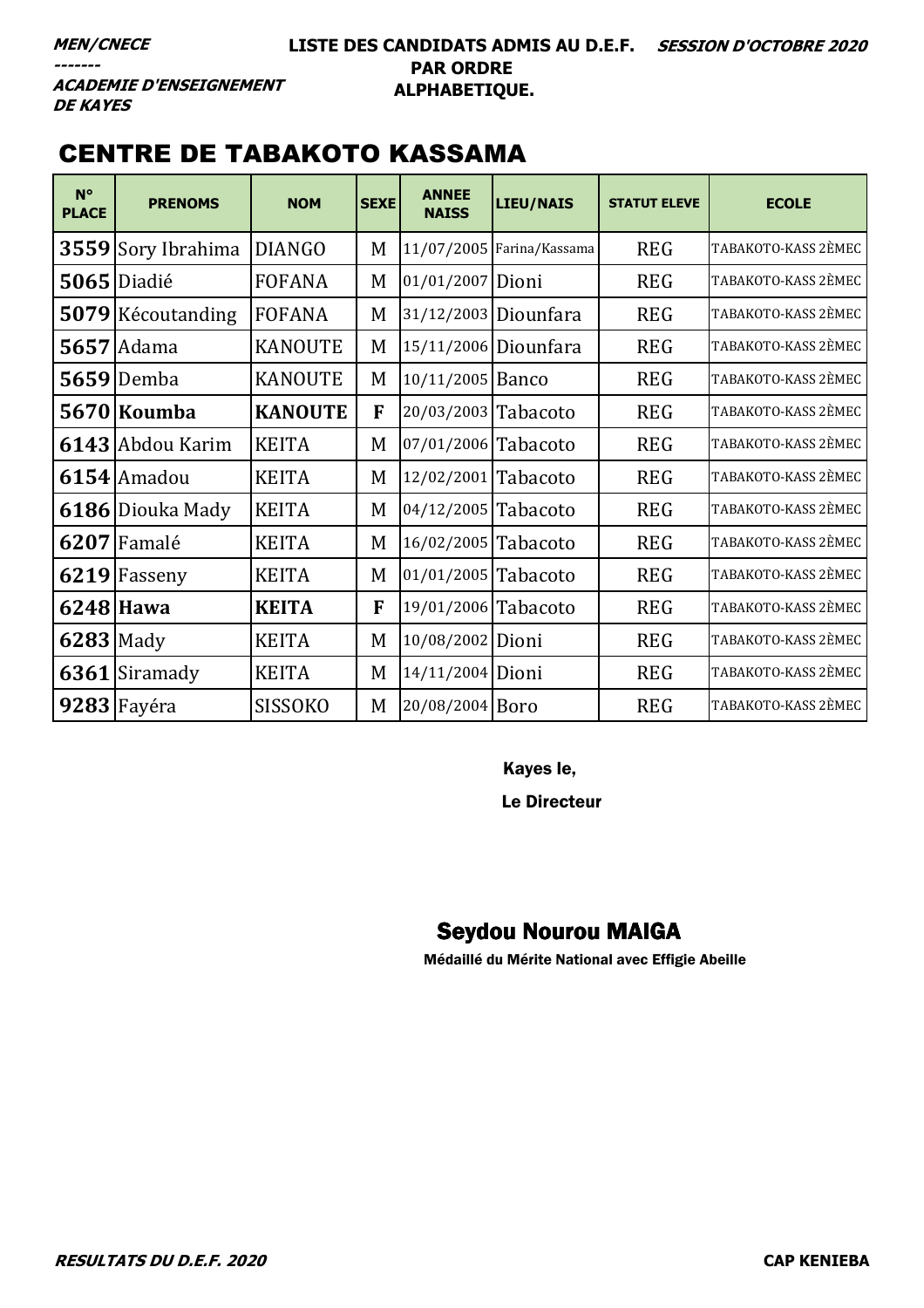***MEN/CNECE***
***-------***
***ACADEMIE D'ENSEIGNEMENT DE KAYES***

**LISTE DES CANDIDATS ADMIS AU D.E.F. PAR ORDRE ALPHABETIQUE.**

***SESSION D'OCTOBRE 2020***

## CENTRE DE TABAKOTO KASSAMA

| N° PLACE | PRENOMS | NOM | SEXE | ANNEE NAISS | LIEU/NAIS | STATUT ELEVE | ECOLE |
|---|---|---|---|---|---|---|---|
| **3559** | Sory Ibrahima | DIANGO | M | 11/07/2005 | Farina/Kassama | REG | TABAKOTO-KASS 2ÈMEC |
| **5065** | Diadié | FOFANA | M | 01/01/2007 | Dioni | REG | TABAKOTO-KASS 2ÈMEC |
| **5079** | Kécoutanding | FOFANA | M | 31/12/2003 | Diounfara | REG | TABAKOTO-KASS 2ÈMEC |
| **5657** | Adama | KANOUTE | M | 15/11/2006 | Diounfara | REG | TABAKOTO-KASS 2ÈMEC |
| **5659** | Demba | KANOUTE | M | 10/11/2005 | Banco | REG | TABAKOTO-KASS 2ÈMEC |
| **5670** | **Koumba** | **KANOUTE** | **F** | 20/03/2003 | Tabacoto | REG | TABAKOTO-KASS 2ÈMEC |
| **6143** | Abdou Karim | KEITA | M | 07/01/2006 | Tabacoto | REG | TABAKOTO-KASS 2ÈMEC |
| **6154** | Amadou | KEITA | M | 12/02/2001 | Tabacoto | REG | TABAKOTO-KASS 2ÈMEC |
| **6186** | Diouka Mady | KEITA | M | 04/12/2005 | Tabacoto | REG | TABAKOTO-KASS 2ÈMEC |
| **6207** | Famalé | KEITA | M | 16/02/2005 | Tabacoto | REG | TABAKOTO-KASS 2ÈMEC |
| **6219** | Fasseny | KEITA | M | 01/01/2005 | Tabacoto | REG | TABAKOTO-KASS 2ÈMEC |
| **6248** | **Hawa** | **KEITA** | **F** | 19/01/2006 | Tabacoto | REG | TABAKOTO-KASS 2ÈMEC |
| **6283** | Mady | KEITA | M | 10/08/2002 | Dioni | REG | TABAKOTO-KASS 2ÈMEC |
| **6361** | Siramady | KEITA | M | 14/11/2004 | Dioni | REG | TABAKOTO-KASS 2ÈMEC |
| **9283** | Fayéra | SISSOKO | M | 20/08/2004 | Boro | REG | TABAKOTO-KASS 2ÈMEC |

Kayes le,

Le Directeur

**Seydou Nourou MAIGA**

**Médaillé du Mérite National avec Effigie Abeille**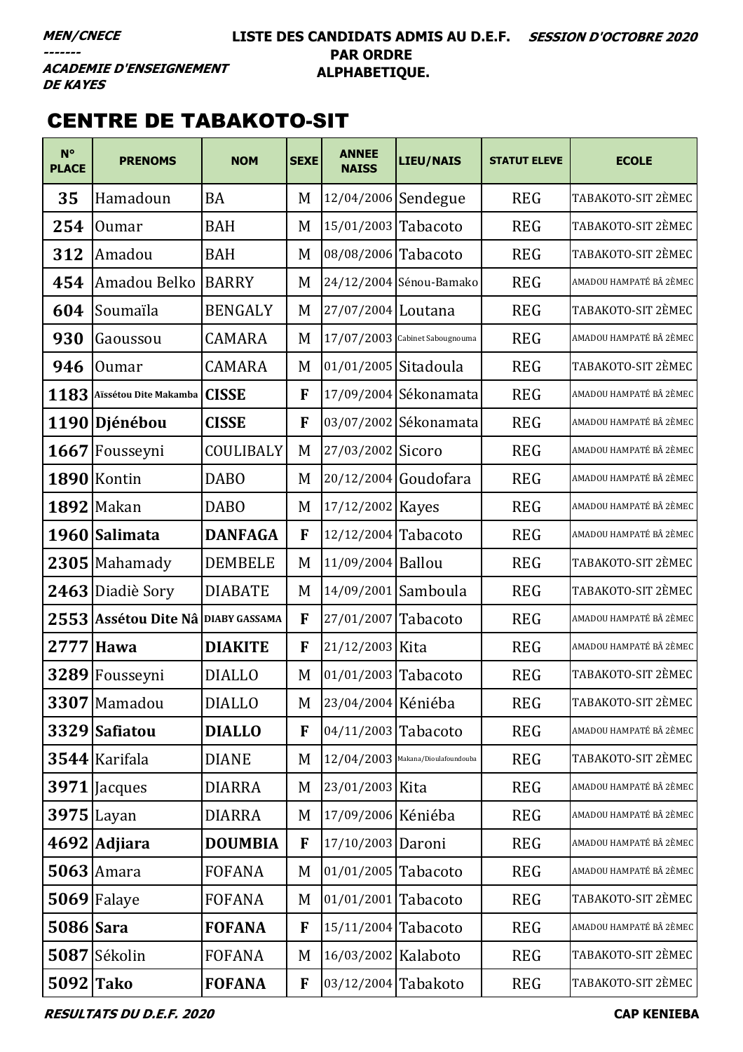**MEN/CNECE**
**-------**
**ACADEMIE D'ENSEIGNEMENT DE KAYES**

**LISTE DES CANDIDATS ADMIS AU D.E.F. PAR ORDRE ALPHABETIQUE.**

**SESSION D'OCTOBRE 2020**

## CENTRE DE TABAKOTO-SIT

| N° PLACE | PRENOMS | NOM | SEXE | ANNEE NAISS | LIEU/NAIS | STATUT ELEVE | ECOLE |
|---|---|---|---|---|---|---|---|
| 35 | Hamadoun | BA | M | 12/04/2006 | Sendegue | REG | TABAKOTO-SIT 2ÈMEC |
| 254 | Oumar | BAH | M | 15/01/2003 | Tabacoto | REG | TABAKOTO-SIT 2ÈMEC |
| 312 | Amadou | BAH | M | 08/08/2006 | Tabacoto | REG | TABAKOTO-SIT 2ÈMEC |
| 454 | Amadou Belko | BARRY | M | 24/12/2004 | Sénou-Bamako | REG | AMADOU HAMPATÉ BÂ 2ÈMEC |
| 604 | Soumaïla | BENGALY | M | 27/07/2004 | Loutana | REG | TABAKOTO-SIT 2ÈMEC |
| 930 | Gaoussou | CAMARA | M | 17/07/2003 | Cabinet Sabougnouma | REG | AMADOU HAMPATÉ BÂ 2ÈMEC |
| 946 | Oumar | CAMARA | M | 01/01/2005 | Sitadoula | REG | TABAKOTO-SIT 2ÈMEC |
| 1183 | **Aïssétou Dite Makamba** | **CISSE** | **F** | 17/09/2004 | Sékonamata | REG | AMADOU HAMPATÉ BÂ 2ÈMEC |
| 1190 | **Djénébou** | **CISSE** | **F** | 03/07/2002 | Sékonamata | REG | AMADOU HAMPATÉ BÂ 2ÈMEC |
| 1667 | Fousseyni | COULIBALY | M | 27/03/2002 | Sicoro | REG | AMADOU HAMPATÉ BÂ 2ÈMEC |
| 1890 | Kontin | DABO | M | 20/12/2004 | Goudofara | REG | AMADOU HAMPATÉ BÂ 2ÈMEC |
| 1892 | Makan | DABO | M | 17/12/2002 | Kayes | REG | AMADOU HAMPATÉ BÂ 2ÈMEC |
| 1960 | **Salimata** | **DANFAGA** | **F** | 12/12/2004 | Tabacoto | REG | AMADOU HAMPATÉ BÂ 2ÈMEC |
| 2305 | Mahamady | DEMBELE | M | 11/09/2004 | Ballou | REG | TABAKOTO-SIT 2ÈMEC |
| 2463 | Diadiè Sory | DIABATE | M | 14/09/2001 | Samboula | REG | TABAKOTO-SIT 2ÈMEC |
| 2553 | **Assétou Dite Nâ** | **DIABY GASSAMA** | **F** | 27/01/2007 | Tabacoto | REG | AMADOU HAMPATÉ BÂ 2ÈMEC |
| 2777 | **Hawa** | **DIAKITE** | **F** | 21/12/2003 | Kita | REG | AMADOU HAMPATÉ BÂ 2ÈMEC |
| 3289 | Fousseyni | DIALLO | M | 01/01/2003 | Tabacoto | REG | TABAKOTO-SIT 2ÈMEC |
| 3307 | Mamadou | DIALLO | M | 23/04/2004 | Kéniéba | REG | TABAKOTO-SIT 2ÈMEC |
| 3329 | **Safiatou** | **DIALLO** | **F** | 04/11/2003 | Tabacoto | REG | AMADOU HAMPATÉ BÂ 2ÈMEC |
| 3544 | Karifala | DIANE | M | 12/04/2003 | Makana/Dioulafoundouba | REG | TABAKOTO-SIT 2ÈMEC |
| 3971 | Jacques | DIARRA | M | 23/01/2003 | Kita | REG | AMADOU HAMPATÉ BÂ 2ÈMEC |
| 3975 | Layan | DIARRA | M | 17/09/2006 | Kéniéba | REG | AMADOU HAMPATÉ BÂ 2ÈMEC |
| 4692 | **Adjiara** | **DOUMBIA** | **F** | 17/10/2003 | Daroni | REG | AMADOU HAMPATÉ BÂ 2ÈMEC |
| 5063 | Amara | FOFANA | M | 01/01/2005 | Tabacoto | REG | AMADOU HAMPATÉ BÂ 2ÈMEC |
| 5069 | Falaye | FOFANA | M | 01/01/2001 | Tabacoto | REG | TABAKOTO-SIT 2ÈMEC |
| 5086 | **Sara** | **FOFANA** | **F** | 15/11/2004 | Tabacoto | REG | AMADOU HAMPATÉ BÂ 2ÈMEC |
| 5087 | Sékolin | FOFANA | M | 16/03/2002 | Kalaboto | REG | TABAKOTO-SIT 2ÈMEC |
| 5092 | **Tako** | **FOFANA** | **F** | 03/12/2004 | Tabakoto | REG | TABAKOTO-SIT 2ÈMEC |

*RESULTATS DU D.E.F. 2020* — **CAP KENIEBA**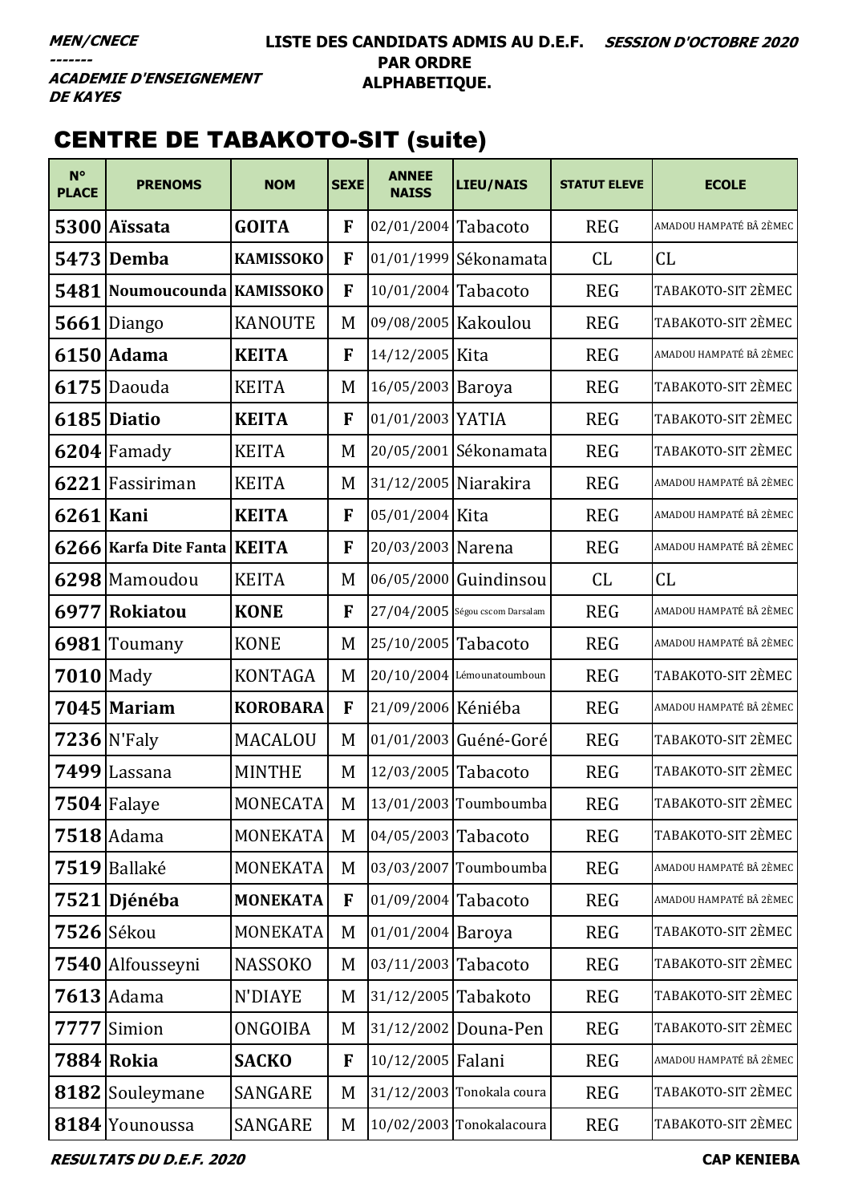***MEN/CNECE***
***-------***
***ACADEMIE D'ENSEIGNEMENT DE KAYES***

**LISTE DES CANDIDATS ADMIS AU D.E.F. PAR ORDRE ALPHABETIQUE.**

***SESSION D'OCTOBRE 2020***

## CENTRE DE TABAKOTO-SIT (suite)

| N° PLACE | PRENOMS | NOM | SEXE | ANNEE NAISS | LIEU/NAIS | STATUT ELEVE | ECOLE |
|---|---|---|---|---|---|---|---|
| **5300** | **Aïssata** | **GOITA** | **F** | 02/01/2004 | Tabacoto | REG | AMADOU HAMPATÉ BÂ 2ÈMEC |
| **5473** | **Demba** | **KAMISSOKO** | **F** | 01/01/1999 | Sékonamata | CL | CL |
| **5481** | **Noumoucounda** | **KAMISSOKO** | **F** | 10/01/2004 | Tabacoto | REG | TABAKOTO-SIT 2ÈMEC |
| **5661** | Diango | KANOUTE | M | 09/08/2005 | Kakoulou | REG | TABAKOTO-SIT 2ÈMEC |
| **6150** | **Adama** | **KEITA** | **F** | 14/12/2005 | Kita | REG | AMADOU HAMPATÉ BÂ 2ÈMEC |
| **6175** | Daouda | KEITA | M | 16/05/2003 | Baroya | REG | TABAKOTO-SIT 2ÈMEC |
| **6185** | **Diatio** | **KEITA** | **F** | 01/01/2003 | YATIA | REG | TABAKOTO-SIT 2ÈMEC |
| **6204** | Famady | KEITA | M | 20/05/2001 | Sékonamata | REG | TABAKOTO-SIT 2ÈMEC |
| **6221** | Fassiriman | KEITA | M | 31/12/2005 | Niarakira | REG | AMADOU HAMPATÉ BÂ 2ÈMEC |
| **6261** | **Kani** | **KEITA** | **F** | 05/01/2004 | Kita | REG | AMADOU HAMPATÉ BÂ 2ÈMEC |
| **6266** | **Karfa Dite Fanta** | **KEITA** | **F** | 20/03/2003 | Narena | REG | AMADOU HAMPATÉ BÂ 2ÈMEC |
| **6298** | Mamoudou | KEITA | M | 06/05/2000 | Guindinsou | CL | CL |
| **6977** | **Rokiatou** | **KONE** | **F** | 27/04/2005 | Ségou cscom Darsalam | REG | AMADOU HAMPATÉ BÂ 2ÈMEC |
| **6981** | Toumany | KONE | M | 25/10/2005 | Tabacoto | REG | AMADOU HAMPATÉ BÂ 2ÈMEC |
| **7010** | Mady | KONTAGA | M | 20/10/2004 | Lémounatoumboun | REG | TABAKOTO-SIT 2ÈMEC |
| **7045** | **Mariam** | **KOROBARA** | **F** | 21/09/2006 | Kéniéba | REG | AMADOU HAMPATÉ BÂ 2ÈMEC |
| **7236** | N'Faly | MACALOU | M | 01/01/2003 | Guéné-Goré | REG | TABAKOTO-SIT 2ÈMEC |
| **7499** | Lassana | MINTHE | M | 12/03/2005 | Tabacoto | REG | TABAKOTO-SIT 2ÈMEC |
| **7504** | Falaye | MONECATA | M | 13/01/2003 | Toumboumba | REG | TABAKOTO-SIT 2ÈMEC |
| **7518** | Adama | MONEKATA | M | 04/05/2003 | Tabacoto | REG | TABAKOTO-SIT 2ÈMEC |
| **7519** | Ballaké | MONEKATA | M | 03/03/2007 | Toumboumba | REG | AMADOU HAMPATÉ BÂ 2ÈMEC |
| **7521** | **Djénéba** | **MONEKATA** | **F** | 01/09/2004 | Tabacoto | REG | AMADOU HAMPATÉ BÂ 2ÈMEC |
| **7526** | Sékou | MONEKATA | M | 01/01/2004 | Baroya | REG | TABAKOTO-SIT 2ÈMEC |
| **7540** | Alfousseyni | NASSOKO | M | 03/11/2003 | Tabacoto | REG | TABAKOTO-SIT 2ÈMEC |
| **7613** | Adama | N'DIAYE | M | 31/12/2005 | Tabakoto | REG | TABAKOTO-SIT 2ÈMEC |
| **7777** | Simion | ONGOIBA | M | 31/12/2002 | Douna-Pen | REG | TABAKOTO-SIT 2ÈMEC |
| **7884** | **Rokia** | **SACKO** | **F** | 10/12/2005 | Falani | REG | AMADOU HAMPATÉ BÂ 2ÈMEC |
| **8182** | Souleymane | SANGARE | M | 31/12/2003 | Tonokala coura | REG | TABAKOTO-SIT 2ÈMEC |
| **8184** | Younoussa | SANGARE | M | 10/02/2003 | Tonokalacoura | REG | TABAKOTO-SIT 2ÈMEC |

***RESULTATS DU D.E.F. 2020*** **CAP KENIEBA**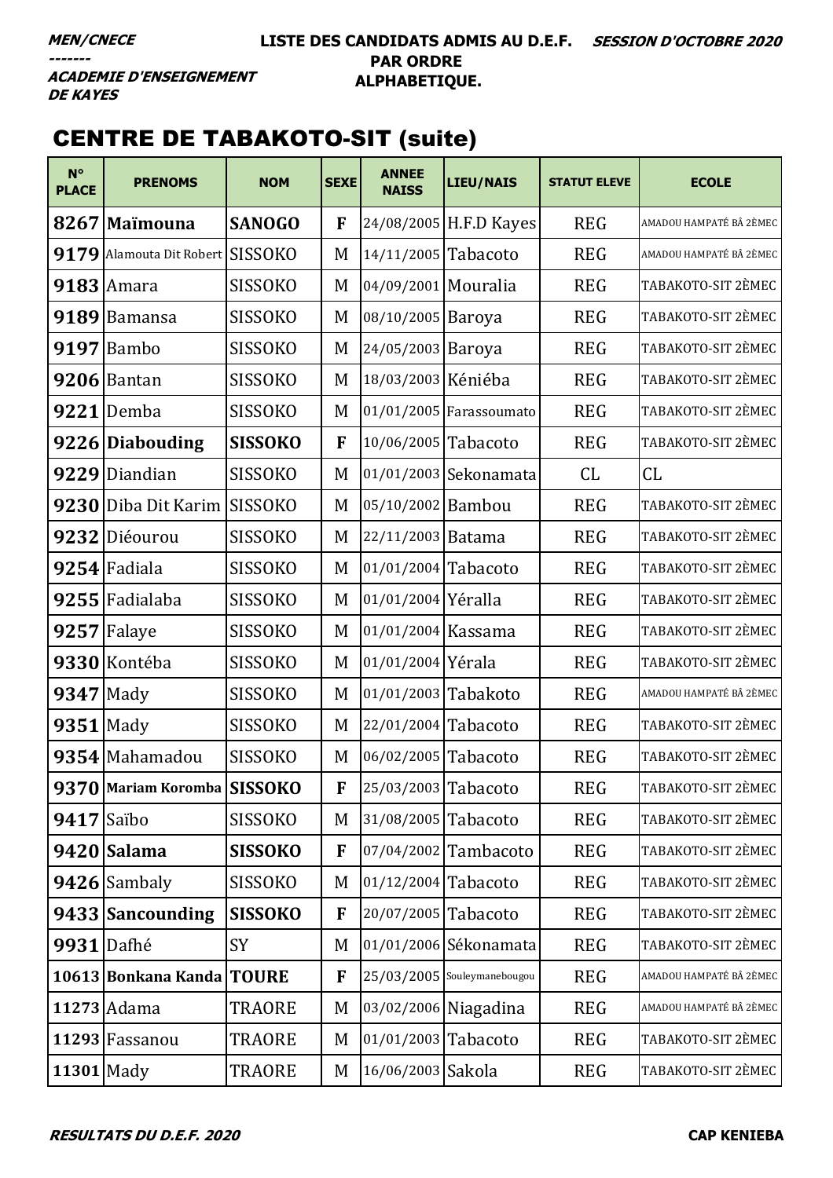**MEN/CNECE**
**-------**
**ACADEMIE D'ENSEIGNEMENT DE KAYES**

**LISTE DES CANDIDATS ADMIS AU D.E.F. PAR ORDRE ALPHABETIQUE.**

**SESSION D'OCTOBRE 2020**

## CENTRE DE TABAKOTO-SIT (suite)

| N° PLACE | PRENOMS | NOM | SEXE | ANNEE NAISS | LIEU/NAIS | STATUT ELEVE | ECOLE |
|---|---|---|---|---|---|---|---|
| 8267 | **Maïmouna** | **SANOGO** | **F** | 24/08/2005 | H.F.D Kayes | REG | AMADOU HAMPATÉ BÂ 2ÈMEC |
| 9179 | Alamouta Dit Robert | SISSOKO | M | 14/11/2005 | Tabacoto | REG | AMADOU HAMPATÉ BÂ 2ÈMEC |
| 9183 | Amara | SISSOKO | M | 04/09/2001 | Mouralia | REG | TABAKOTO-SIT 2ÈMEC |
| 9189 | Bamansa | SISSOKO | M | 08/10/2005 | Baroya | REG | TABAKOTO-SIT 2ÈMEC |
| 9197 | Bambo | SISSOKO | M | 24/05/2003 | Baroya | REG | TABAKOTO-SIT 2ÈMEC |
| 9206 | Bantan | SISSOKO | M | 18/03/2003 | Kéniéba | REG | TABAKOTO-SIT 2ÈMEC |
| 9221 | Demba | SISSOKO | M | 01/01/2005 | Farassoumato | REG | TABAKOTO-SIT 2ÈMEC |
| 9226 | **Diabouding** | **SISSOKO** | **F** | 10/06/2005 | Tabacoto | REG | TABAKOTO-SIT 2ÈMEC |
| 9229 | Diandian | SISSOKO | M | 01/01/2003 | Sekonamata | CL | CL |
| 9230 | Diba Dit Karim | SISSOKO | M | 05/10/2002 | Bambou | REG | TABAKOTO-SIT 2ÈMEC |
| 9232 | Diéourou | SISSOKO | M | 22/11/2003 | Batama | REG | TABAKOTO-SIT 2ÈMEC |
| 9254 | Fadiala | SISSOKO | M | 01/01/2004 | Tabacoto | REG | TABAKOTO-SIT 2ÈMEC |
| 9255 | Fadialaba | SISSOKO | M | 01/01/2004 | Yéralla | REG | TABAKOTO-SIT 2ÈMEC |
| 9257 | Falaye | SISSOKO | M | 01/01/2004 | Kassama | REG | TABAKOTO-SIT 2ÈMEC |
| 9330 | Kontéba | SISSOKO | M | 01/01/2004 | Yérala | REG | TABAKOTO-SIT 2ÈMEC |
| 9347 | Mady | SISSOKO | M | 01/01/2003 | Tabakoto | REG | AMADOU HAMPATÉ BÂ 2ÈMEC |
| 9351 | Mady | SISSOKO | M | 22/01/2004 | Tabacoto | REG | TABAKOTO-SIT 2ÈMEC |
| 9354 | Mahamadou | SISSOKO | M | 06/02/2005 | Tabacoto | REG | TABAKOTO-SIT 2ÈMEC |
| 9370 | **Mariam Koromba** | **SISSOKO** | **F** | 25/03/2003 | Tabacoto | REG | TABAKOTO-SIT 2ÈMEC |
| 9417 | Saïbo | SISSOKO | M | 31/08/2005 | Tabacoto | REG | TABAKOTO-SIT 2ÈMEC |
| 9420 | **Salama** | **SISSOKO** | **F** | 07/04/2002 | Tambacoto | REG | TABAKOTO-SIT 2ÈMEC |
| 9426 | Sambaly | SISSOKO | M | 01/12/2004 | Tabacoto | REG | TABAKOTO-SIT 2ÈMEC |
| 9433 | **Sancounding** | **SISSOKO** | **F** | 20/07/2005 | Tabacoto | REG | TABAKOTO-SIT 2ÈMEC |
| 9931 | Dafhé | SY | M | 01/01/2006 | Sékonamata | REG | TABAKOTO-SIT 2ÈMEC |
| 10613 | **Bonkana Kanda** | **TOURE** | **F** | 25/03/2005 | Souleymanebougou | REG | AMADOU HAMPATÉ BÂ 2ÈMEC |
| 11273 | Adama | TRAORE | M | 03/02/2006 | Niagadina | REG | AMADOU HAMPATÉ BÂ 2ÈMEC |
| 11293 | Fassanou | TRAORE | M | 01/01/2003 | Tabacoto | REG | TABAKOTO-SIT 2ÈMEC |
| 11301 | Mady | TRAORE | M | 16/06/2003 | Sakola | REG | TABAKOTO-SIT 2ÈMEC |

**RESULTATS DU D.E.F. 2020** **CAP KENIEBA**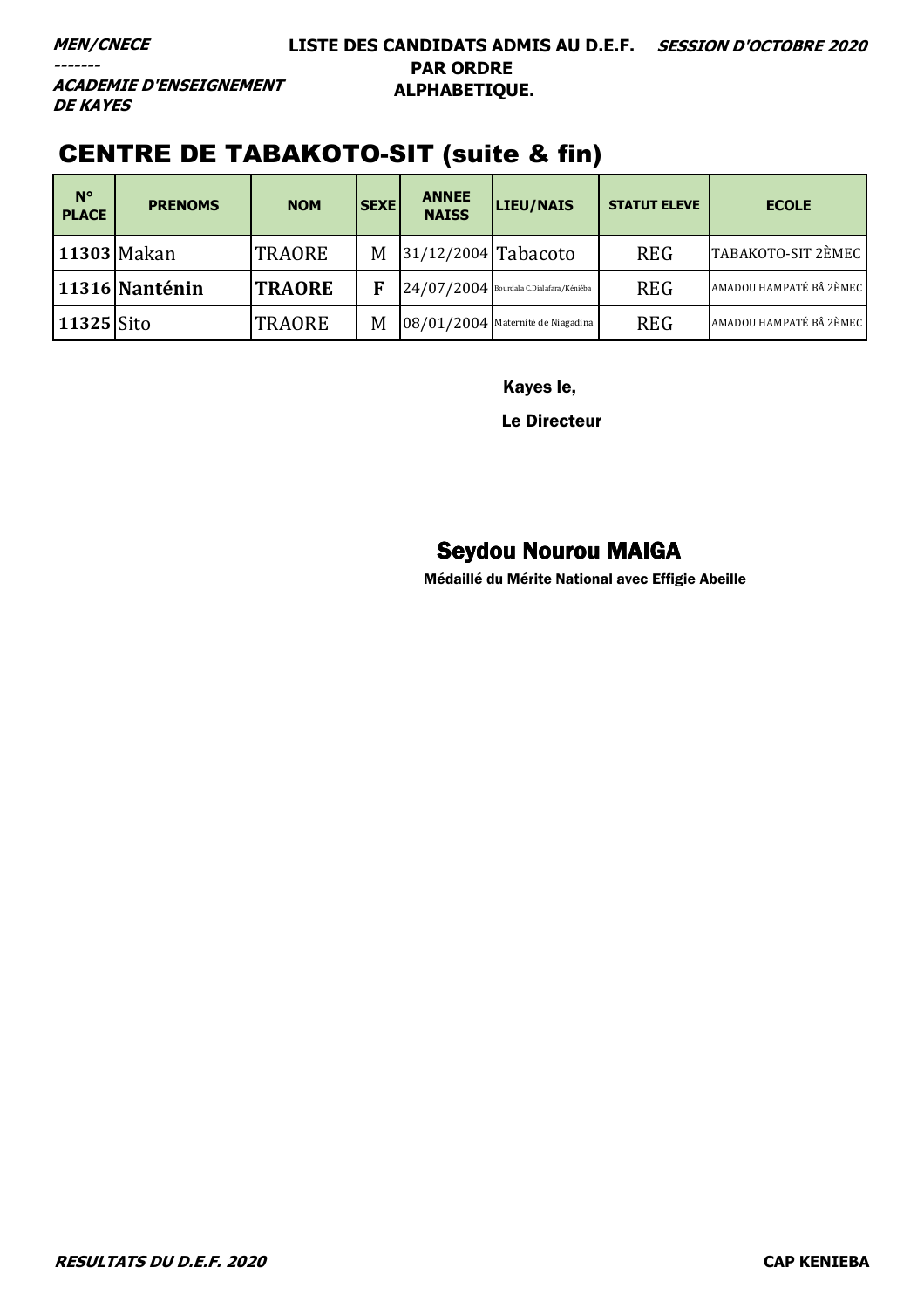**MEN/CNECE**
-------
**ACADEMIE D'ENSEIGNEMENT DE KAYES**

**LISTE DES CANDIDATS ADMIS AU D.E.F. PAR ORDRE ALPHABETIQUE.**

***SESSION D'OCTOBRE 2020***

# CENTRE DE TABAKOTO-SIT (suite & fin)

| N° PLACE | PRENOMS | NOM | SEXE | ANNEE NAISS | LIEU/NAIS | STATUT ELEVE | ECOLE |
|---|---|---|---|---|---|---|---|
| **11303** | Makan | TRAORE | M | 31/12/2004 | Tabacoto | REG | TABAKOTO-SIT 2ÈMEC |
| **11316** | **Nanténin** | **TRAORE** | **F** | 24/07/2004 | Bourdala C.Dialafara/Kéniéba | REG | AMADOU HAMPATÉ BÂ 2ÈMEC |
| **11325** | Sito | TRAORE | M | 08/01/2004 | Maternité de Niagadina | REG | AMADOU HAMPATÉ BÂ 2ÈMEC |

Kayes le,

Le Directeur

**Seydou Nourou MAIGA**

**Médaillé du Mérite National avec Effigie Abeille**

***RESULTATS DU D.E.F. 2020*** **CAP KENIEBA**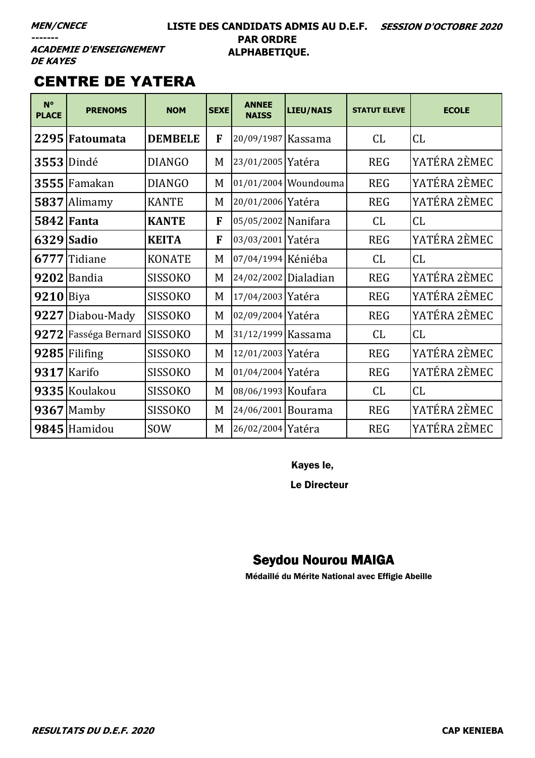***MEN/CNECE***
***-------***
***ACADEMIE D'ENSEIGNEMENT DE KAYES***

**LISTE DES CANDIDATS ADMIS AU D.E.F. PAR ORDRE ALPHABETIQUE.**

***SESSION D'OCTOBRE 2020***

## CENTRE DE YATERA

| N° PLACE | PRENOMS | NOM | SEXE | ANNEE NAISS | LIEU/NAIS | STATUT ELEVE | ECOLE |
|---|---|---|---|---|---|---|---|
| **2295** | **Fatoumata** | **DEMBELE** | **F** | 20/09/1987 | Kassama | CL | CL |
| **3553** | Dindé | DIANGO | M | 23/01/2005 | Yatéra | REG | YATÉRA 2ÈMEC |
| **3555** | Famakan | DIANGO | M | 01/01/2004 | Woundouma | REG | YATÉRA 2ÈMEC |
| **5837** | Alimamy | KANTE | M | 20/01/2006 | Yatéra | REG | YATÉRA 2ÈMEC |
| **5842** | **Fanta** | **KANTE** | **F** | 05/05/2002 | Nanifara | CL | CL |
| **6329** | **Sadio** | **KEITA** | **F** | 03/03/2001 | Yatéra | REG | YATÉRA 2ÈMEC |
| **6777** | Tidiane | KONATE | M | 07/04/1994 | Kéniéba | CL | CL |
| **9202** | Bandia | SISSOKO | M | 24/02/2002 | Dialadian | REG | YATÉRA 2ÈMEC |
| **9210** | Biya | SISSOKO | M | 17/04/2003 | Yatéra | REG | YATÉRA 2ÈMEC |
| **9227** | Diabou-Mady | SISSOKO | M | 02/09/2004 | Yatéra | REG | YATÉRA 2ÈMEC |
| **9272** | Fasséga Bernard | SISSOKO | M | 31/12/1999 | Kassama | CL | CL |
| **9285** | Filifing | SISSOKO | M | 12/01/2003 | Yatéra | REG | YATÉRA 2ÈMEC |
| **9317** | Karifo | SISSOKO | M | 01/04/2004 | Yatéra | REG | YATÉRA 2ÈMEC |
| **9335** | Koulakou | SISSOKO | M | 08/06/1993 | Koufara | CL | CL |
| **9367** | Mamby | SISSOKO | M | 24/06/2001 | Bourama | REG | YATÉRA 2ÈMEC |
| **9845** | Hamidou | SOW | M | 26/02/2004 | Yatéra | REG | YATÉRA 2ÈMEC |

Kayes le,

Le Directeur

**Seydou Nourou MAIGA**

Médaillé du Mérite National avec Effigie Abeille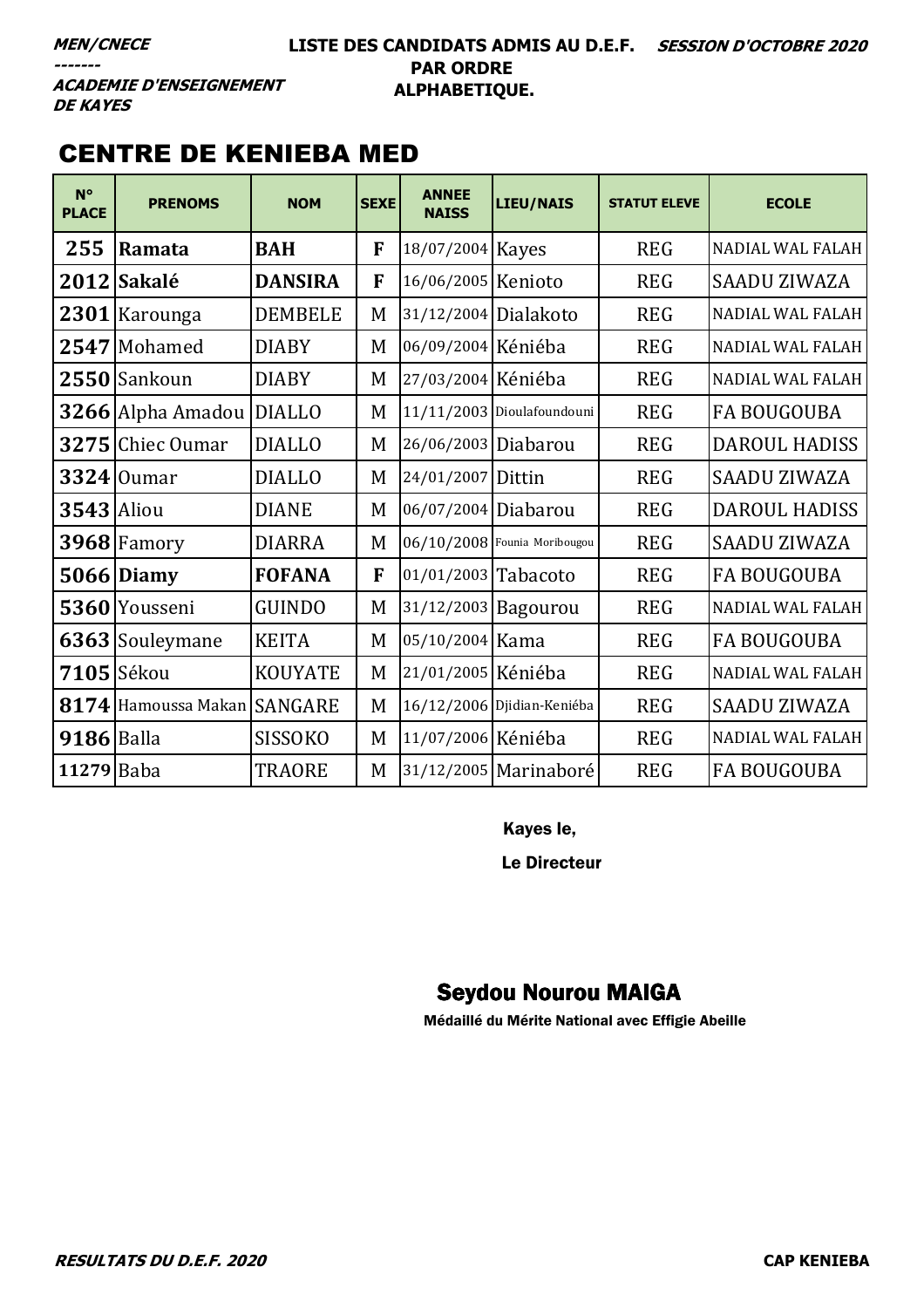***MEN/CNECE***
***-------***
***ACADEMIE D'ENSEIGNEMENT DE KAYES***

**LISTE DES CANDIDATS ADMIS AU D.E.F. PAR ORDRE ALPHABETIQUE.**

***SESSION D'OCTOBRE 2020***

# CENTRE DE KENIEBA MED

| N° PLACE | PRENOMS | NOM | SEXE | ANNEE NAISS | LIEU/NAIS | STATUT ELEVE | ECOLE |
|---|---|---|---|---|---|---|---|
| **255** | **Ramata** | **BAH** | **F** | 18/07/2004 | Kayes | REG | NADIAL WAL FALAH |
| **2012** | **Sakalé** | **DANSIRA** | **F** | 16/06/2005 | Kenioto | REG | SAADU ZIWAZA |
| **2301** | Karounga | DEMBELE | M | 31/12/2004 | Dialakoto | REG | NADIAL WAL FALAH |
| **2547** | Mohamed | DIABY | M | 06/09/2004 | Kéniéba | REG | NADIAL WAL FALAH |
| **2550** | Sankoun | DIABY | M | 27/03/2004 | Kéniéba | REG | NADIAL WAL FALAH |
| **3266** | Alpha Amadou | DIALLO | M | 11/11/2003 | Dioulafoundouni | REG | FA BOUGOUBA |
| **3275** | Chiec Oumar | DIALLO | M | 26/06/2003 | Diabarou | REG | DAROUL HADISS |
| **3324** | Oumar | DIALLO | M | 24/01/2007 | Dittin | REG | SAADU ZIWAZA |
| **3543** | Aliou | DIANE | M | 06/07/2004 | Diabarou | REG | DAROUL HADISS |
| **3968** | Famory | DIARRA | M | 06/10/2008 | Founia Moribougou | REG | SAADU ZIWAZA |
| **5066** | **Diamy** | **FOFANA** | **F** | 01/01/2003 | Tabacoto | REG | FA BOUGOUBA |
| **5360** | Yousseni | GUINDO | M | 31/12/2003 | Bagourou | REG | NADIAL WAL FALAH |
| **6363** | Souleymane | KEITA | M | 05/10/2004 | Kama | REG | FA BOUGOUBA |
| **7105** | Sékou | KOUYATE | M | 21/01/2005 | Kéniéba | REG | NADIAL WAL FALAH |
| **8174** | Hamoussa Makan | SANGARE | M | 16/12/2006 | Djidian-Keniéba | REG | SAADU ZIWAZA |
| **9186** | Balla | SISSOKO | M | 11/07/2006 | Kéniéba | REG | NADIAL WAL FALAH |
| **11279** | Baba | TRAORE | M | 31/12/2005 | Marinaboré | REG | FA BOUGOUBA |

Kayes le,

Le Directeur

**Seydou Nourou MAIGA**

Médaillé du Mérite National avec Effigie Abeille